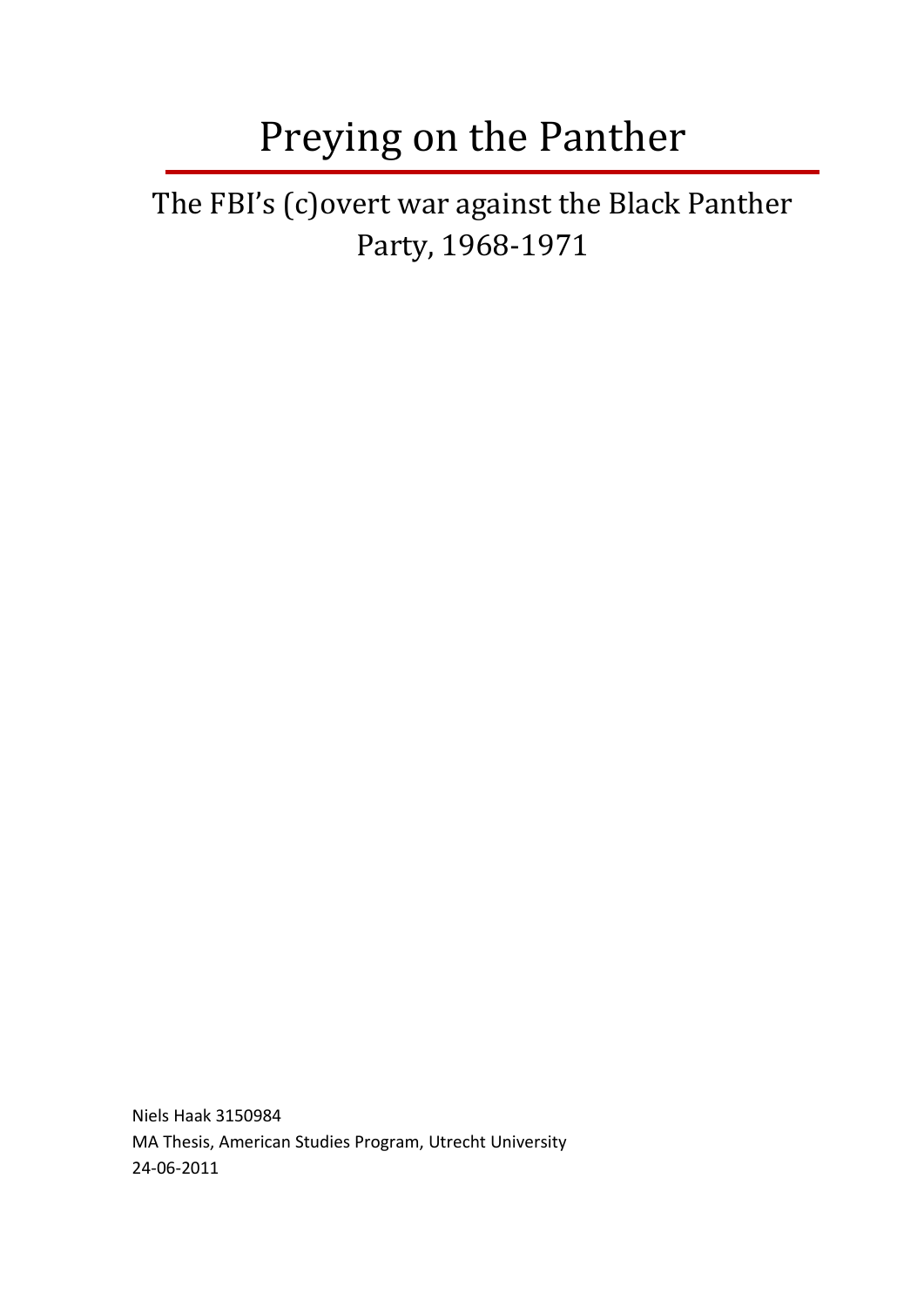# Preying on the Panther

## The FBI's (c)overt war against the Black Panther Party, 1968-1971

Niels Haak 3150984
MA Thesis, American Studies Program, Utrecht University
24-06-2011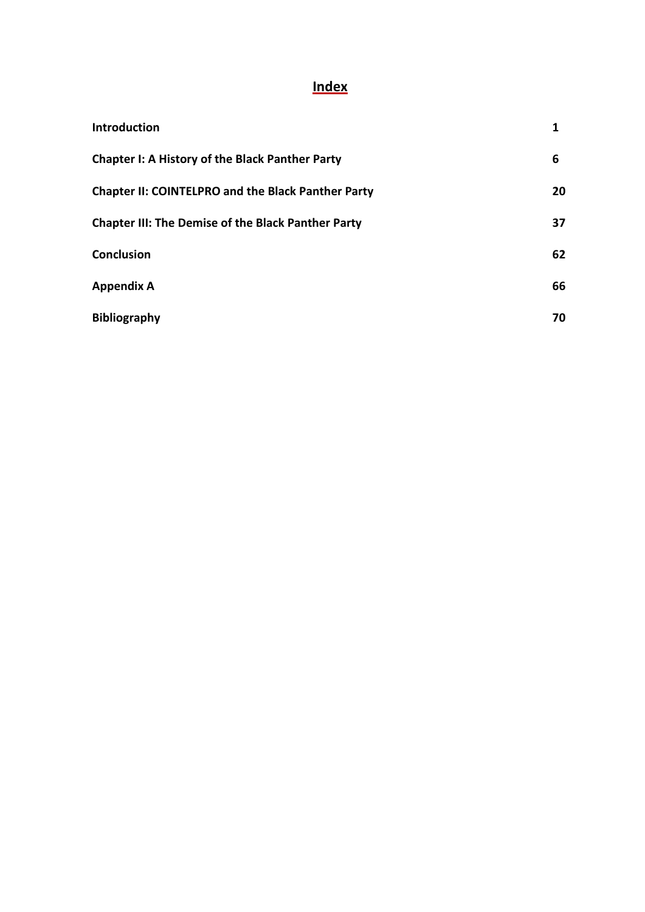# Index

| | |
|---|---|
| **Introduction** | **1** |
| **Chapter I: A History of the Black Panther Party** | **6** |
| **Chapter II: COINTELPRO and the Black Panther Party** | **20** |
| **Chapter III: The Demise of the Black Panther Party** | **37** |
| **Conclusion** | **62** |
| **Appendix A** | **66** |
| **Bibliography** | **70** |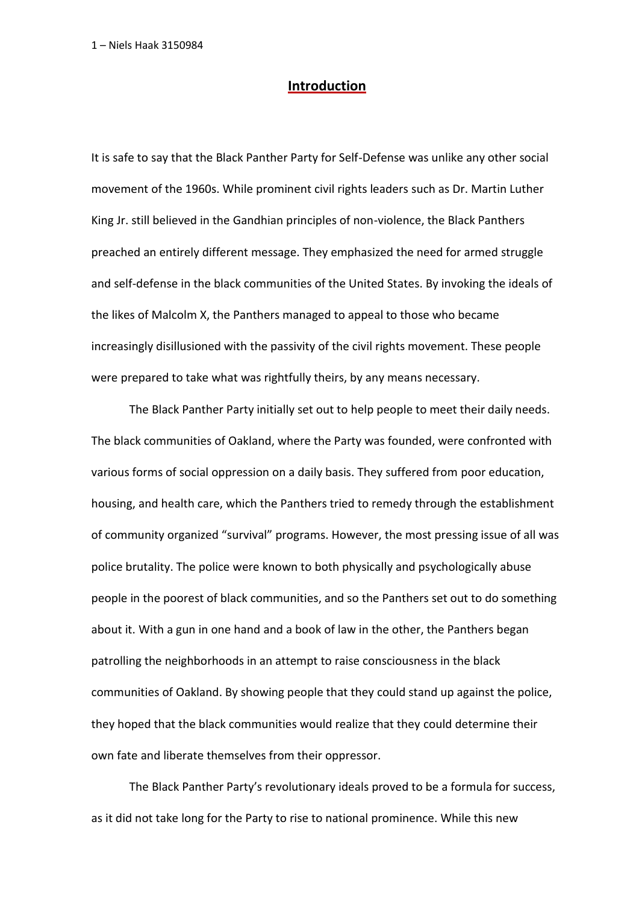# Introduction

It is safe to say that the Black Panther Party for Self-Defense was unlike any other social movement of the 1960s. While prominent civil rights leaders such as Dr. Martin Luther King Jr. still believed in the Gandhian principles of non-violence, the Black Panthers preached an entirely different message. They emphasized the need for armed struggle and self-defense in the black communities of the United States. By invoking the ideals of the likes of Malcolm X, the Panthers managed to appeal to those who became increasingly disillusioned with the passivity of the civil rights movement. These people were prepared to take what was rightfully theirs, by any means necessary.

The Black Panther Party initially set out to help people to meet their daily needs. The black communities of Oakland, where the Party was founded, were confronted with various forms of social oppression on a daily basis. They suffered from poor education, housing, and health care, which the Panthers tried to remedy through the establishment of community organized "survival" programs. However, the most pressing issue of all was police brutality. The police were known to both physically and psychologically abuse people in the poorest of black communities, and so the Panthers set out to do something about it. With a gun in one hand and a book of law in the other, the Panthers began patrolling the neighborhoods in an attempt to raise consciousness in the black communities of Oakland. By showing people that they could stand up against the police, they hoped that the black communities would realize that they could determine their own fate and liberate themselves from their oppressor.

The Black Panther Party's revolutionary ideals proved to be a formula for success, as it did not take long for the Party to rise to national prominence. While this new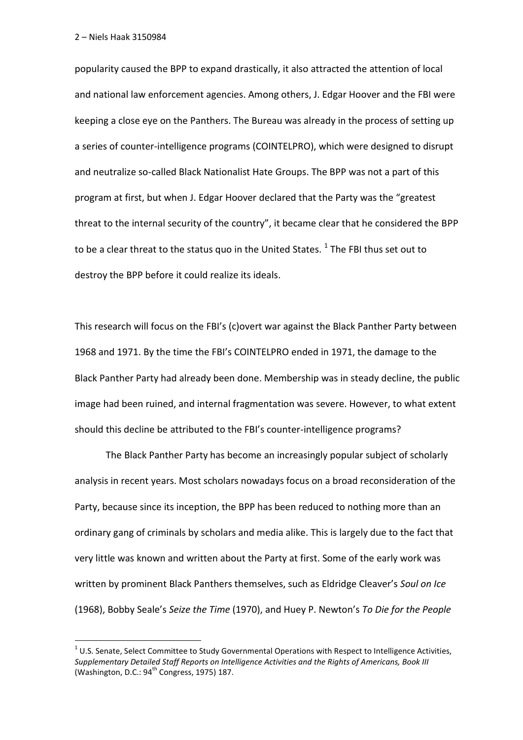popularity caused the BPP to expand drastically, it also attracted the attention of local and national law enforcement agencies. Among others, J. Edgar Hoover and the FBI were keeping a close eye on the Panthers. The Bureau was already in the process of setting up a series of counter-intelligence programs (COINTELPRO), which were designed to disrupt and neutralize so-called Black Nationalist Hate Groups. The BPP was not a part of this program at first, but when J. Edgar Hoover declared that the Party was the "greatest threat to the internal security of the country", it became clear that he considered the BPP to be a clear threat to the status quo in the United States. [1] The FBI thus set out to destroy the BPP before it could realize its ideals.

This research will focus on the FBI's (c)overt war against the Black Panther Party between 1968 and 1971. By the time the FBI's COINTELPRO ended in 1971, the damage to the Black Panther Party had already been done. Membership was in steady decline, the public image had been ruined, and internal fragmentation was severe. However, to what extent should this decline be attributed to the FBI's counter-intelligence programs?

The Black Panther Party has become an increasingly popular subject of scholarly analysis in recent years. Most scholars nowadays focus on a broad reconsideration of the Party, because since its inception, the BPP has been reduced to nothing more than an ordinary gang of criminals by scholars and media alike. This is largely due to the fact that very little was known and written about the Party at first. Some of the early work was written by prominent Black Panthers themselves, such as Eldridge Cleaver's *Soul on Ice* (1968), Bobby Seale's *Seize the Time* (1970), and Huey P. Newton's *To Die for the People*

---

[1] U.S. Senate, Select Committee to Study Governmental Operations with Respect to Intelligence Activities, *Supplementary Detailed Staff Reports on Intelligence Activities and the Rights of Americans, Book III* (Washington, D.C.: 94th Congress, 1975) 187.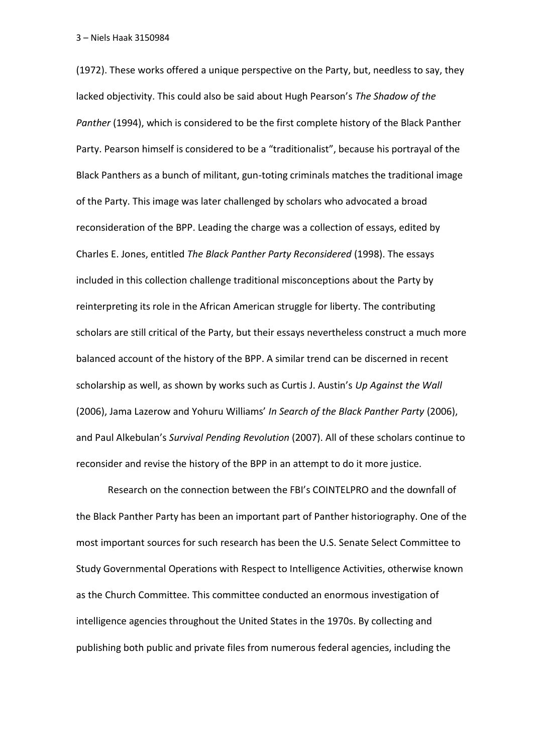(1972). These works offered a unique perspective on the Party, but, needless to say, they lacked objectivity. This could also be said about Hugh Pearson's *The Shadow of the Panther* (1994), which is considered to be the first complete history of the Black Panther Party. Pearson himself is considered to be a "traditionalist", because his portrayal of the Black Panthers as a bunch of militant, gun-toting criminals matches the traditional image of the Party. This image was later challenged by scholars who advocated a broad reconsideration of the BPP. Leading the charge was a collection of essays, edited by Charles E. Jones, entitled *The Black Panther Party Reconsidered* (1998). The essays included in this collection challenge traditional misconceptions about the Party by reinterpreting its role in the African American struggle for liberty. The contributing scholars are still critical of the Party, but their essays nevertheless construct a much more balanced account of the history of the BPP. A similar trend can be discerned in recent scholarship as well, as shown by works such as Curtis J. Austin's *Up Against the Wall* (2006), Jama Lazerow and Yohuru Williams' *In Search of the Black Panther Party* (2006), and Paul Alkebulan's *Survival Pending Revolution* (2007). All of these scholars continue to reconsider and revise the history of the BPP in an attempt to do it more justice.

Research on the connection between the FBI's COINTELPRO and the downfall of the Black Panther Party has been an important part of Panther historiography. One of the most important sources for such research has been the U.S. Senate Select Committee to Study Governmental Operations with Respect to Intelligence Activities, otherwise known as the Church Committee. This committee conducted an enormous investigation of intelligence agencies throughout the United States in the 1970s. By collecting and publishing both public and private files from numerous federal agencies, including the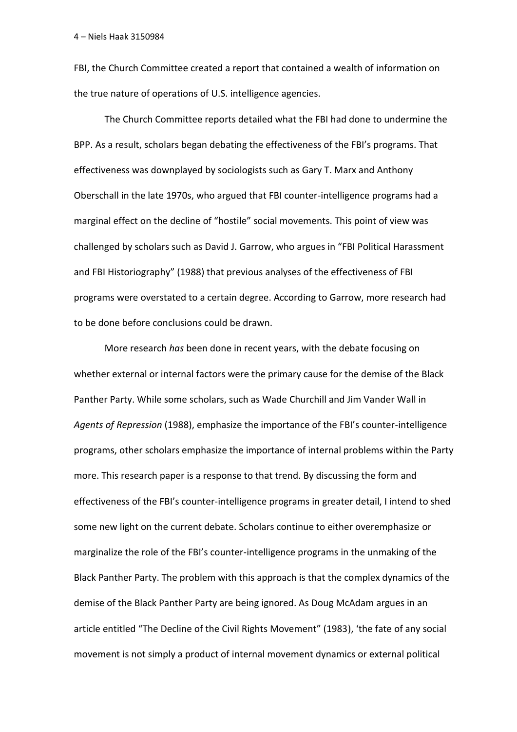FBI, the Church Committee created a report that contained a wealth of information on the true nature of operations of U.S. intelligence agencies.

The Church Committee reports detailed what the FBI had done to undermine the BPP. As a result, scholars began debating the effectiveness of the FBI's programs. That effectiveness was downplayed by sociologists such as Gary T. Marx and Anthony Oberschall in the late 1970s, who argued that FBI counter-intelligence programs had a marginal effect on the decline of "hostile" social movements. This point of view was challenged by scholars such as David J. Garrow, who argues in "FBI Political Harassment and FBI Historiography" (1988) that previous analyses of the effectiveness of FBI programs were overstated to a certain degree. According to Garrow, more research had to be done before conclusions could be drawn.

More research *has* been done in recent years, with the debate focusing on whether external or internal factors were the primary cause for the demise of the Black Panther Party. While some scholars, such as Wade Churchill and Jim Vander Wall in *Agents of Repression* (1988), emphasize the importance of the FBI's counter-intelligence programs, other scholars emphasize the importance of internal problems within the Party more. This research paper is a response to that trend. By discussing the form and effectiveness of the FBI's counter-intelligence programs in greater detail, I intend to shed some new light on the current debate. Scholars continue to either overemphasize or marginalize the role of the FBI's counter-intelligence programs in the unmaking of the Black Panther Party. The problem with this approach is that the complex dynamics of the demise of the Black Panther Party are being ignored. As Doug McAdam argues in an article entitled "The Decline of the Civil Rights Movement" (1983), 'the fate of any social movement is not simply a product of internal movement dynamics or external political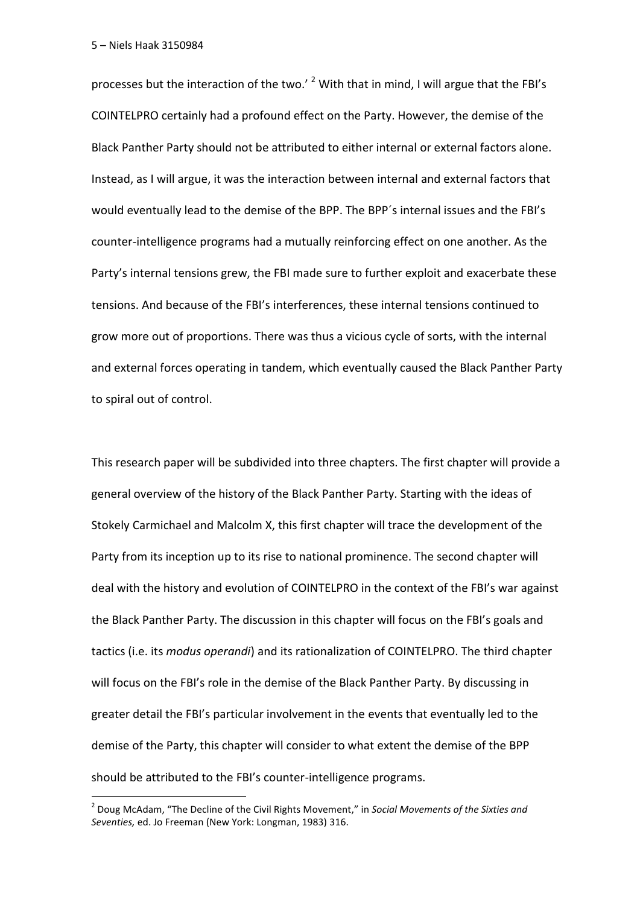processes but the interaction of the two.' [2] With that in mind, I will argue that the FBI's COINTELPRO certainly had a profound effect on the Party. However, the demise of the Black Panther Party should not be attributed to either internal or external factors alone. Instead, as I will argue, it was the interaction between internal and external factors that would eventually lead to the demise of the BPP. The BPP´s internal issues and the FBI's counter-intelligence programs had a mutually reinforcing effect on one another. As the Party's internal tensions grew, the FBI made sure to further exploit and exacerbate these tensions. And because of the FBI's interferences, these internal tensions continued to grow more out of proportions. There was thus a vicious cycle of sorts, with the internal and external forces operating in tandem, which eventually caused the Black Panther Party to spiral out of control.

This research paper will be subdivided into three chapters. The first chapter will provide a general overview of the history of the Black Panther Party. Starting with the ideas of Stokely Carmichael and Malcolm X, this first chapter will trace the development of the Party from its inception up to its rise to national prominence. The second chapter will deal with the history and evolution of COINTELPRO in the context of the FBI's war against the Black Panther Party. The discussion in this chapter will focus on the FBI's goals and tactics (i.e. its *modus operandi*) and its rationalization of COINTELPRO. The third chapter will focus on the FBI's role in the demise of the Black Panther Party. By discussing in greater detail the FBI's particular involvement in the events that eventually led to the demise of the Party, this chapter will consider to what extent the demise of the BPP should be attributed to the FBI's counter-intelligence programs.

[2] Doug McAdam, "The Decline of the Civil Rights Movement," in *Social Movements of the Sixties and Seventies,* ed. Jo Freeman (New York: Longman, 1983) 316.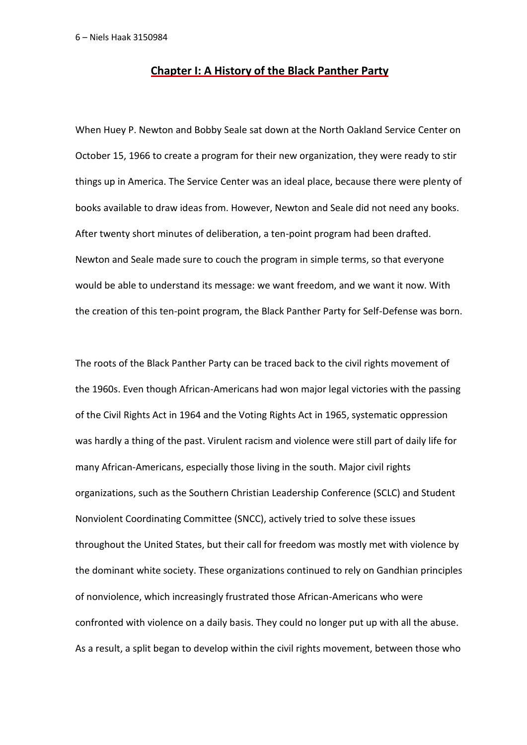# Chapter I: A History of the Black Panther Party

When Huey P. Newton and Bobby Seale sat down at the North Oakland Service Center on October 15, 1966 to create a program for their new organization, they were ready to stir things up in America. The Service Center was an ideal place, because there were plenty of books available to draw ideas from. However, Newton and Seale did not need any books. After twenty short minutes of deliberation, a ten-point program had been drafted. Newton and Seale made sure to couch the program in simple terms, so that everyone would be able to understand its message: we want freedom, and we want it now. With the creation of this ten-point program, the Black Panther Party for Self-Defense was born.

The roots of the Black Panther Party can be traced back to the civil rights movement of the 1960s. Even though African-Americans had won major legal victories with the passing of the Civil Rights Act in 1964 and the Voting Rights Act in 1965, systematic oppression was hardly a thing of the past. Virulent racism and violence were still part of daily life for many African-Americans, especially those living in the south. Major civil rights organizations, such as the Southern Christian Leadership Conference (SCLC) and Student Nonviolent Coordinating Committee (SNCC), actively tried to solve these issues throughout the United States, but their call for freedom was mostly met with violence by the dominant white society. These organizations continued to rely on Gandhian principles of nonviolence, which increasingly frustrated those African-Americans who were confronted with violence on a daily basis. They could no longer put up with all the abuse. As a result, a split began to develop within the civil rights movement, between those who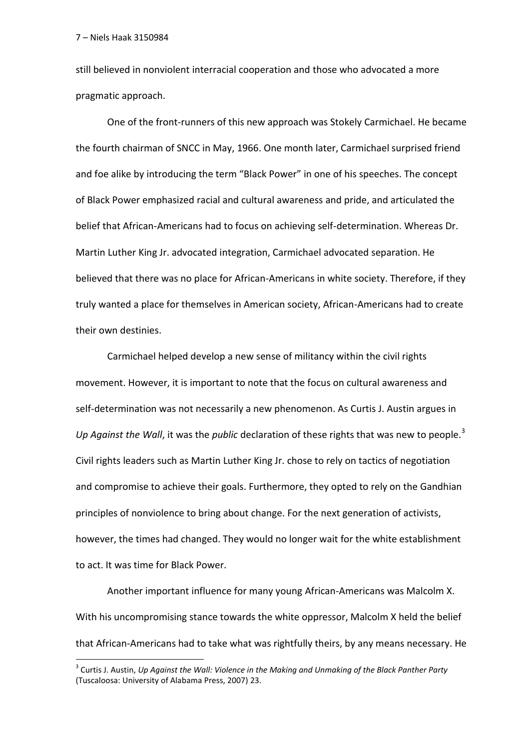still believed in nonviolent interracial cooperation and those who advocated a more pragmatic approach.

One of the front-runners of this new approach was Stokely Carmichael. He became the fourth chairman of SNCC in May, 1966. One month later, Carmichael surprised friend and foe alike by introducing the term "Black Power" in one of his speeches. The concept of Black Power emphasized racial and cultural awareness and pride, and articulated the belief that African-Americans had to focus on achieving self-determination. Whereas Dr. Martin Luther King Jr. advocated integration, Carmichael advocated separation. He believed that there was no place for African-Americans in white society. Therefore, if they truly wanted a place for themselves in American society, African-Americans had to create their own destinies.

Carmichael helped develop a new sense of militancy within the civil rights movement. However, it is important to note that the focus on cultural awareness and self-determination was not necessarily a new phenomenon. As Curtis J. Austin argues in *Up Against the Wall*, it was the *public* declaration of these rights that was new to people.[3] Civil rights leaders such as Martin Luther King Jr. chose to rely on tactics of negotiation and compromise to achieve their goals. Furthermore, they opted to rely on the Gandhian principles of nonviolence to bring about change. For the next generation of activists, however, the times had changed. They would no longer wait for the white establishment to act. It was time for Black Power.

Another important influence for many young African-Americans was Malcolm X. With his uncompromising stance towards the white oppressor, Malcolm X held the belief that African-Americans had to take what was rightfully theirs, by any means necessary. He

[3] Curtis J. Austin, *Up Against the Wall: Violence in the Making and Unmaking of the Black Panther Party* (Tuscaloosa: University of Alabama Press, 2007) 23.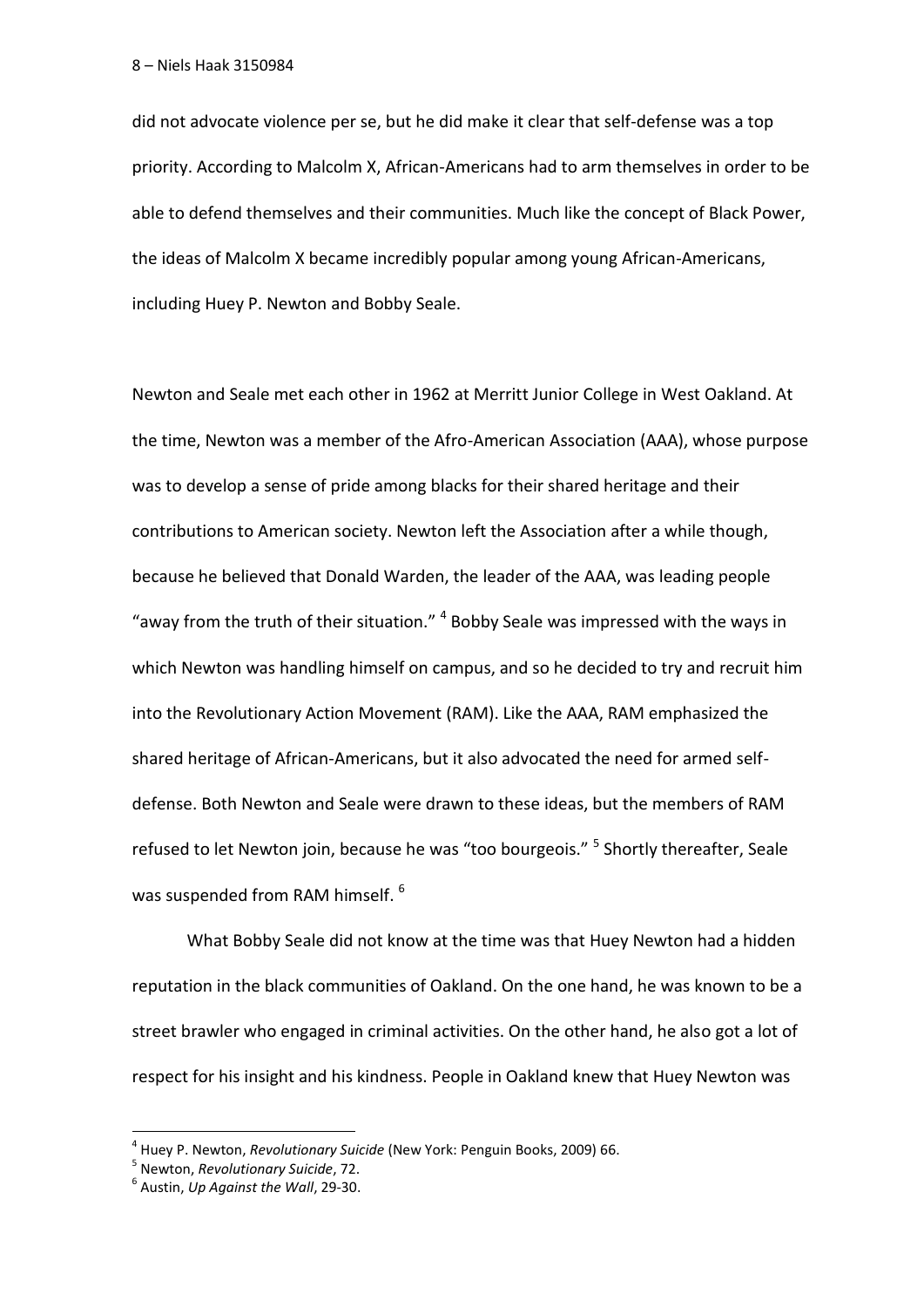did not advocate violence per se, but he did make it clear that self-defense was a top priority. According to Malcolm X, African-Americans had to arm themselves in order to be able to defend themselves and their communities. Much like the concept of Black Power, the ideas of Malcolm X became incredibly popular among young African-Americans, including Huey P. Newton and Bobby Seale.

Newton and Seale met each other in 1962 at Merritt Junior College in West Oakland. At the time, Newton was a member of the Afro-American Association (AAA), whose purpose was to develop a sense of pride among blacks for their shared heritage and their contributions to American society. Newton left the Association after a while though, because he believed that Donald Warden, the leader of the AAA, was leading people "away from the truth of their situation." [4] Bobby Seale was impressed with the ways in which Newton was handling himself on campus, and so he decided to try and recruit him into the Revolutionary Action Movement (RAM). Like the AAA, RAM emphasized the shared heritage of African-Americans, but it also advocated the need for armed self-defense. Both Newton and Seale were drawn to these ideas, but the members of RAM refused to let Newton join, because he was "too bourgeois." [5] Shortly thereafter, Seale was suspended from RAM himself. [6]

What Bobby Seale did not know at the time was that Huey Newton had a hidden reputation in the black communities of Oakland. On the one hand, he was known to be a street brawler who engaged in criminal activities. On the other hand, he also got a lot of respect for his insight and his kindness. People in Oakland knew that Huey Newton was

---

[4] Huey P. Newton, *Revolutionary Suicide* (New York: Penguin Books, 2009) 66.

[5] Newton, *Revolutionary Suicide*, 72.

[6] Austin, *Up Against the Wall*, 29-30.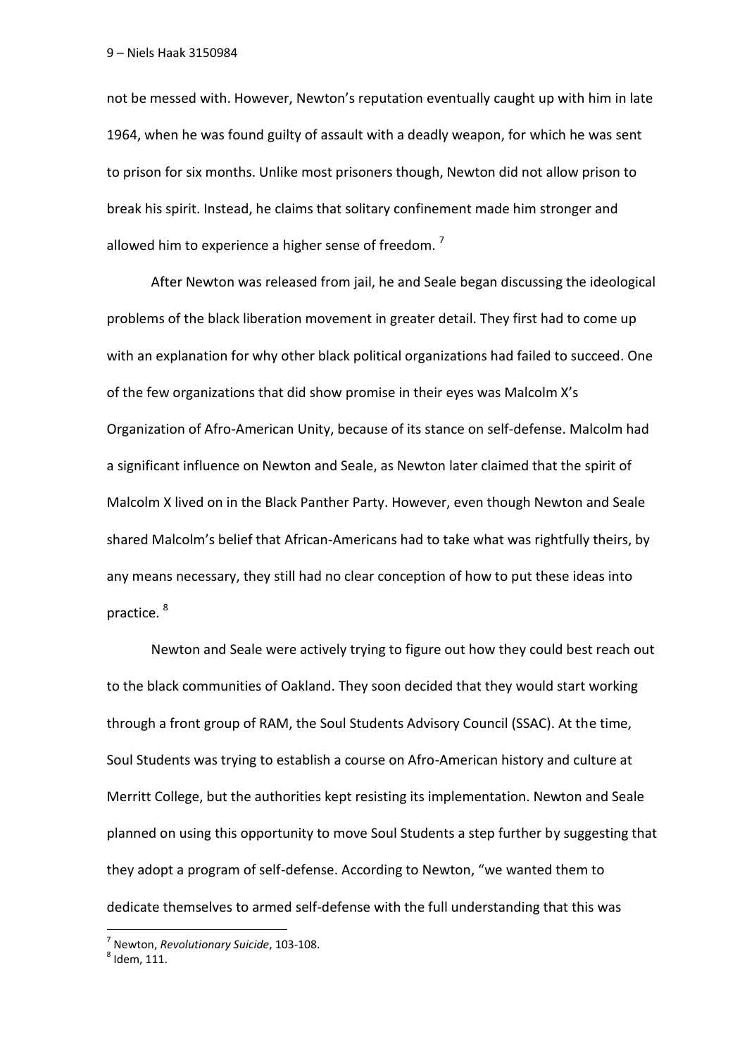not be messed with. However, Newton's reputation eventually caught up with him in late 1964, when he was found guilty of assault with a deadly weapon, for which he was sent to prison for six months. Unlike most prisoners though, Newton did not allow prison to break his spirit. Instead, he claims that solitary confinement made him stronger and allowed him to experience a higher sense of freedom. [7]

After Newton was released from jail, he and Seale began discussing the ideological problems of the black liberation movement in greater detail. They first had to come up with an explanation for why other black political organizations had failed to succeed. One of the few organizations that did show promise in their eyes was Malcolm X's Organization of Afro-American Unity, because of its stance on self-defense. Malcolm had a significant influence on Newton and Seale, as Newton later claimed that the spirit of Malcolm X lived on in the Black Panther Party. However, even though Newton and Seale shared Malcolm's belief that African-Americans had to take what was rightfully theirs, by any means necessary, they still had no clear conception of how to put these ideas into practice. [8]

Newton and Seale were actively trying to figure out how they could best reach out to the black communities of Oakland. They soon decided that they would start working through a front group of RAM, the Soul Students Advisory Council (SSAC). At the time, Soul Students was trying to establish a course on Afro-American history and culture at Merritt College, but the authorities kept resisting its implementation. Newton and Seale planned on using this opportunity to move Soul Students a step further by suggesting that they adopt a program of self-defense. According to Newton, "we wanted them to dedicate themselves to armed self-defense with the full understanding that this was

---

[7] Newton, *Revolutionary Suicide*, 103-108.

[8] Idem, 111.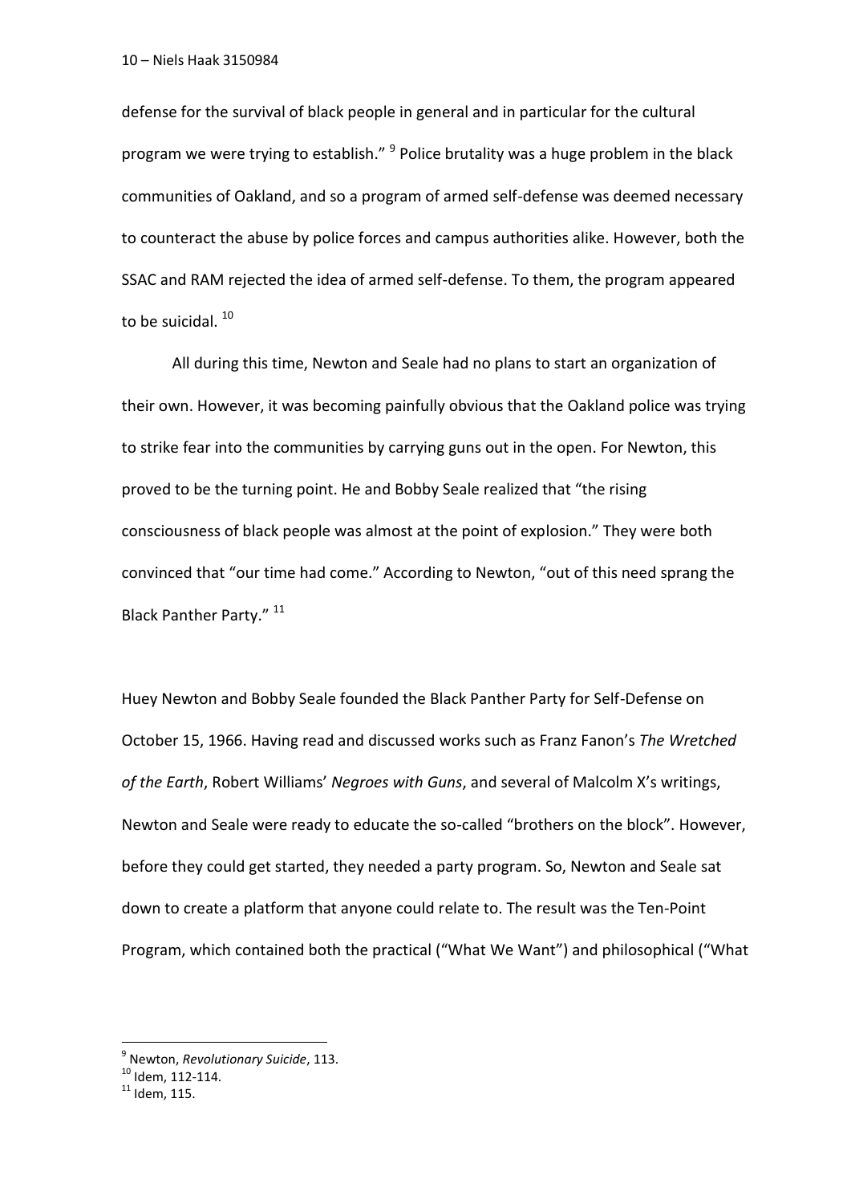defense for the survival of black people in general and in particular for the cultural program we were trying to establish." [9] Police brutality was a huge problem in the black communities of Oakland, and so a program of armed self-defense was deemed necessary to counteract the abuse by police forces and campus authorities alike. However, both the SSAC and RAM rejected the idea of armed self-defense. To them, the program appeared to be suicidal. [10]

All during this time, Newton and Seale had no plans to start an organization of their own. However, it was becoming painfully obvious that the Oakland police was trying to strike fear into the communities by carrying guns out in the open. For Newton, this proved to be the turning point. He and Bobby Seale realized that "the rising consciousness of black people was almost at the point of explosion." They were both convinced that "our time had come." According to Newton, "out of this need sprang the Black Panther Party." [11]

Huey Newton and Bobby Seale founded the Black Panther Party for Self-Defense on October 15, 1966. Having read and discussed works such as Franz Fanon's *The Wretched of the Earth*, Robert Williams' *Negroes with Guns*, and several of Malcolm X's writings, Newton and Seale were ready to educate the so-called "brothers on the block". However, before they could get started, they needed a party program. So, Newton and Seale sat down to create a platform that anyone could relate to. The result was the Ten-Point Program, which contained both the practical ("What We Want") and philosophical ("What

---

[9] Newton, *Revolutionary Suicide*, 113.
[10] Idem, 112-114.
[11] Idem, 115.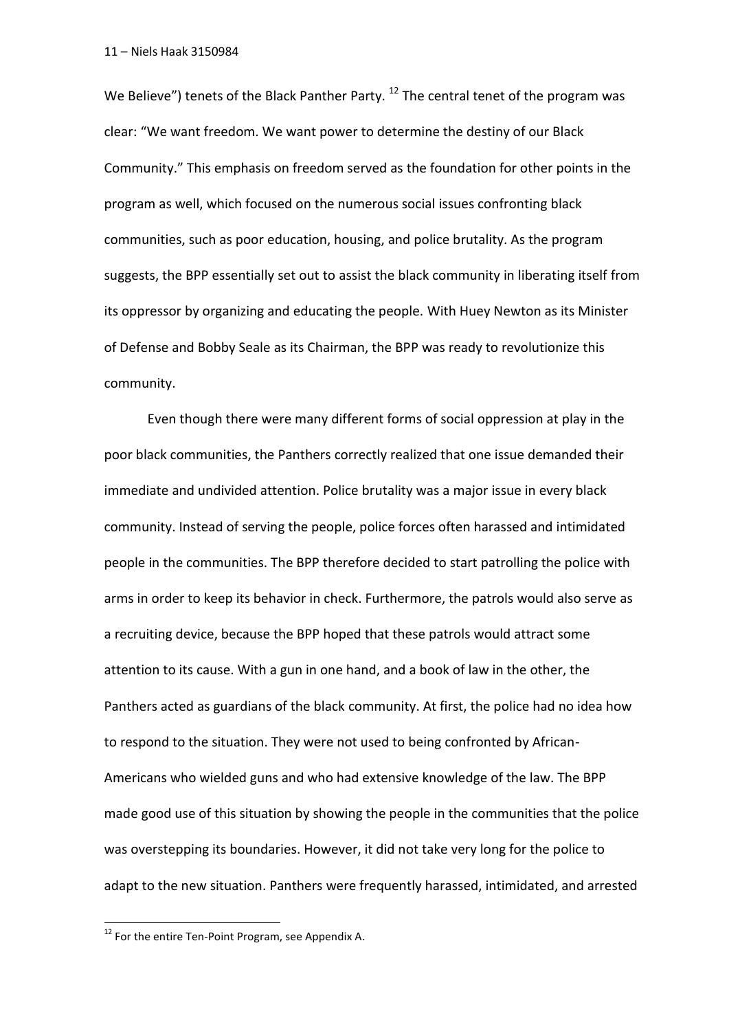We Believe") tenets of the Black Panther Party. [12] The central tenet of the program was clear: "We want freedom. We want power to determine the destiny of our Black Community." This emphasis on freedom served as the foundation for other points in the program as well, which focused on the numerous social issues confronting black communities, such as poor education, housing, and police brutality. As the program suggests, the BPP essentially set out to assist the black community in liberating itself from its oppressor by organizing and educating the people. With Huey Newton as its Minister of Defense and Bobby Seale as its Chairman, the BPP was ready to revolutionize this community.

Even though there were many different forms of social oppression at play in the poor black communities, the Panthers correctly realized that one issue demanded their immediate and undivided attention. Police brutality was a major issue in every black community. Instead of serving the people, police forces often harassed and intimidated people in the communities. The BPP therefore decided to start patrolling the police with arms in order to keep its behavior in check. Furthermore, the patrols would also serve as a recruiting device, because the BPP hoped that these patrols would attract some attention to its cause. With a gun in one hand, and a book of law in the other, the Panthers acted as guardians of the black community. At first, the police had no idea how to respond to the situation. They were not used to being confronted by African-Americans who wielded guns and who had extensive knowledge of the law. The BPP made good use of this situation by showing the people in the communities that the police was overstepping its boundaries. However, it did not take very long for the police to adapt to the new situation. Panthers were frequently harassed, intimidated, and arrested

[12] For the entire Ten-Point Program, see Appendix A.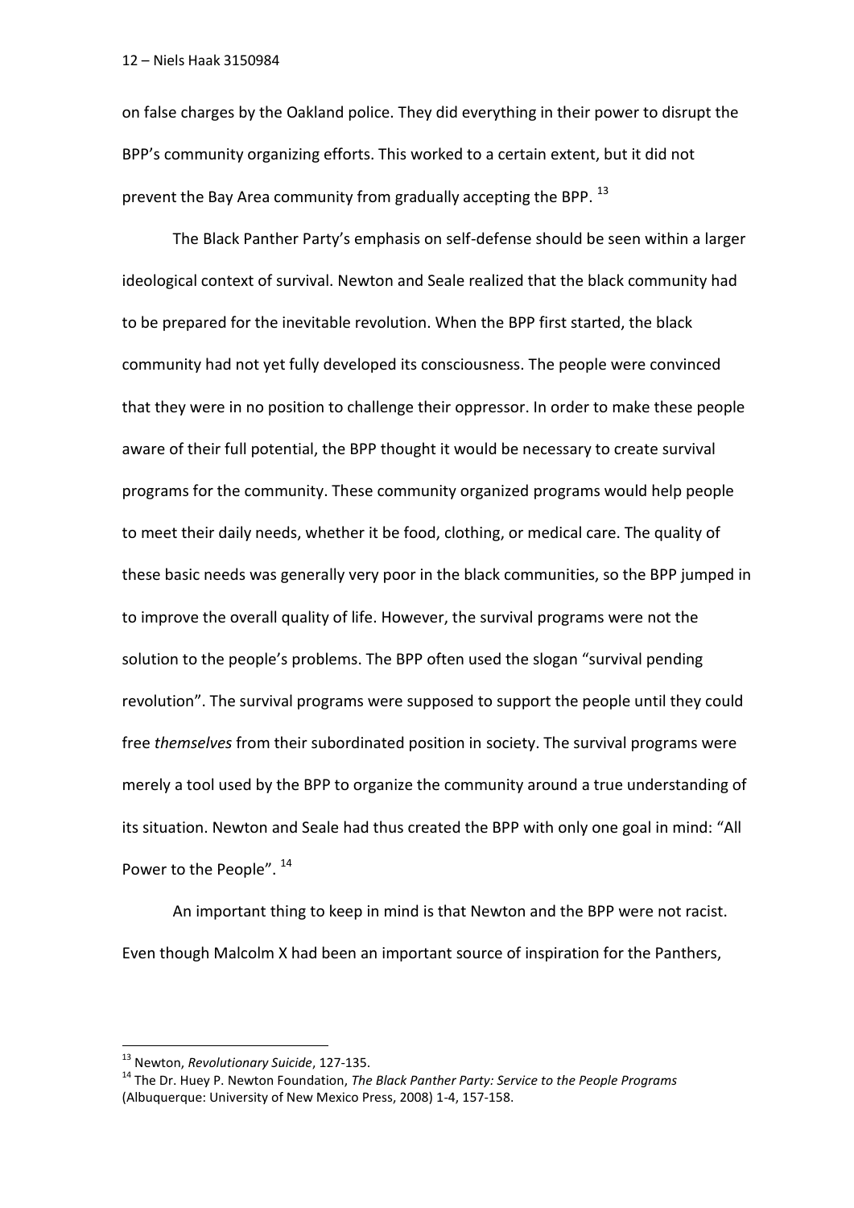on false charges by the Oakland police. They did everything in their power to disrupt the BPP's community organizing efforts. This worked to a certain extent, but it did not prevent the Bay Area community from gradually accepting the BPP. [13]

The Black Panther Party's emphasis on self-defense should be seen within a larger ideological context of survival. Newton and Seale realized that the black community had to be prepared for the inevitable revolution. When the BPP first started, the black community had not yet fully developed its consciousness. The people were convinced that they were in no position to challenge their oppressor. In order to make these people aware of their full potential, the BPP thought it would be necessary to create survival programs for the community. These community organized programs would help people to meet their daily needs, whether it be food, clothing, or medical care. The quality of these basic needs was generally very poor in the black communities, so the BPP jumped in to improve the overall quality of life. However, the survival programs were not the solution to the people's problems. The BPP often used the slogan "survival pending revolution". The survival programs were supposed to support the people until they could free *themselves* from their subordinated position in society. The survival programs were merely a tool used by the BPP to organize the community around a true understanding of its situation. Newton and Seale had thus created the BPP with only one goal in mind: "All Power to the People". [14]

An important thing to keep in mind is that Newton and the BPP were not racist. Even though Malcolm X had been an important source of inspiration for the Panthers,

---

[13] Newton, *Revolutionary Suicide*, 127-135.

[14] The Dr. Huey P. Newton Foundation, *The Black Panther Party: Service to the People Programs* (Albuquerque: University of New Mexico Press, 2008) 1-4, 157-158.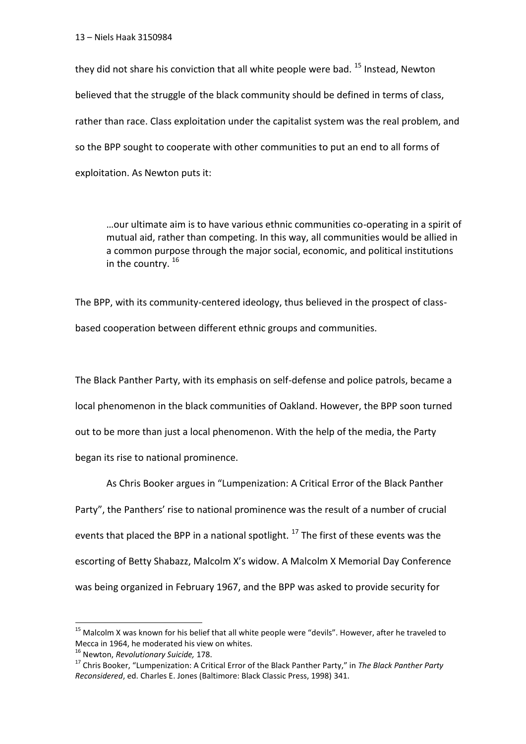they did not share his conviction that all white people were bad. [15] Instead, Newton believed that the struggle of the black community should be defined in terms of class, rather than race. Class exploitation under the capitalist system was the real problem, and so the BPP sought to cooperate with other communities to put an end to all forms of exploitation. As Newton puts it:

> …our ultimate aim is to have various ethnic communities co-operating in a spirit of mutual aid, rather than competing. In this way, all communities would be allied in a common purpose through the major social, economic, and political institutions in the country. [16]

The BPP, with its community-centered ideology, thus believed in the prospect of class-based cooperation between different ethnic groups and communities.

The Black Panther Party, with its emphasis on self-defense and police patrols, became a local phenomenon in the black communities of Oakland. However, the BPP soon turned out to be more than just a local phenomenon. With the help of the media, the Party began its rise to national prominence.

As Chris Booker argues in "Lumpenization: A Critical Error of the Black Panther Party", the Panthers' rise to national prominence was the result of a number of crucial events that placed the BPP in a national spotlight. [17] The first of these events was the escorting of Betty Shabazz, Malcolm X's widow. A Malcolm X Memorial Day Conference was being organized in February 1967, and the BPP was asked to provide security for

---

[15] Malcolm X was known for his belief that all white people were "devils". However, after he traveled to Mecca in 1964, he moderated his view on whites.

[16] Newton, *Revolutionary Suicide,* 178.

[17] Chris Booker, "Lumpenization: A Critical Error of the Black Panther Party," in *The Black Panther Party Reconsidered*, ed. Charles E. Jones (Baltimore: Black Classic Press, 1998) 341.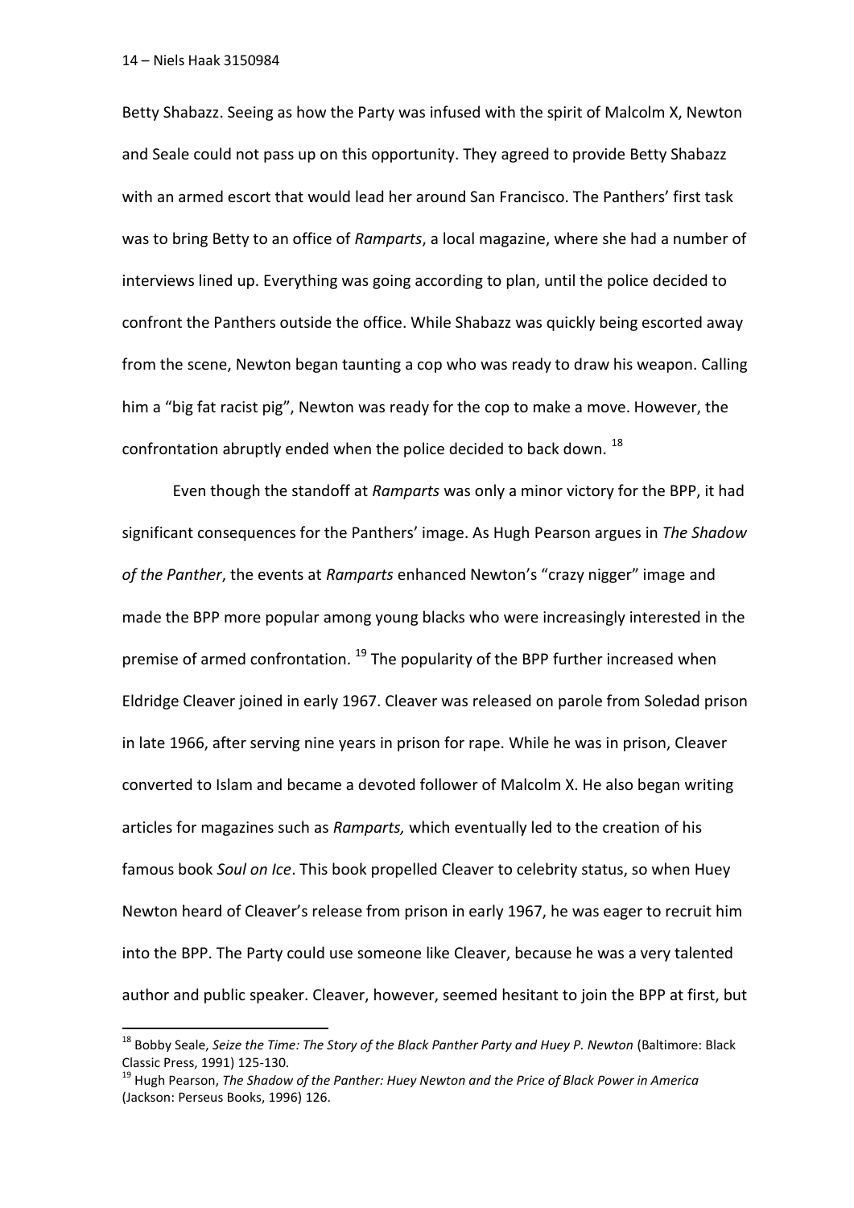Betty Shabazz. Seeing as how the Party was infused with the spirit of Malcolm X, Newton and Seale could not pass up on this opportunity. They agreed to provide Betty Shabazz with an armed escort that would lead her around San Francisco. The Panthers' first task was to bring Betty to an office of *Ramparts*, a local magazine, where she had a number of interviews lined up. Everything was going according to plan, until the police decided to confront the Panthers outside the office. While Shabazz was quickly being escorted away from the scene, Newton began taunting a cop who was ready to draw his weapon. Calling him a "big fat racist pig", Newton was ready for the cop to make a move. However, the confrontation abruptly ended when the police decided to back down. [18]

Even though the standoff at *Ramparts* was only a minor victory for the BPP, it had significant consequences for the Panthers' image. As Hugh Pearson argues in *The Shadow of the Panther*, the events at *Ramparts* enhanced Newton's "crazy nigger" image and made the BPP more popular among young blacks who were increasingly interested in the premise of armed confrontation. [19] The popularity of the BPP further increased when Eldridge Cleaver joined in early 1967. Cleaver was released on parole from Soledad prison in late 1966, after serving nine years in prison for rape. While he was in prison, Cleaver converted to Islam and became a devoted follower of Malcolm X. He also began writing articles for magazines such as *Ramparts,* which eventually led to the creation of his famous book *Soul on Ice*. This book propelled Cleaver to celebrity status, so when Huey Newton heard of Cleaver's release from prison in early 1967, he was eager to recruit him into the BPP. The Party could use someone like Cleaver, because he was a very talented author and public speaker. Cleaver, however, seemed hesitant to join the BPP at first, but

---

[18] Bobby Seale, *Seize the Time: The Story of the Black Panther Party and Huey P. Newton* (Baltimore: Black Classic Press, 1991) 125-130.

[19] Hugh Pearson, *The Shadow of the Panther: Huey Newton and the Price of Black Power in America* (Jackson: Perseus Books, 1996) 126.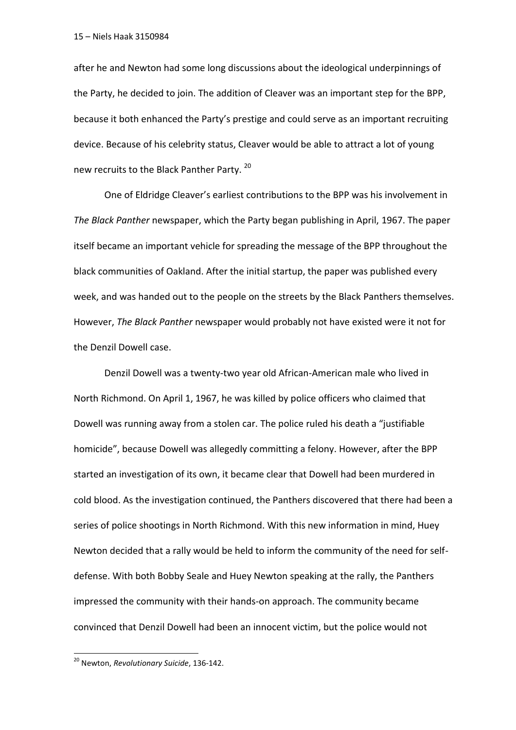after he and Newton had some long discussions about the ideological underpinnings of the Party, he decided to join. The addition of Cleaver was an important step for the BPP, because it both enhanced the Party's prestige and could serve as an important recruiting device. Because of his celebrity status, Cleaver would be able to attract a lot of young new recruits to the Black Panther Party. [20]

One of Eldridge Cleaver's earliest contributions to the BPP was his involvement in *The Black Panther* newspaper, which the Party began publishing in April, 1967. The paper itself became an important vehicle for spreading the message of the BPP throughout the black communities of Oakland. After the initial startup, the paper was published every week, and was handed out to the people on the streets by the Black Panthers themselves. However, *The Black Panther* newspaper would probably not have existed were it not for the Denzil Dowell case.

Denzil Dowell was a twenty-two year old African-American male who lived in North Richmond. On April 1, 1967, he was killed by police officers who claimed that Dowell was running away from a stolen car. The police ruled his death a "justifiable homicide", because Dowell was allegedly committing a felony. However, after the BPP started an investigation of its own, it became clear that Dowell had been murdered in cold blood. As the investigation continued, the Panthers discovered that there had been a series of police shootings in North Richmond. With this new information in mind, Huey Newton decided that a rally would be held to inform the community of the need for self-defense. With both Bobby Seale and Huey Newton speaking at the rally, the Panthers impressed the community with their hands-on approach. The community became convinced that Denzil Dowell had been an innocent victim, but the police would not

[20] Newton, *Revolutionary Suicide*, 136-142.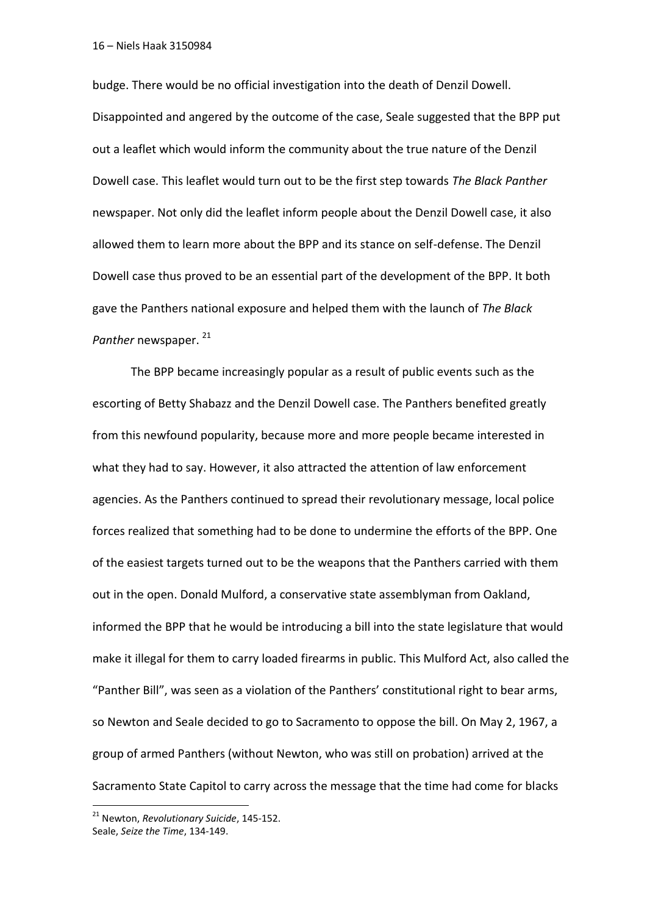budge. There would be no official investigation into the death of Denzil Dowell. Disappointed and angered by the outcome of the case, Seale suggested that the BPP put out a leaflet which would inform the community about the true nature of the Denzil Dowell case. This leaflet would turn out to be the first step towards *The Black Panther* newspaper. Not only did the leaflet inform people about the Denzil Dowell case, it also allowed them to learn more about the BPP and its stance on self-defense. The Denzil Dowell case thus proved to be an essential part of the development of the BPP. It both gave the Panthers national exposure and helped them with the launch of *The Black Panther* newspaper. [21]

The BPP became increasingly popular as a result of public events such as the escorting of Betty Shabazz and the Denzil Dowell case. The Panthers benefited greatly from this newfound popularity, because more and more people became interested in what they had to say. However, it also attracted the attention of law enforcement agencies. As the Panthers continued to spread their revolutionary message, local police forces realized that something had to be done to undermine the efforts of the BPP. One of the easiest targets turned out to be the weapons that the Panthers carried with them out in the open. Donald Mulford, a conservative state assemblyman from Oakland, informed the BPP that he would be introducing a bill into the state legislature that would make it illegal for them to carry loaded firearms in public. This Mulford Act, also called the "Panther Bill", was seen as a violation of the Panthers' constitutional right to bear arms, so Newton and Seale decided to go to Sacramento to oppose the bill. On May 2, 1967, a group of armed Panthers (without Newton, who was still on probation) arrived at the Sacramento State Capitol to carry across the message that the time had come for blacks

[21] Newton, *Revolutionary Suicide*, 145-152.
Seale, *Seize the Time*, 134-149.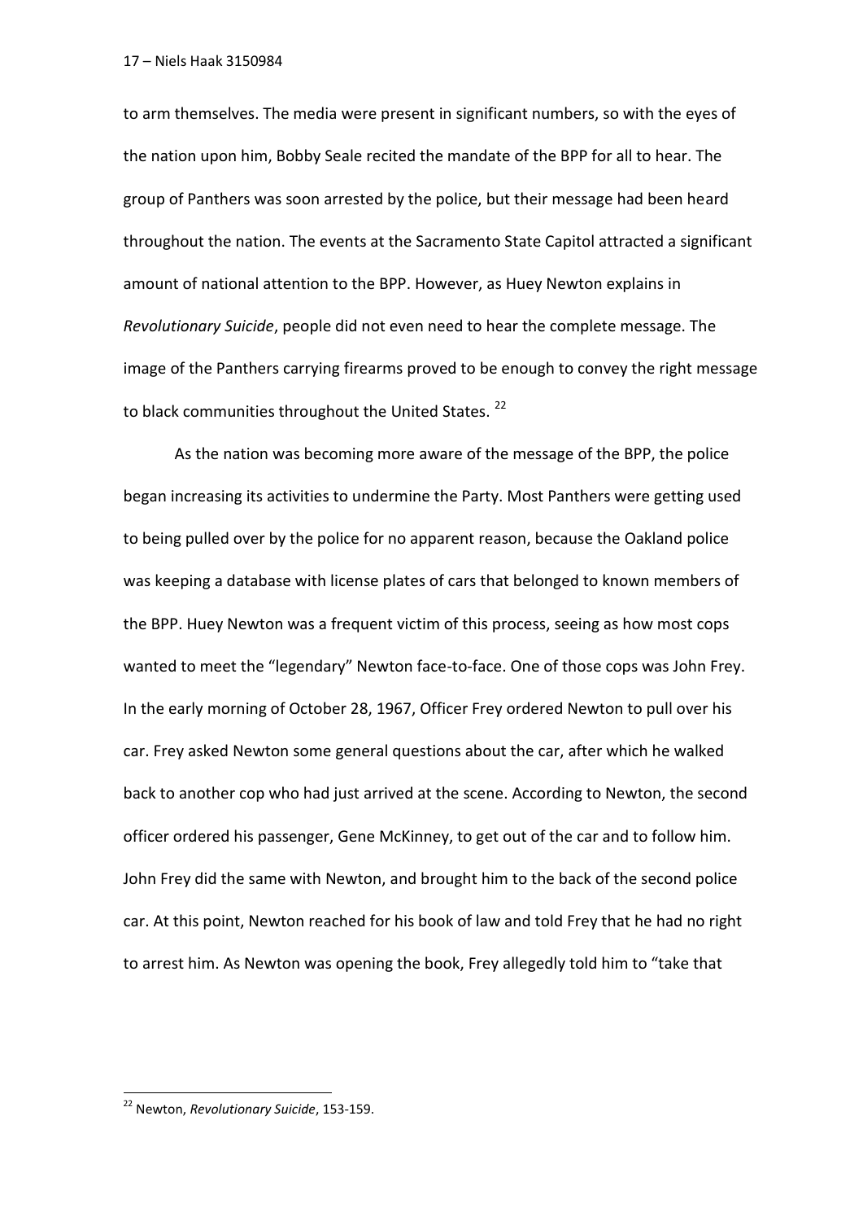to arm themselves. The media were present in significant numbers, so with the eyes of the nation upon him, Bobby Seale recited the mandate of the BPP for all to hear. The group of Panthers was soon arrested by the police, but their message had been heard throughout the nation. The events at the Sacramento State Capitol attracted a significant amount of national attention to the BPP. However, as Huey Newton explains in *Revolutionary Suicide*, people did not even need to hear the complete message. The image of the Panthers carrying firearms proved to be enough to convey the right message to black communities throughout the United States. [22]

As the nation was becoming more aware of the message of the BPP, the police began increasing its activities to undermine the Party. Most Panthers were getting used to being pulled over by the police for no apparent reason, because the Oakland police was keeping a database with license plates of cars that belonged to known members of the BPP. Huey Newton was a frequent victim of this process, seeing as how most cops wanted to meet the "legendary" Newton face-to-face. One of those cops was John Frey. In the early morning of October 28, 1967, Officer Frey ordered Newton to pull over his car. Frey asked Newton some general questions about the car, after which he walked back to another cop who had just arrived at the scene. According to Newton, the second officer ordered his passenger, Gene McKinney, to get out of the car and to follow him. John Frey did the same with Newton, and brought him to the back of the second police car. At this point, Newton reached for his book of law and told Frey that he had no right to arrest him. As Newton was opening the book, Frey allegedly told him to "take that

[22] Newton, *Revolutionary Suicide*, 153-159.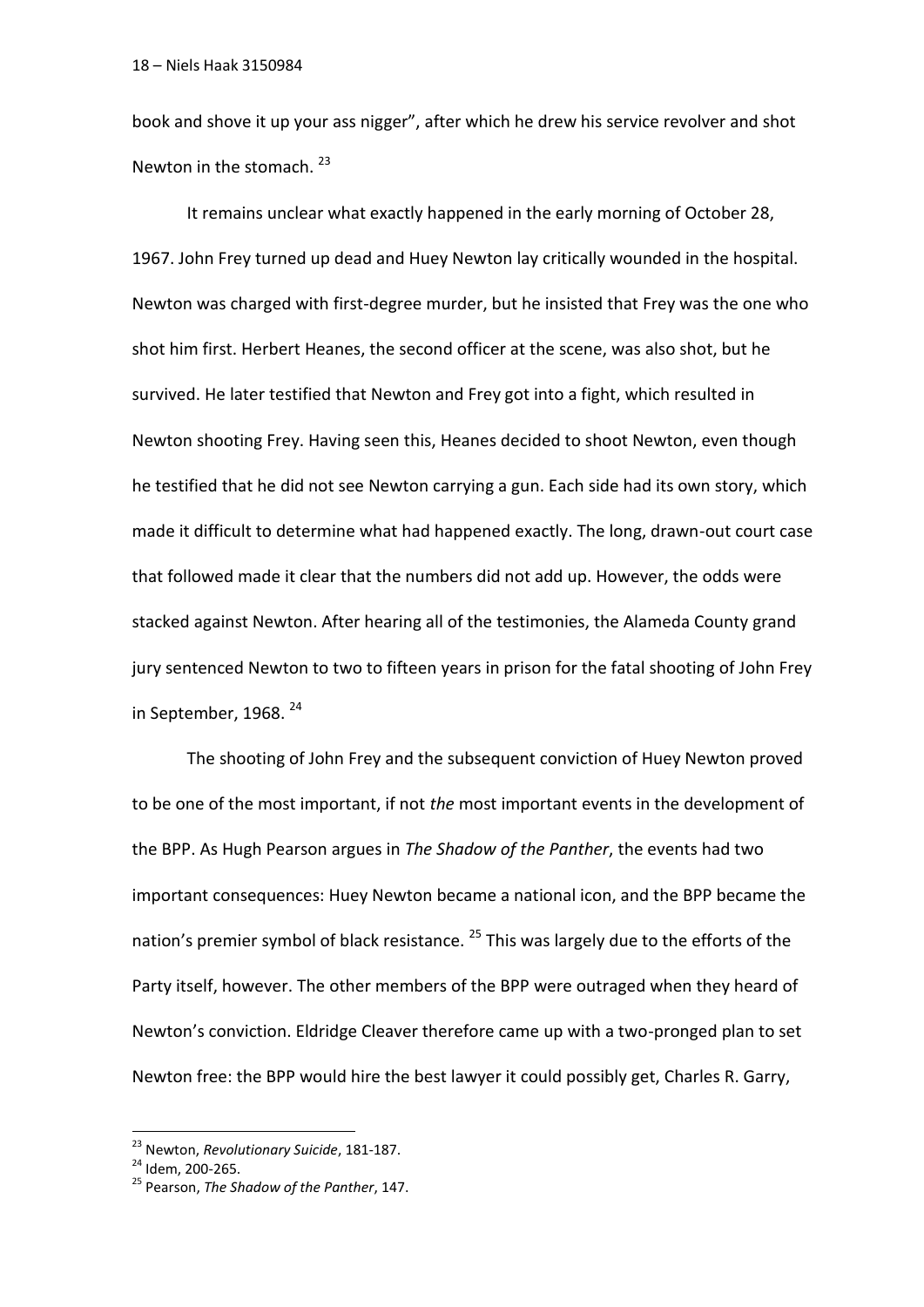book and shove it up your ass nigger", after which he drew his service revolver and shot Newton in the stomach. [23]

It remains unclear what exactly happened in the early morning of October 28, 1967. John Frey turned up dead and Huey Newton lay critically wounded in the hospital. Newton was charged with first-degree murder, but he insisted that Frey was the one who shot him first. Herbert Heanes, the second officer at the scene, was also shot, but he survived. He later testified that Newton and Frey got into a fight, which resulted in Newton shooting Frey. Having seen this, Heanes decided to shoot Newton, even though he testified that he did not see Newton carrying a gun. Each side had its own story, which made it difficult to determine what had happened exactly. The long, drawn-out court case that followed made it clear that the numbers did not add up. However, the odds were stacked against Newton. After hearing all of the testimonies, the Alameda County grand jury sentenced Newton to two to fifteen years in prison for the fatal shooting of John Frey in September, 1968. [24]

The shooting of John Frey and the subsequent conviction of Huey Newton proved to be one of the most important, if not *the* most important events in the development of the BPP. As Hugh Pearson argues in *The Shadow of the Panther*, the events had two important consequences: Huey Newton became a national icon, and the BPP became the nation's premier symbol of black resistance. [25] This was largely due to the efforts of the Party itself, however. The other members of the BPP were outraged when they heard of Newton's conviction. Eldridge Cleaver therefore came up with a two-pronged plan to set Newton free: the BPP would hire the best lawyer it could possibly get, Charles R. Garry,

---

[23] Newton, *Revolutionary Suicide*, 181-187.

[24] Idem, 200-265.

[25] Pearson, *The Shadow of the Panther*, 147.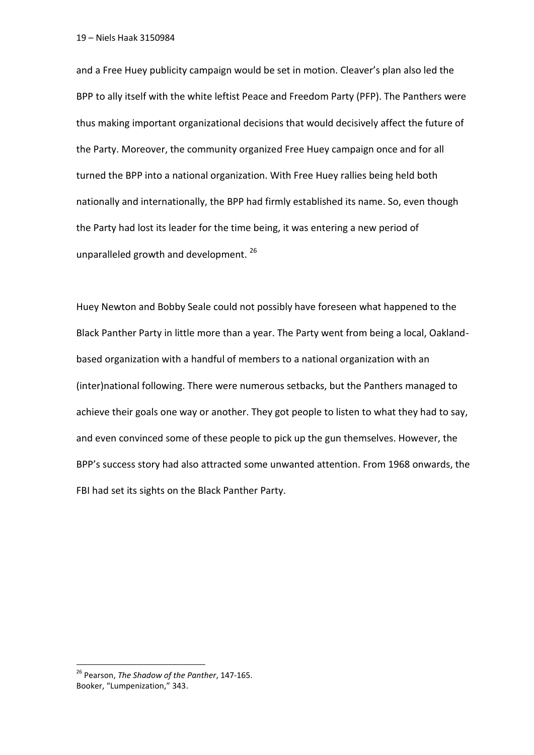and a Free Huey publicity campaign would be set in motion. Cleaver's plan also led the BPP to ally itself with the white leftist Peace and Freedom Party (PFP). The Panthers were thus making important organizational decisions that would decisively affect the future of the Party. Moreover, the community organized Free Huey campaign once and for all turned the BPP into a national organization. With Free Huey rallies being held both nationally and internationally, the BPP had firmly established its name. So, even though the Party had lost its leader for the time being, it was entering a new period of unparalleled growth and development. [26]

Huey Newton and Bobby Seale could not possibly have foreseen what happened to the Black Panther Party in little more than a year. The Party went from being a local, Oakland-based organization with a handful of members to a national organization with an (inter)national following. There were numerous setbacks, but the Panthers managed to achieve their goals one way or another. They got people to listen to what they had to say, and even convinced some of these people to pick up the gun themselves. However, the BPP's success story had also attracted some unwanted attention. From 1968 onwards, the FBI had set its sights on the Black Panther Party.

---

[26] Pearson, *The Shadow of the Panther*, 147-165.
Booker, "Lumpenization," 343.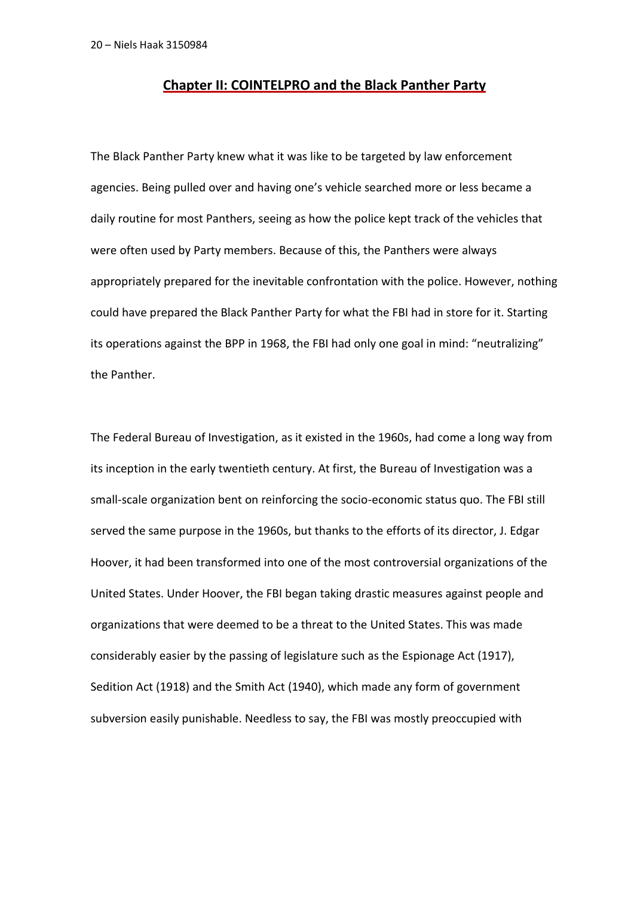## Chapter II: COINTELPRO and the Black Panther Party

The Black Panther Party knew what it was like to be targeted by law enforcement agencies. Being pulled over and having one's vehicle searched more or less became a daily routine for most Panthers, seeing as how the police kept track of the vehicles that were often used by Party members. Because of this, the Panthers were always appropriately prepared for the inevitable confrontation with the police. However, nothing could have prepared the Black Panther Party for what the FBI had in store for it. Starting its operations against the BPP in 1968, the FBI had only one goal in mind: "neutralizing" the Panther.

The Federal Bureau of Investigation, as it existed in the 1960s, had come a long way from its inception in the early twentieth century. At first, the Bureau of Investigation was a small-scale organization bent on reinforcing the socio-economic status quo. The FBI still served the same purpose in the 1960s, but thanks to the efforts of its director, J. Edgar Hoover, it had been transformed into one of the most controversial organizations of the United States. Under Hoover, the FBI began taking drastic measures against people and organizations that were deemed to be a threat to the United States. This was made considerably easier by the passing of legislature such as the Espionage Act (1917), Sedition Act (1918) and the Smith Act (1940), which made any form of government subversion easily punishable. Needless to say, the FBI was mostly preoccupied with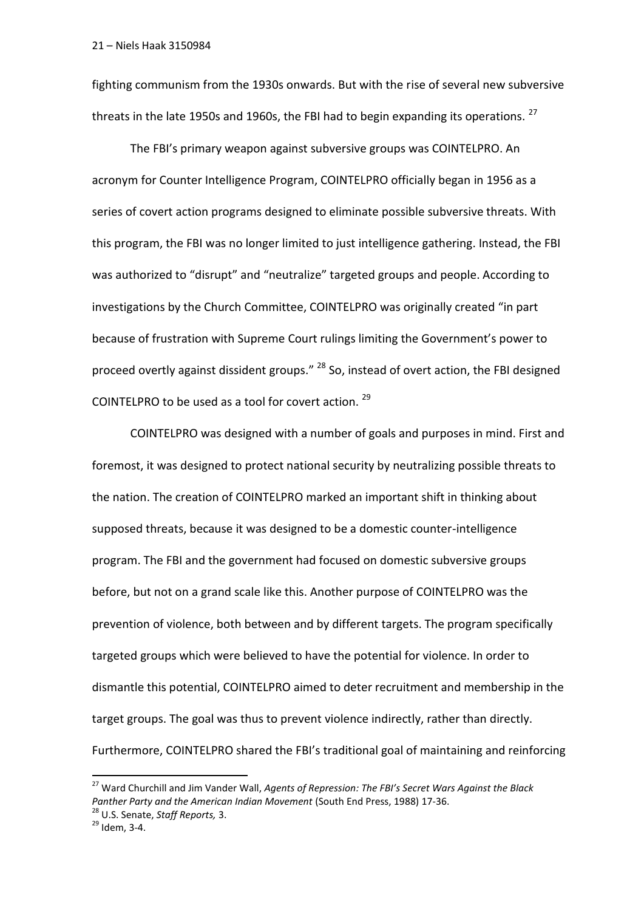fighting communism from the 1930s onwards. But with the rise of several new subversive threats in the late 1950s and 1960s, the FBI had to begin expanding its operations. [27]

The FBI's primary weapon against subversive groups was COINTELPRO. An acronym for Counter Intelligence Program, COINTELPRO officially began in 1956 as a series of covert action programs designed to eliminate possible subversive threats. With this program, the FBI was no longer limited to just intelligence gathering. Instead, the FBI was authorized to "disrupt" and "neutralize" targeted groups and people. According to investigations by the Church Committee, COINTELPRO was originally created "in part because of frustration with Supreme Court rulings limiting the Government's power to proceed overtly against dissident groups." [28] So, instead of overt action, the FBI designed COINTELPRO to be used as a tool for covert action. [29]

COINTELPRO was designed with a number of goals and purposes in mind. First and foremost, it was designed to protect national security by neutralizing possible threats to the nation. The creation of COINTELPRO marked an important shift in thinking about supposed threats, because it was designed to be a domestic counter-intelligence program. The FBI and the government had focused on domestic subversive groups before, but not on a grand scale like this. Another purpose of COINTELPRO was the prevention of violence, both between and by different targets. The program specifically targeted groups which were believed to have the potential for violence. In order to dismantle this potential, COINTELPRO aimed to deter recruitment and membership in the target groups. The goal was thus to prevent violence indirectly, rather than directly. Furthermore, COINTELPRO shared the FBI's traditional goal of maintaining and reinforcing

---

[27] Ward Churchill and Jim Vander Wall, *Agents of Repression: The FBI's Secret Wars Against the Black Panther Party and the American Indian Movement* (South End Press, 1988) 17-36.

[28] U.S. Senate, *Staff Reports,* 3.

[29] Idem, 3-4.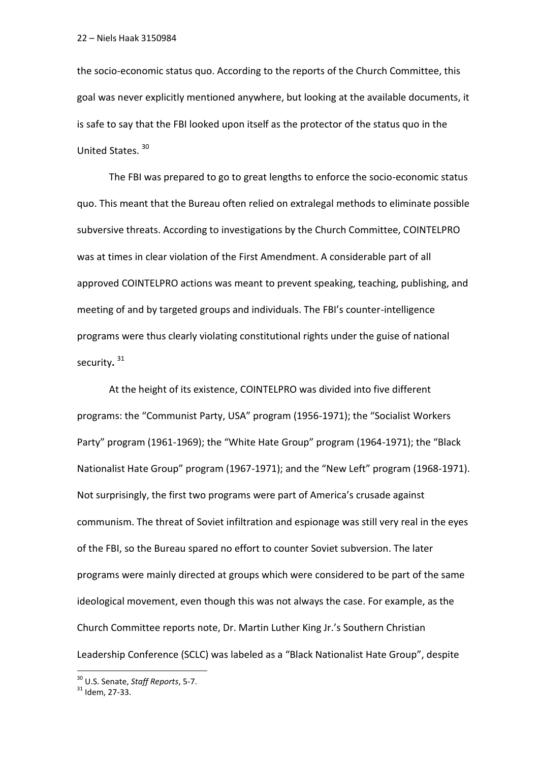the socio-economic status quo. According to the reports of the Church Committee, this goal was never explicitly mentioned anywhere, but looking at the available documents, it is safe to say that the FBI looked upon itself as the protector of the status quo in the United States.[30]

The FBI was prepared to go to great lengths to enforce the socio-economic status quo. This meant that the Bureau often relied on extralegal methods to eliminate possible subversive threats. According to investigations by the Church Committee, COINTELPRO was at times in clear violation of the First Amendment. A considerable part of all approved COINTELPRO actions was meant to prevent speaking, teaching, publishing, and meeting of and by targeted groups and individuals. The FBI's counter-intelligence programs were thus clearly violating constitutional rights under the guise of national security.[31]

At the height of its existence, COINTELPRO was divided into five different programs: the "Communist Party, USA" program (1956-1971); the "Socialist Workers Party" program (1961-1969); the "White Hate Group" program (1964-1971); the "Black Nationalist Hate Group" program (1967-1971); and the "New Left" program (1968-1971). Not surprisingly, the first two programs were part of America's crusade against communism. The threat of Soviet infiltration and espionage was still very real in the eyes of the FBI, so the Bureau spared no effort to counter Soviet subversion. The later programs were mainly directed at groups which were considered to be part of the same ideological movement, even though this was not always the case. For example, as the Church Committee reports note, Dr. Martin Luther King Jr.'s Southern Christian Leadership Conference (SCLC) was labeled as a "Black Nationalist Hate Group", despite

[30] U.S. Senate, *Staff Reports*, 5-7.

[31] Idem, 27-33.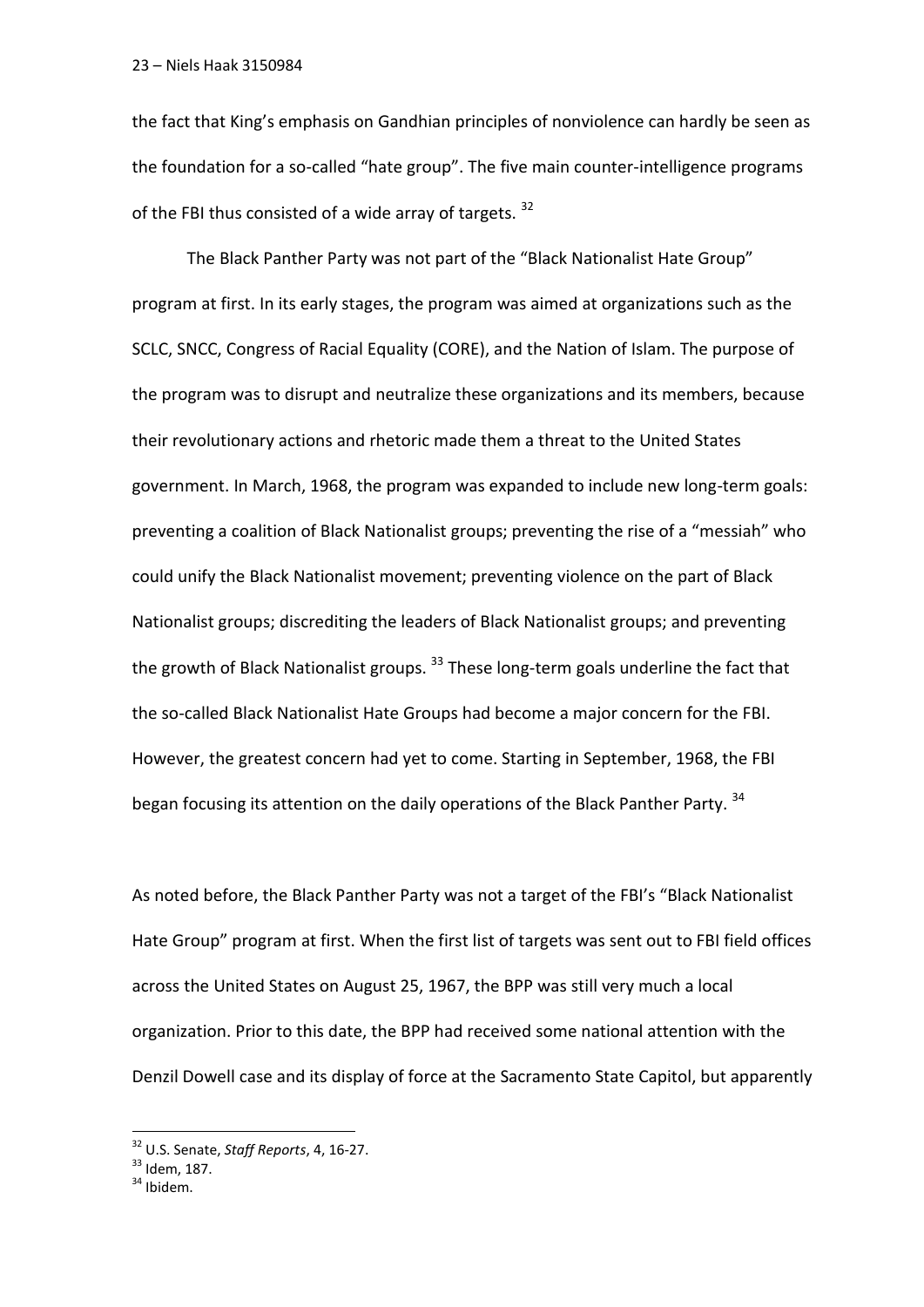the fact that King's emphasis on Gandhian principles of nonviolence can hardly be seen as the foundation for a so-called "hate group". The five main counter-intelligence programs of the FBI thus consisted of a wide array of targets. [32]

The Black Panther Party was not part of the "Black Nationalist Hate Group" program at first. In its early stages, the program was aimed at organizations such as the SCLC, SNCC, Congress of Racial Equality (CORE), and the Nation of Islam. The purpose of the program was to disrupt and neutralize these organizations and its members, because their revolutionary actions and rhetoric made them a threat to the United States government. In March, 1968, the program was expanded to include new long-term goals: preventing a coalition of Black Nationalist groups; preventing the rise of a "messiah" who could unify the Black Nationalist movement; preventing violence on the part of Black Nationalist groups; discrediting the leaders of Black Nationalist groups; and preventing the growth of Black Nationalist groups. [33] These long-term goals underline the fact that the so-called Black Nationalist Hate Groups had become a major concern for the FBI. However, the greatest concern had yet to come. Starting in September, 1968, the FBI began focusing its attention on the daily operations of the Black Panther Party. [34]

As noted before, the Black Panther Party was not a target of the FBI's "Black Nationalist Hate Group" program at first. When the first list of targets was sent out to FBI field offices across the United States on August 25, 1967, the BPP was still very much a local organization. Prior to this date, the BPP had received some national attention with the Denzil Dowell case and its display of force at the Sacramento State Capitol, but apparently

[32] U.S. Senate, *Staff Reports*, 4, 16-27.

[33] Idem, 187.

[34] Ibidem.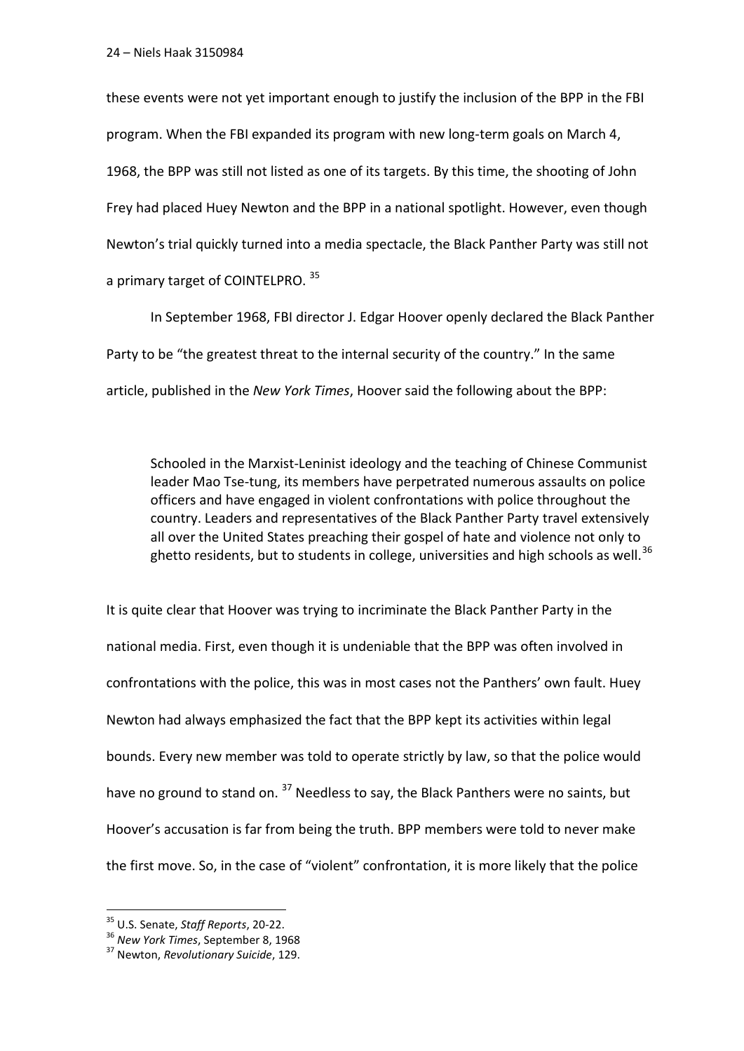these events were not yet important enough to justify the inclusion of the BPP in the FBI program. When the FBI expanded its program with new long-term goals on March 4, 1968, the BPP was still not listed as one of its targets. By this time, the shooting of John Frey had placed Huey Newton and the BPP in a national spotlight. However, even though Newton's trial quickly turned into a media spectacle, the Black Panther Party was still not a primary target of COINTELPRO. [35]

In September 1968, FBI director J. Edgar Hoover openly declared the Black Panther Party to be "the greatest threat to the internal security of the country." In the same article, published in the *New York Times*, Hoover said the following about the BPP:

> Schooled in the Marxist-Leninist ideology and the teaching of Chinese Communist leader Mao Tse-tung, its members have perpetrated numerous assaults on police officers and have engaged in violent confrontations with police throughout the country. Leaders and representatives of the Black Panther Party travel extensively all over the United States preaching their gospel of hate and violence not only to ghetto residents, but to students in college, universities and high schools as well.[36]

It is quite clear that Hoover was trying to incriminate the Black Panther Party in the national media. First, even though it is undeniable that the BPP was often involved in confrontations with the police, this was in most cases not the Panthers' own fault. Huey Newton had always emphasized the fact that the BPP kept its activities within legal bounds. Every new member was told to operate strictly by law, so that the police would have no ground to stand on. [37] Needless to say, the Black Panthers were no saints, but Hoover's accusation is far from being the truth. BPP members were told to never make the first move. So, in the case of "violent" confrontation, it is more likely that the police

---

[35] U.S. Senate, *Staff Reports*, 20-22.

[36] *New York Times*, September 8, 1968

[37] Newton, *Revolutionary Suicide*, 129.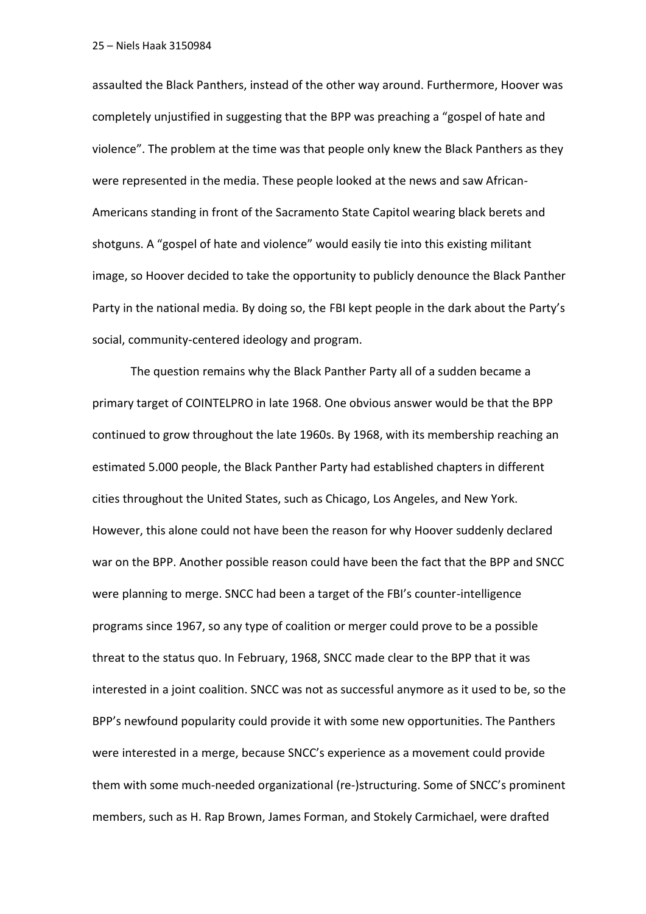assaulted the Black Panthers, instead of the other way around. Furthermore, Hoover was completely unjustified in suggesting that the BPP was preaching a "gospel of hate and violence". The problem at the time was that people only knew the Black Panthers as they were represented in the media. These people looked at the news and saw African-Americans standing in front of the Sacramento State Capitol wearing black berets and shotguns. A "gospel of hate and violence" would easily tie into this existing militant image, so Hoover decided to take the opportunity to publicly denounce the Black Panther Party in the national media. By doing so, the FBI kept people in the dark about the Party's social, community-centered ideology and program.

The question remains why the Black Panther Party all of a sudden became a primary target of COINTELPRO in late 1968. One obvious answer would be that the BPP continued to grow throughout the late 1960s. By 1968, with its membership reaching an estimated 5.000 people, the Black Panther Party had established chapters in different cities throughout the United States, such as Chicago, Los Angeles, and New York. However, this alone could not have been the reason for why Hoover suddenly declared war on the BPP. Another possible reason could have been the fact that the BPP and SNCC were planning to merge. SNCC had been a target of the FBI's counter-intelligence programs since 1967, so any type of coalition or merger could prove to be a possible threat to the status quo. In February, 1968, SNCC made clear to the BPP that it was interested in a joint coalition. SNCC was not as successful anymore as it used to be, so the BPP's newfound popularity could provide it with some new opportunities. The Panthers were interested in a merge, because SNCC's experience as a movement could provide them with some much-needed organizational (re-)structuring. Some of SNCC's prominent members, such as H. Rap Brown, James Forman, and Stokely Carmichael, were drafted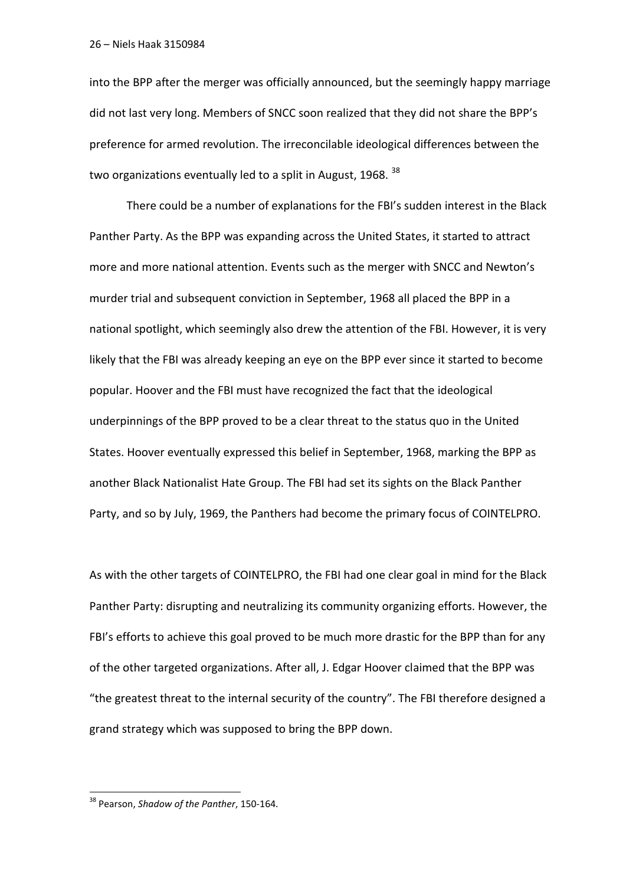into the BPP after the merger was officially announced, but the seemingly happy marriage did not last very long. Members of SNCC soon realized that they did not share the BPP's preference for armed revolution. The irreconcilable ideological differences between the two organizations eventually led to a split in August, 1968. [38]

There could be a number of explanations for the FBI's sudden interest in the Black Panther Party. As the BPP was expanding across the United States, it started to attract more and more national attention. Events such as the merger with SNCC and Newton's murder trial and subsequent conviction in September, 1968 all placed the BPP in a national spotlight, which seemingly also drew the attention of the FBI. However, it is very likely that the FBI was already keeping an eye on the BPP ever since it started to become popular. Hoover and the FBI must have recognized the fact that the ideological underpinnings of the BPP proved to be a clear threat to the status quo in the United States. Hoover eventually expressed this belief in September, 1968, marking the BPP as another Black Nationalist Hate Group. The FBI had set its sights on the Black Panther Party, and so by July, 1969, the Panthers had become the primary focus of COINTELPRO.

As with the other targets of COINTELPRO, the FBI had one clear goal in mind for the Black Panther Party: disrupting and neutralizing its community organizing efforts. However, the FBI's efforts to achieve this goal proved to be much more drastic for the BPP than for any of the other targeted organizations. After all, J. Edgar Hoover claimed that the BPP was "the greatest threat to the internal security of the country". The FBI therefore designed a grand strategy which was supposed to bring the BPP down.

---

[38] Pearson, *Shadow of the Panther*, 150-164.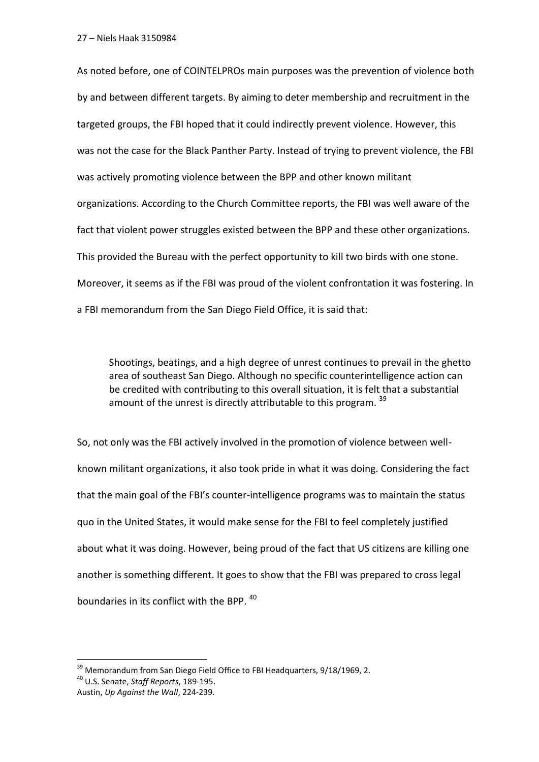As noted before, one of COINTELPROs main purposes was the prevention of violence both by and between different targets. By aiming to deter membership and recruitment in the targeted groups, the FBI hoped that it could indirectly prevent violence. However, this was not the case for the Black Panther Party. Instead of trying to prevent violence, the FBI was actively promoting violence between the BPP and other known militant organizations. According to the Church Committee reports, the FBI was well aware of the fact that violent power struggles existed between the BPP and these other organizations. This provided the Bureau with the perfect opportunity to kill two birds with one stone. Moreover, it seems as if the FBI was proud of the violent confrontation it was fostering. In a FBI memorandum from the San Diego Field Office, it is said that:

> Shootings, beatings, and a high degree of unrest continues to prevail in the ghetto area of southeast San Diego. Although no specific counterintelligence action can be credited with contributing to this overall situation, it is felt that a substantial amount of the unrest is directly attributable to this program. [39]

So, not only was the FBI actively involved in the promotion of violence between well-known militant organizations, it also took pride in what it was doing. Considering the fact that the main goal of the FBI's counter-intelligence programs was to maintain the status quo in the United States, it would make sense for the FBI to feel completely justified about what it was doing. However, being proud of the fact that US citizens are killing one another is something different. It goes to show that the FBI was prepared to cross legal boundaries in its conflict with the BPP. [40]

---

[39] Memorandum from San Diego Field Office to FBI Headquarters, 9/18/1969, 2.

[40] U.S. Senate, *Staff Reports*, 189-195.
Austin, *Up Against the Wall*, 224-239.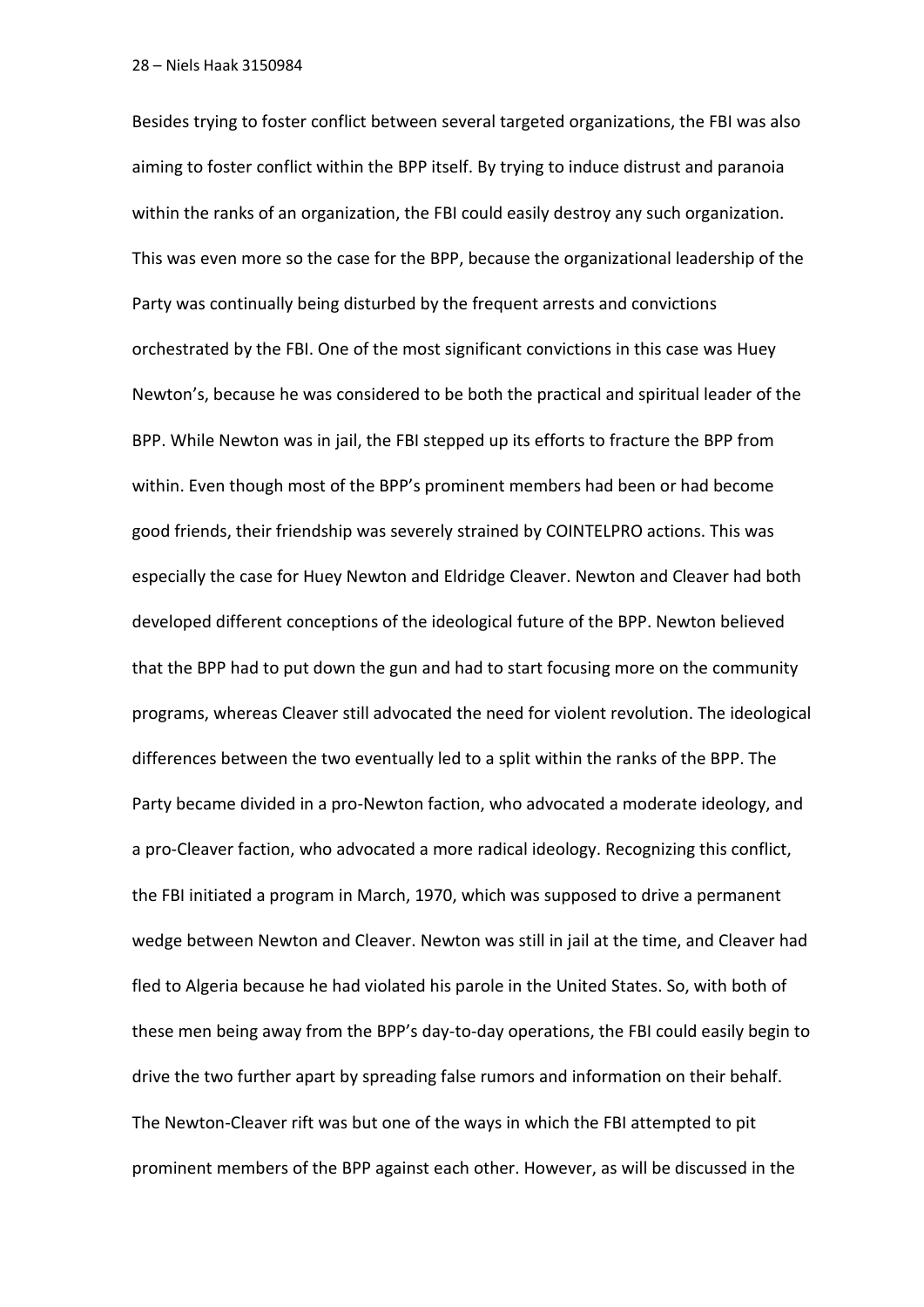Besides trying to foster conflict between several targeted organizations, the FBI was also aiming to foster conflict within the BPP itself. By trying to induce distrust and paranoia within the ranks of an organization, the FBI could easily destroy any such organization. This was even more so the case for the BPP, because the organizational leadership of the Party was continually being disturbed by the frequent arrests and convictions orchestrated by the FBI. One of the most significant convictions in this case was Huey Newton's, because he was considered to be both the practical and spiritual leader of the BPP. While Newton was in jail, the FBI stepped up its efforts to fracture the BPP from within. Even though most of the BPP's prominent members had been or had become good friends, their friendship was severely strained by COINTELPRO actions. This was especially the case for Huey Newton and Eldridge Cleaver. Newton and Cleaver had both developed different conceptions of the ideological future of the BPP. Newton believed that the BPP had to put down the gun and had to start focusing more on the community programs, whereas Cleaver still advocated the need for violent revolution. The ideological differences between the two eventually led to a split within the ranks of the BPP. The Party became divided in a pro-Newton faction, who advocated a moderate ideology, and a pro-Cleaver faction, who advocated a more radical ideology. Recognizing this conflict, the FBI initiated a program in March, 1970, which was supposed to drive a permanent wedge between Newton and Cleaver. Newton was still in jail at the time, and Cleaver had fled to Algeria because he had violated his parole in the United States. So, with both of these men being away from the BPP's day-to-day operations, the FBI could easily begin to drive the two further apart by spreading false rumors and information on their behalf. The Newton-Cleaver rift was but one of the ways in which the FBI attempted to pit prominent members of the BPP against each other. However, as will be discussed in the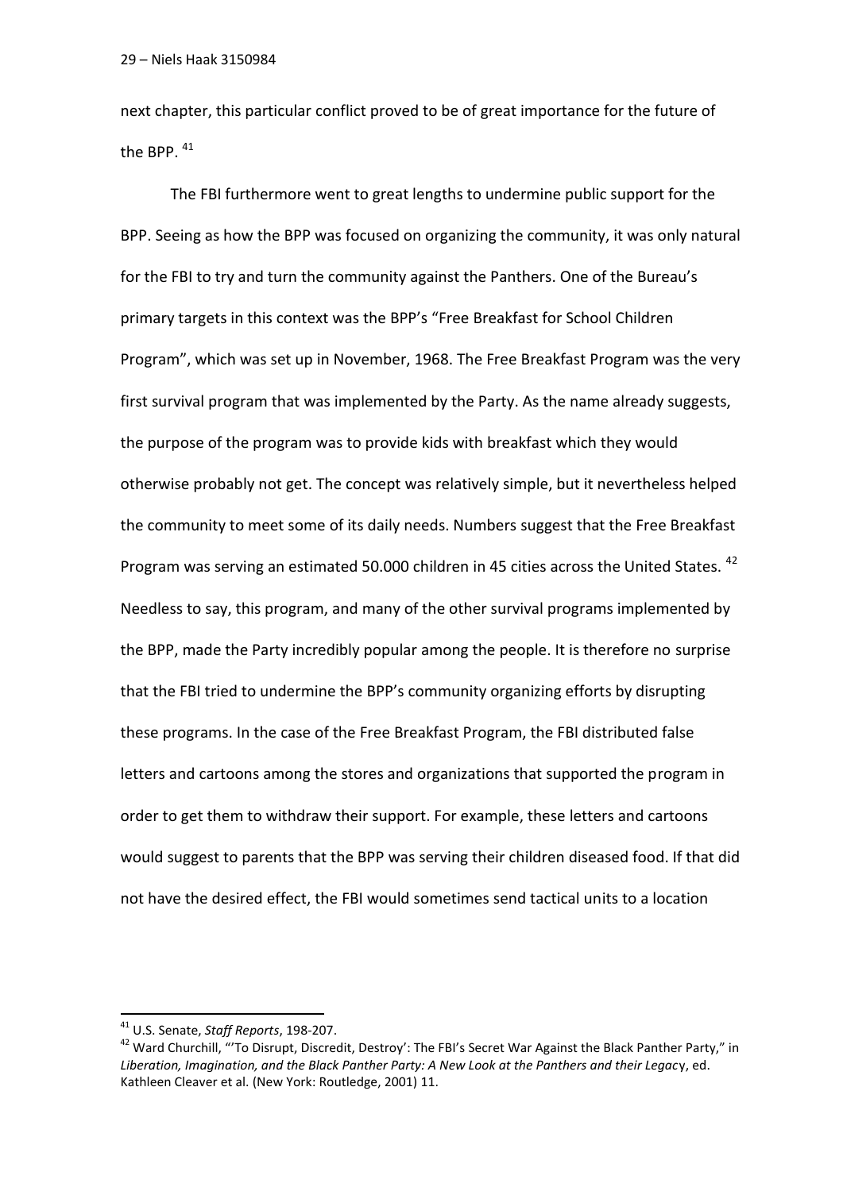next chapter, this particular conflict proved to be of great importance for the future of the BPP. [41]

The FBI furthermore went to great lengths to undermine public support for the BPP. Seeing as how the BPP was focused on organizing the community, it was only natural for the FBI to try and turn the community against the Panthers. One of the Bureau's primary targets in this context was the BPP's "Free Breakfast for School Children Program", which was set up in November, 1968. The Free Breakfast Program was the very first survival program that was implemented by the Party. As the name already suggests, the purpose of the program was to provide kids with breakfast which they would otherwise probably not get. The concept was relatively simple, but it nevertheless helped the community to meet some of its daily needs. Numbers suggest that the Free Breakfast Program was serving an estimated 50.000 children in 45 cities across the United States. [42] Needless to say, this program, and many of the other survival programs implemented by the BPP, made the Party incredibly popular among the people. It is therefore no surprise that the FBI tried to undermine the BPP's community organizing efforts by disrupting these programs. In the case of the Free Breakfast Program, the FBI distributed false letters and cartoons among the stores and organizations that supported the program in order to get them to withdraw their support. For example, these letters and cartoons would suggest to parents that the BPP was serving their children diseased food. If that did not have the desired effect, the FBI would sometimes send tactical units to a location

---

[41] U.S. Senate, *Staff Reports*, 198-207.

[42] Ward Churchill, "'To Disrupt, Discredit, Destroy': The FBI's Secret War Against the Black Panther Party," in *Liberation, Imagination, and the Black Panther Party: A New Look at the Panthers and their Legacy*, ed. Kathleen Cleaver et al. (New York: Routledge, 2001) 11.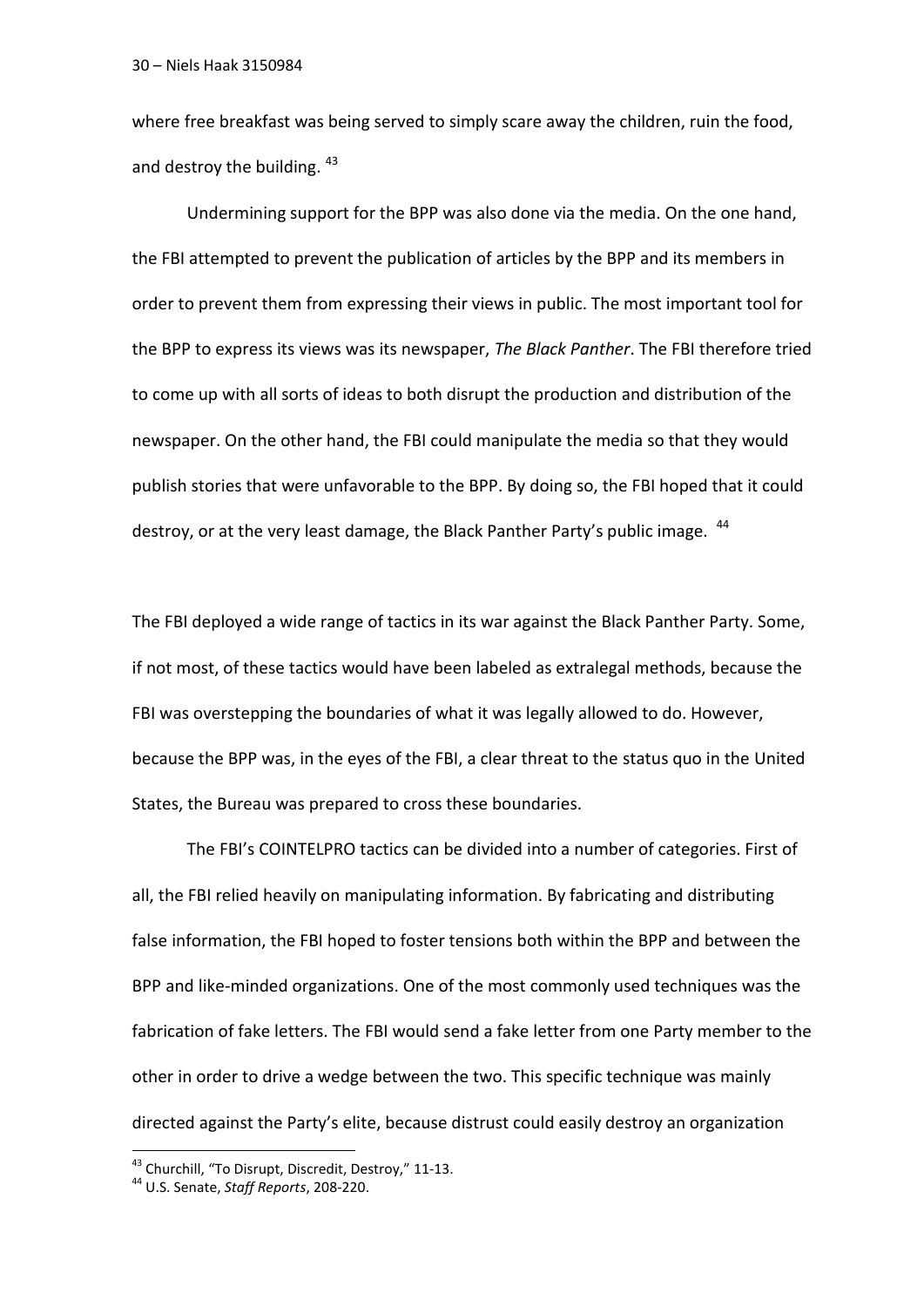where free breakfast was being served to simply scare away the children, ruin the food, and destroy the building. [43]

Undermining support for the BPP was also done via the media. On the one hand, the FBI attempted to prevent the publication of articles by the BPP and its members in order to prevent them from expressing their views in public. The most important tool for the BPP to express its views was its newspaper, *The Black Panther*. The FBI therefore tried to come up with all sorts of ideas to both disrupt the production and distribution of the newspaper. On the other hand, the FBI could manipulate the media so that they would publish stories that were unfavorable to the BPP. By doing so, the FBI hoped that it could destroy, or at the very least damage, the Black Panther Party's public image. [44]

The FBI deployed a wide range of tactics in its war against the Black Panther Party. Some, if not most, of these tactics would have been labeled as extralegal methods, because the FBI was overstepping the boundaries of what it was legally allowed to do. However, because the BPP was, in the eyes of the FBI, a clear threat to the status quo in the United States, the Bureau was prepared to cross these boundaries.

The FBI's COINTELPRO tactics can be divided into a number of categories. First of all, the FBI relied heavily on manipulating information. By fabricating and distributing false information, the FBI hoped to foster tensions both within the BPP and between the BPP and like-minded organizations. One of the most commonly used techniques was the fabrication of fake letters. The FBI would send a fake letter from one Party member to the other in order to drive a wedge between the two. This specific technique was mainly directed against the Party's elite, because distrust could easily destroy an organization

[43] Churchill, "To Disrupt, Discredit, Destroy," 11-13.
[44] U.S. Senate, *Staff Reports*, 208-220.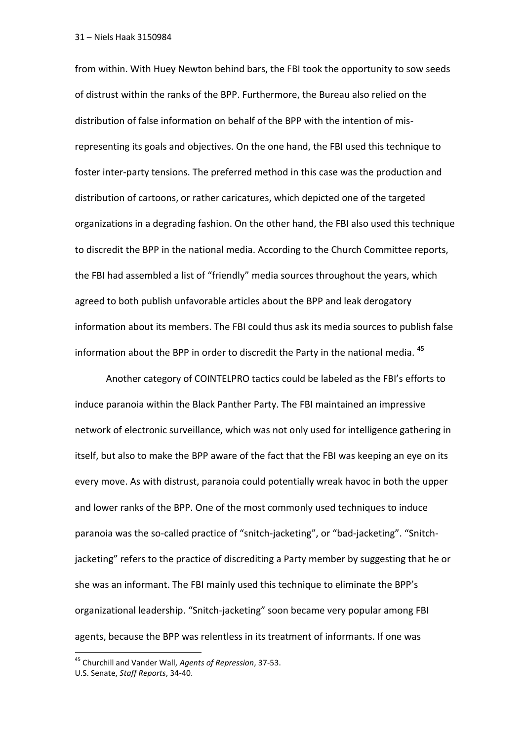from within. With Huey Newton behind bars, the FBI took the opportunity to sow seeds of distrust within the ranks of the BPP. Furthermore, the Bureau also relied on the distribution of false information on behalf of the BPP with the intention of mis-representing its goals and objectives. On the one hand, the FBI used this technique to foster inter-party tensions. The preferred method in this case was the production and distribution of cartoons, or rather caricatures, which depicted one of the targeted organizations in a degrading fashion. On the other hand, the FBI also used this technique to discredit the BPP in the national media. According to the Church Committee reports, the FBI had assembled a list of "friendly" media sources throughout the years, which agreed to both publish unfavorable articles about the BPP and leak derogatory information about its members. The FBI could thus ask its media sources to publish false information about the BPP in order to discredit the Party in the national media. [45]

Another category of COINTELPRO tactics could be labeled as the FBI's efforts to induce paranoia within the Black Panther Party. The FBI maintained an impressive network of electronic surveillance, which was not only used for intelligence gathering in itself, but also to make the BPP aware of the fact that the FBI was keeping an eye on its every move. As with distrust, paranoia could potentially wreak havoc in both the upper and lower ranks of the BPP. One of the most commonly used techniques to induce paranoia was the so-called practice of "snitch-jacketing", or "bad-jacketing". "Snitch-jacketing" refers to the practice of discrediting a Party member by suggesting that he or she was an informant. The FBI mainly used this technique to eliminate the BPP's organizational leadership. "Snitch-jacketing" soon became very popular among FBI agents, because the BPP was relentless in its treatment of informants. If one was

---

[45] Churchill and Vander Wall, *Agents of Repression*, 37-53.
U.S. Senate, *Staff Reports*, 34-40.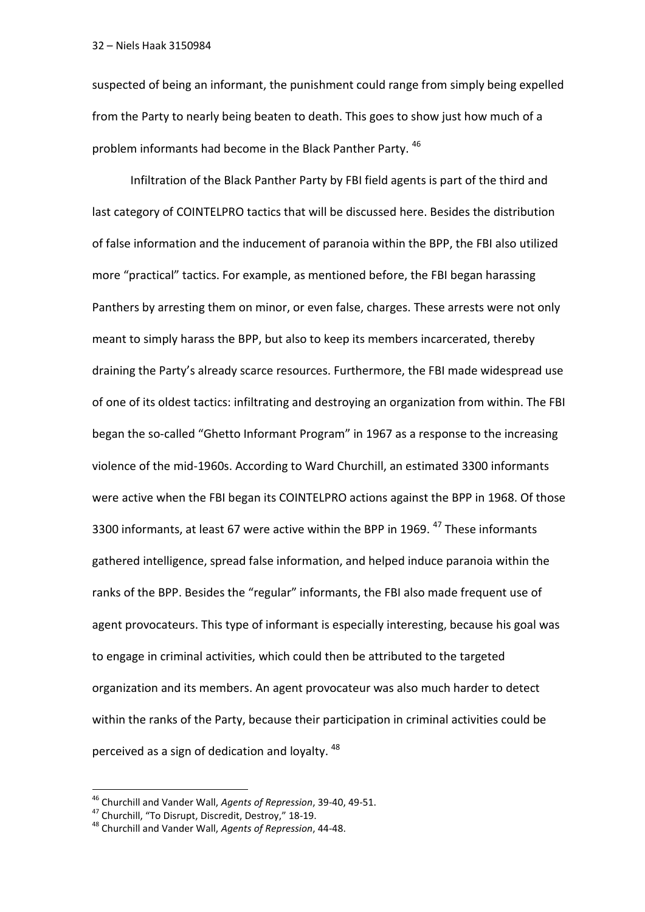suspected of being an informant, the punishment could range from simply being expelled from the Party to nearly being beaten to death. This goes to show just how much of a problem informants had become in the Black Panther Party. [46]

Infiltration of the Black Panther Party by FBI field agents is part of the third and last category of COINTELPRO tactics that will be discussed here. Besides the distribution of false information and the inducement of paranoia within the BPP, the FBI also utilized more "practical" tactics. For example, as mentioned before, the FBI began harassing Panthers by arresting them on minor, or even false, charges. These arrests were not only meant to simply harass the BPP, but also to keep its members incarcerated, thereby draining the Party's already scarce resources. Furthermore, the FBI made widespread use of one of its oldest tactics: infiltrating and destroying an organization from within. The FBI began the so-called "Ghetto Informant Program" in 1967 as a response to the increasing violence of the mid-1960s. According to Ward Churchill, an estimated 3300 informants were active when the FBI began its COINTELPRO actions against the BPP in 1968. Of those 3300 informants, at least 67 were active within the BPP in 1969. [47] These informants gathered intelligence, spread false information, and helped induce paranoia within the ranks of the BPP. Besides the "regular" informants, the FBI also made frequent use of agent provocateurs. This type of informant is especially interesting, because his goal was to engage in criminal activities, which could then be attributed to the targeted organization and its members. An agent provocateur was also much harder to detect within the ranks of the Party, because their participation in criminal activities could be perceived as a sign of dedication and loyalty. [48]

---

[46] Churchill and Vander Wall, *Agents of Repression*, 39-40, 49-51.

[47] Churchill, "To Disrupt, Discredit, Destroy," 18-19.

[48] Churchill and Vander Wall, *Agents of Repression*, 44-48.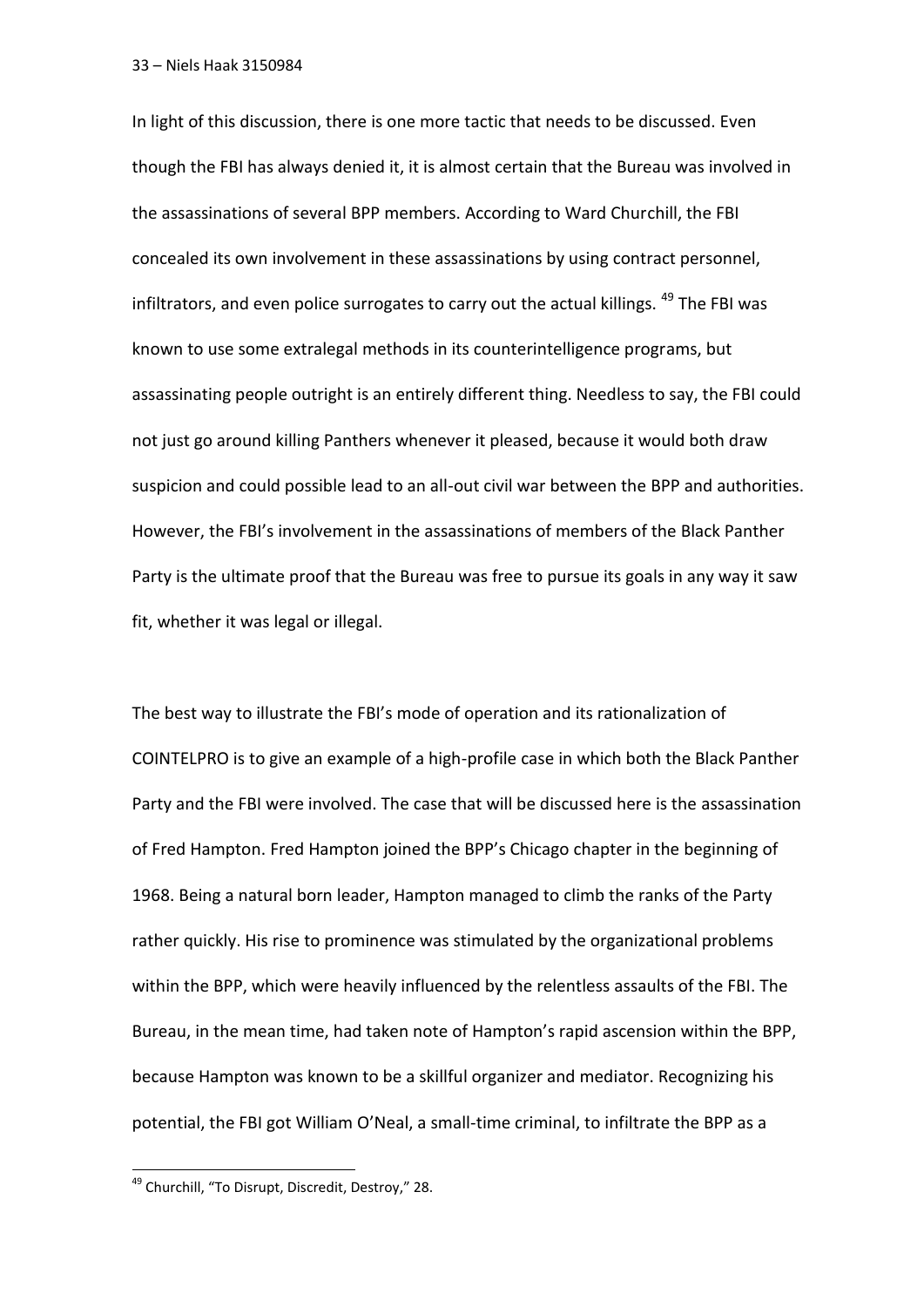In light of this discussion, there is one more tactic that needs to be discussed. Even though the FBI has always denied it, it is almost certain that the Bureau was involved in the assassinations of several BPP members. According to Ward Churchill, the FBI concealed its own involvement in these assassinations by using contract personnel, infiltrators, and even police surrogates to carry out the actual killings. [49] The FBI was known to use some extralegal methods in its counterintelligence programs, but assassinating people outright is an entirely different thing. Needless to say, the FBI could not just go around killing Panthers whenever it pleased, because it would both draw suspicion and could possible lead to an all-out civil war between the BPP and authorities. However, the FBI's involvement in the assassinations of members of the Black Panther Party is the ultimate proof that the Bureau was free to pursue its goals in any way it saw fit, whether it was legal or illegal.

The best way to illustrate the FBI's mode of operation and its rationalization of COINTELPRO is to give an example of a high-profile case in which both the Black Panther Party and the FBI were involved. The case that will be discussed here is the assassination of Fred Hampton. Fred Hampton joined the BPP's Chicago chapter in the beginning of 1968. Being a natural born leader, Hampton managed to climb the ranks of the Party rather quickly. His rise to prominence was stimulated by the organizational problems within the BPP, which were heavily influenced by the relentless assaults of the FBI. The Bureau, in the mean time, had taken note of Hampton's rapid ascension within the BPP, because Hampton was known to be a skillful organizer and mediator. Recognizing his potential, the FBI got William O'Neal, a small-time criminal, to infiltrate the BPP as a

[49] Churchill, "To Disrupt, Discredit, Destroy," 28.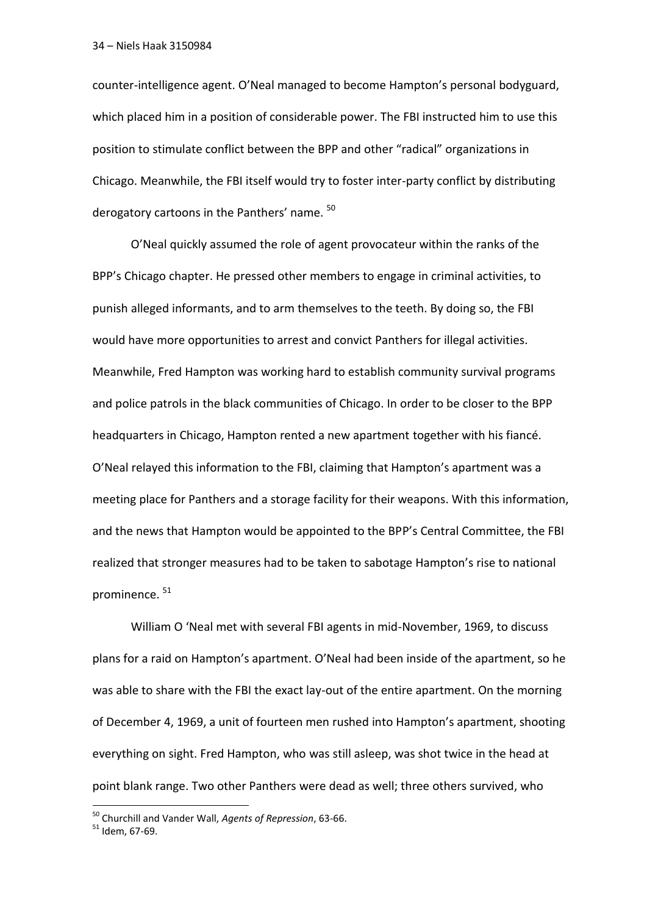counter-intelligence agent. O'Neal managed to become Hampton's personal bodyguard, which placed him in a position of considerable power. The FBI instructed him to use this position to stimulate conflict between the BPP and other "radical" organizations in Chicago. Meanwhile, the FBI itself would try to foster inter-party conflict by distributing derogatory cartoons in the Panthers' name. [50]

O'Neal quickly assumed the role of agent provocateur within the ranks of the BPP's Chicago chapter. He pressed other members to engage in criminal activities, to punish alleged informants, and to arm themselves to the teeth. By doing so, the FBI would have more opportunities to arrest and convict Panthers for illegal activities. Meanwhile, Fred Hampton was working hard to establish community survival programs and police patrols in the black communities of Chicago. In order to be closer to the BPP headquarters in Chicago, Hampton rented a new apartment together with his fiancé. O'Neal relayed this information to the FBI, claiming that Hampton's apartment was a meeting place for Panthers and a storage facility for their weapons. With this information, and the news that Hampton would be appointed to the BPP's Central Committee, the FBI realized that stronger measures had to be taken to sabotage Hampton's rise to national prominence. [51]

William O 'Neal met with several FBI agents in mid-November, 1969, to discuss plans for a raid on Hampton's apartment. O'Neal had been inside of the apartment, so he was able to share with the FBI the exact lay-out of the entire apartment. On the morning of December 4, 1969, a unit of fourteen men rushed into Hampton's apartment, shooting everything on sight. Fred Hampton, who was still asleep, was shot twice in the head at point blank range. Two other Panthers were dead as well; three others survived, who

---

[50] Churchill and Vander Wall, *Agents of Repression*, 63-66.

[51] Idem, 67-69.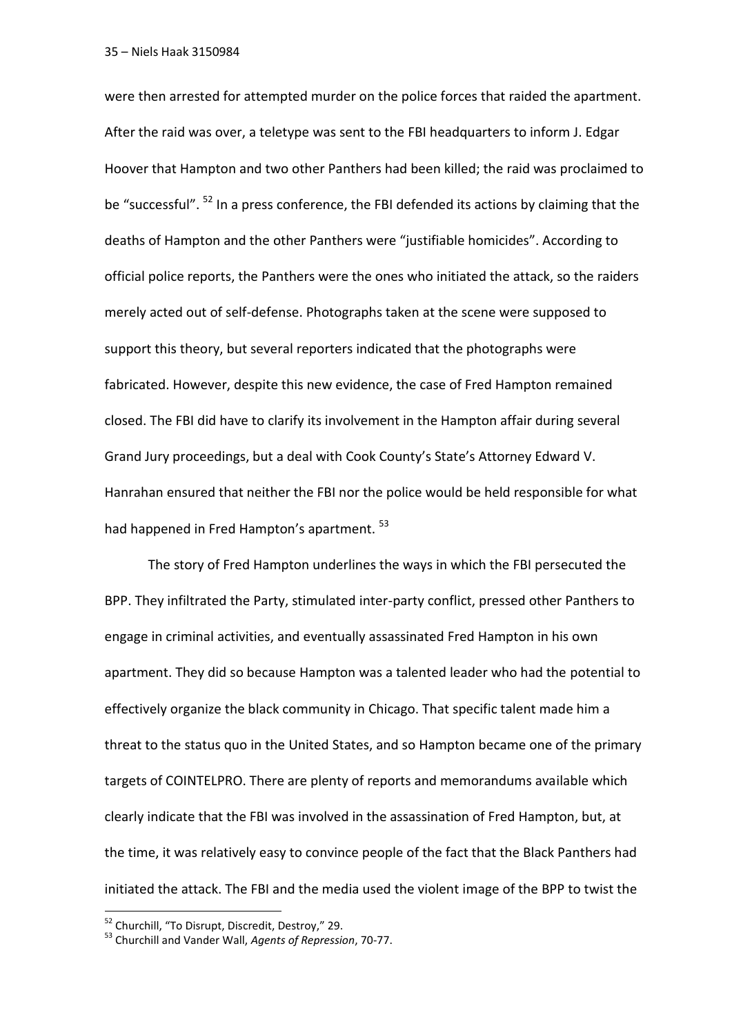were then arrested for attempted murder on the police forces that raided the apartment. After the raid was over, a teletype was sent to the FBI headquarters to inform J. Edgar Hoover that Hampton and two other Panthers had been killed; the raid was proclaimed to be "successful". [52] In a press conference, the FBI defended its actions by claiming that the deaths of Hampton and the other Panthers were "justifiable homicides". According to official police reports, the Panthers were the ones who initiated the attack, so the raiders merely acted out of self-defense. Photographs taken at the scene were supposed to support this theory, but several reporters indicated that the photographs were fabricated. However, despite this new evidence, the case of Fred Hampton remained closed. The FBI did have to clarify its involvement in the Hampton affair during several Grand Jury proceedings, but a deal with Cook County's State's Attorney Edward V. Hanrahan ensured that neither the FBI nor the police would be held responsible for what had happened in Fred Hampton's apartment. [53]

The story of Fred Hampton underlines the ways in which the FBI persecuted the BPP. They infiltrated the Party, stimulated inter-party conflict, pressed other Panthers to engage in criminal activities, and eventually assassinated Fred Hampton in his own apartment. They did so because Hampton was a talented leader who had the potential to effectively organize the black community in Chicago. That specific talent made him a threat to the status quo in the United States, and so Hampton became one of the primary targets of COINTELPRO. There are plenty of reports and memorandums available which clearly indicate that the FBI was involved in the assassination of Fred Hampton, but, at the time, it was relatively easy to convince people of the fact that the Black Panthers had initiated the attack. The FBI and the media used the violent image of the BPP to twist the

---

[52] Churchill, "To Disrupt, Discredit, Destroy," 29.

[53] Churchill and Vander Wall, *Agents of Repression*, 70-77.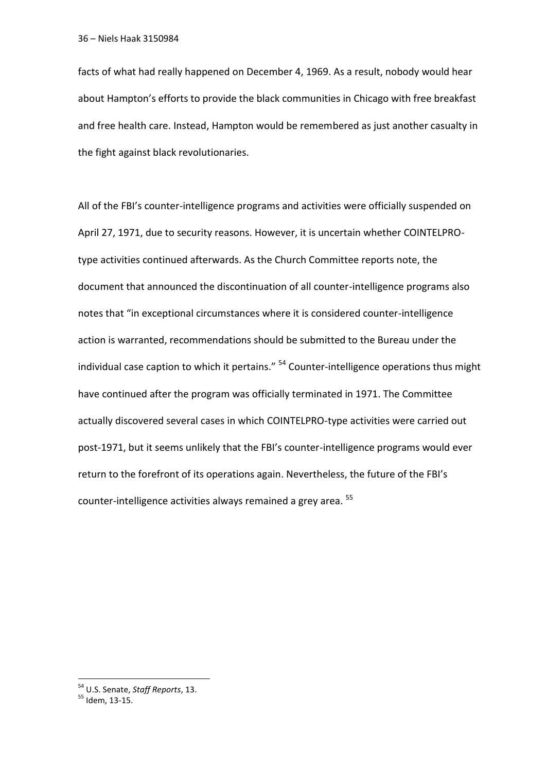facts of what had really happened on December 4, 1969. As a result, nobody would hear about Hampton's efforts to provide the black communities in Chicago with free breakfast and free health care. Instead, Hampton would be remembered as just another casualty in the fight against black revolutionaries.

All of the FBI's counter-intelligence programs and activities were officially suspended on April 27, 1971, due to security reasons. However, it is uncertain whether COINTELPRO-type activities continued afterwards. As the Church Committee reports note, the document that announced the discontinuation of all counter-intelligence programs also notes that "in exceptional circumstances where it is considered counter-intelligence action is warranted, recommendations should be submitted to the Bureau under the individual case caption to which it pertains." [54] Counter-intelligence operations thus might have continued after the program was officially terminated in 1971. The Committee actually discovered several cases in which COINTELPRO-type activities were carried out post-1971, but it seems unlikely that the FBI's counter-intelligence programs would ever return to the forefront of its operations again. Nevertheless, the future of the FBI's counter-intelligence activities always remained a grey area. [55]

---

[54] U.S. Senate, *Staff Reports*, 13.

[55] Idem, 13-15.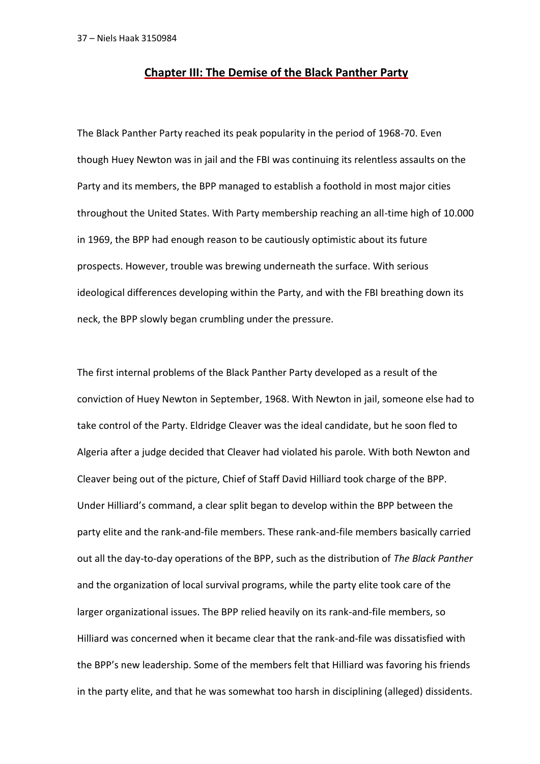## Chapter III: The Demise of the Black Panther Party

The Black Panther Party reached its peak popularity in the period of 1968-70. Even though Huey Newton was in jail and the FBI was continuing its relentless assaults on the Party and its members, the BPP managed to establish a foothold in most major cities throughout the United States. With Party membership reaching an all-time high of 10.000 in 1969, the BPP had enough reason to be cautiously optimistic about its future prospects. However, trouble was brewing underneath the surface. With serious ideological differences developing within the Party, and with the FBI breathing down its neck, the BPP slowly began crumbling under the pressure.

The first internal problems of the Black Panther Party developed as a result of the conviction of Huey Newton in September, 1968. With Newton in jail, someone else had to take control of the Party. Eldridge Cleaver was the ideal candidate, but he soon fled to Algeria after a judge decided that Cleaver had violated his parole. With both Newton and Cleaver being out of the picture, Chief of Staff David Hilliard took charge of the BPP. Under Hilliard's command, a clear split began to develop within the BPP between the party elite and the rank-and-file members. These rank-and-file members basically carried out all the day-to-day operations of the BPP, such as the distribution of *The Black Panther* and the organization of local survival programs, while the party elite took care of the larger organizational issues. The BPP relied heavily on its rank-and-file members, so Hilliard was concerned when it became clear that the rank-and-file was dissatisfied with the BPP's new leadership. Some of the members felt that Hilliard was favoring his friends in the party elite, and that he was somewhat too harsh in disciplining (alleged) dissidents.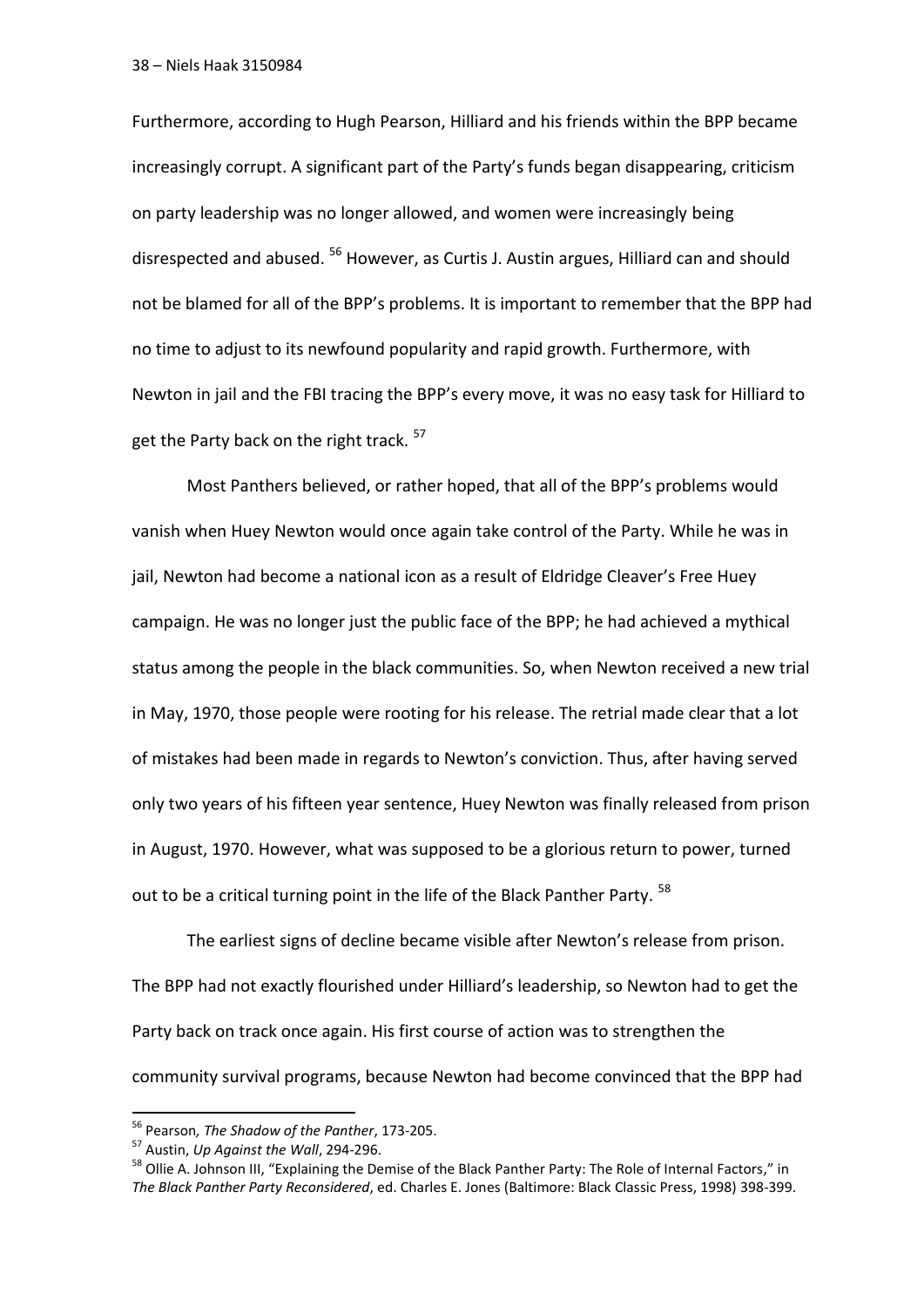Furthermore, according to Hugh Pearson, Hilliard and his friends within the BPP became increasingly corrupt. A significant part of the Party's funds began disappearing, criticism on party leadership was no longer allowed, and women were increasingly being disrespected and abused. [56] However, as Curtis J. Austin argues, Hilliard can and should not be blamed for all of the BPP's problems. It is important to remember that the BPP had no time to adjust to its newfound popularity and rapid growth. Furthermore, with Newton in jail and the FBI tracing the BPP's every move, it was no easy task for Hilliard to get the Party back on the right track. [57]

Most Panthers believed, or rather hoped, that all of the BPP's problems would vanish when Huey Newton would once again take control of the Party. While he was in jail, Newton had become a national icon as a result of Eldridge Cleaver's Free Huey campaign. He was no longer just the public face of the BPP; he had achieved a mythical status among the people in the black communities. So, when Newton received a new trial in May, 1970, those people were rooting for his release. The retrial made clear that a lot of mistakes had been made in regards to Newton's conviction. Thus, after having served only two years of his fifteen year sentence, Huey Newton was finally released from prison in August, 1970. However, what was supposed to be a glorious return to power, turned out to be a critical turning point in the life of the Black Panther Party. [58]

The earliest signs of decline became visible after Newton's release from prison. The BPP had not exactly flourished under Hilliard's leadership, so Newton had to get the Party back on track once again. His first course of action was to strengthen the community survival programs, because Newton had become convinced that the BPP had

---

[56] Pearson, *The Shadow of the Panther*, 173-205.

[57] Austin, *Up Against the Wall*, 294-296.

[58] Ollie A. Johnson III, "Explaining the Demise of the Black Panther Party: The Role of Internal Factors," in *The Black Panther Party Reconsidered*, ed. Charles E. Jones (Baltimore: Black Classic Press, 1998) 398-399.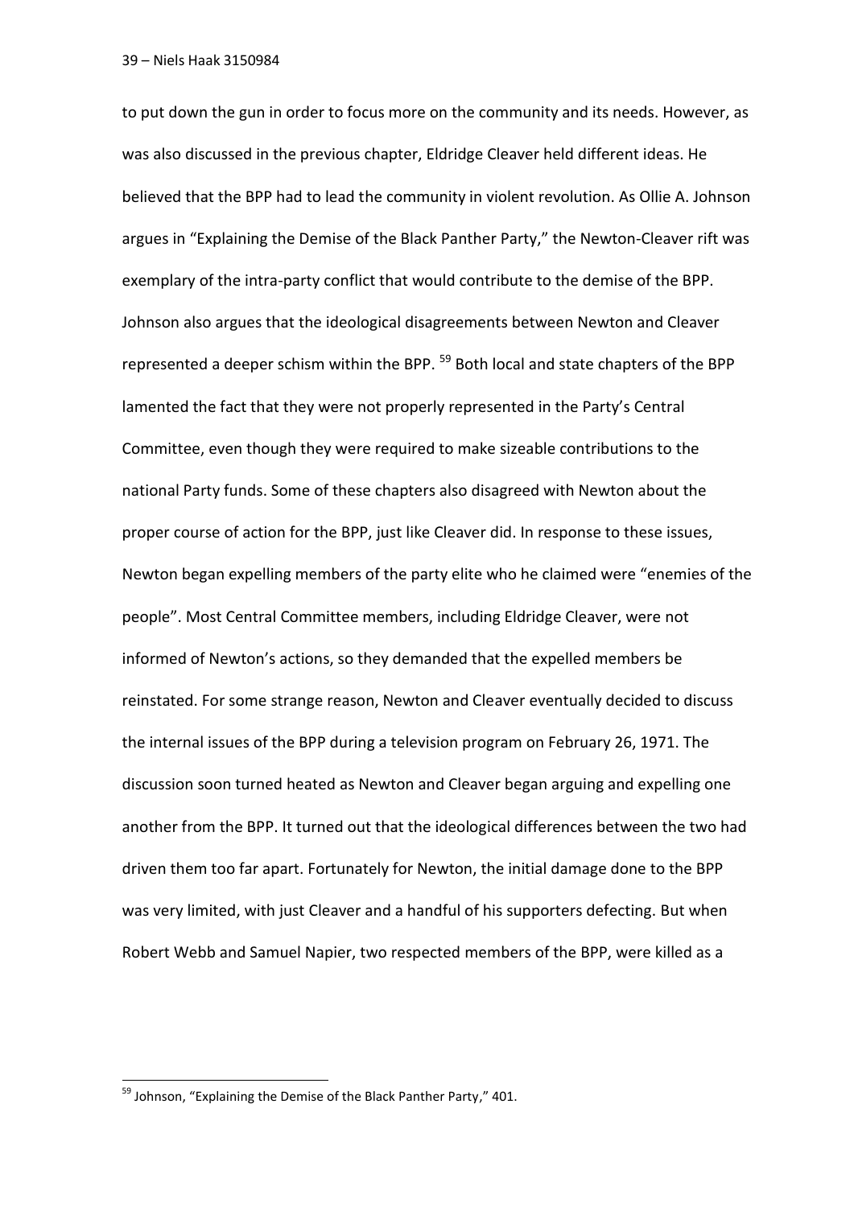to put down the gun in order to focus more on the community and its needs. However, as was also discussed in the previous chapter, Eldridge Cleaver held different ideas. He believed that the BPP had to lead the community in violent revolution. As Ollie A. Johnson argues in "Explaining the Demise of the Black Panther Party," the Newton-Cleaver rift was exemplary of the intra-party conflict that would contribute to the demise of the BPP. Johnson also argues that the ideological disagreements between Newton and Cleaver represented a deeper schism within the BPP. [59] Both local and state chapters of the BPP lamented the fact that they were not properly represented in the Party's Central Committee, even though they were required to make sizeable contributions to the national Party funds. Some of these chapters also disagreed with Newton about the proper course of action for the BPP, just like Cleaver did. In response to these issues, Newton began expelling members of the party elite who he claimed were "enemies of the people". Most Central Committee members, including Eldridge Cleaver, were not informed of Newton's actions, so they demanded that the expelled members be reinstated. For some strange reason, Newton and Cleaver eventually decided to discuss the internal issues of the BPP during a television program on February 26, 1971. The discussion soon turned heated as Newton and Cleaver began arguing and expelling one another from the BPP. It turned out that the ideological differences between the two had driven them too far apart. Fortunately for Newton, the initial damage done to the BPP was very limited, with just Cleaver and a handful of his supporters defecting. But when Robert Webb and Samuel Napier, two respected members of the BPP, were killed as a

[59] Johnson, "Explaining the Demise of the Black Panther Party," 401.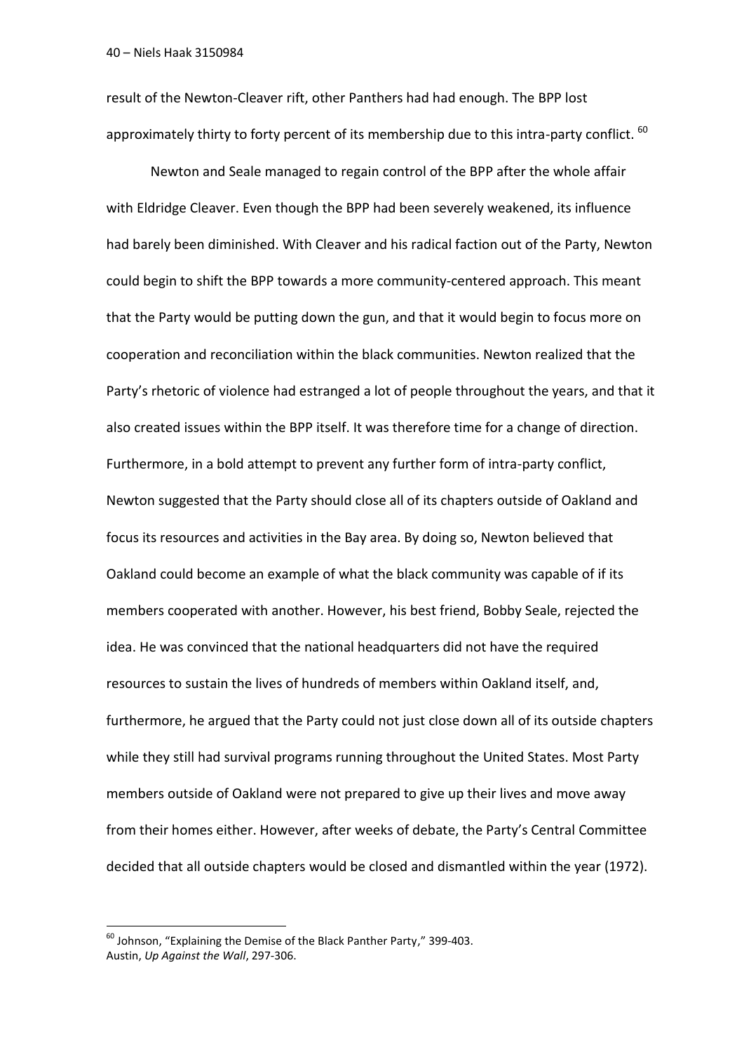result of the Newton-Cleaver rift, other Panthers had had enough. The BPP lost approximately thirty to forty percent of its membership due to this intra-party conflict. [60]

Newton and Seale managed to regain control of the BPP after the whole affair with Eldridge Cleaver. Even though the BPP had been severely weakened, its influence had barely been diminished. With Cleaver and his radical faction out of the Party, Newton could begin to shift the BPP towards a more community-centered approach. This meant that the Party would be putting down the gun, and that it would begin to focus more on cooperation and reconciliation within the black communities. Newton realized that the Party's rhetoric of violence had estranged a lot of people throughout the years, and that it also created issues within the BPP itself. It was therefore time for a change of direction. Furthermore, in a bold attempt to prevent any further form of intra-party conflict, Newton suggested that the Party should close all of its chapters outside of Oakland and focus its resources and activities in the Bay area. By doing so, Newton believed that Oakland could become an example of what the black community was capable of if its members cooperated with another. However, his best friend, Bobby Seale, rejected the idea. He was convinced that the national headquarters did not have the required resources to sustain the lives of hundreds of members within Oakland itself, and, furthermore, he argued that the Party could not just close down all of its outside chapters while they still had survival programs running throughout the United States. Most Party members outside of Oakland were not prepared to give up their lives and move away from their homes either. However, after weeks of debate, the Party's Central Committee decided that all outside chapters would be closed and dismantled within the year (1972).

---

[60] Johnson, "Explaining the Demise of the Black Panther Party," 399-403.
Austin, *Up Against the Wall*, 297-306.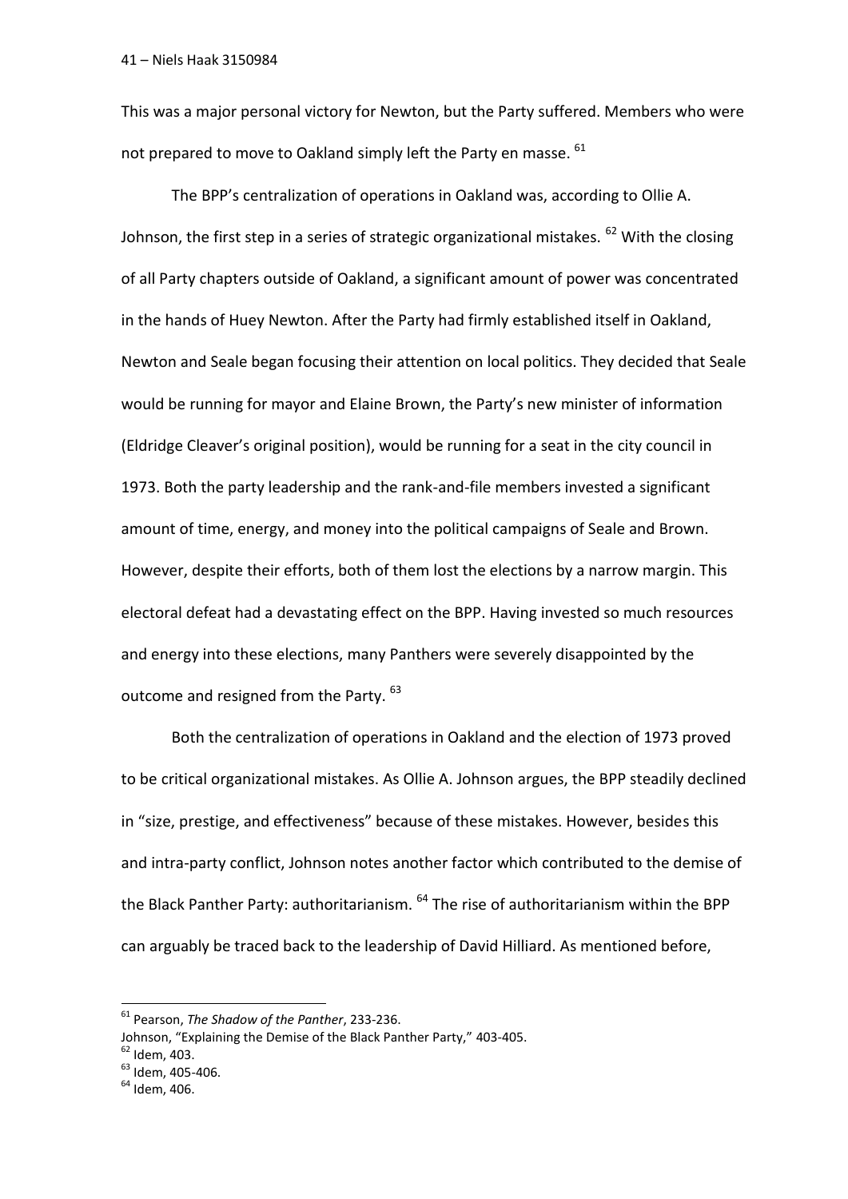This was a major personal victory for Newton, but the Party suffered. Members who were not prepared to move to Oakland simply left the Party en masse. [61]

The BPP's centralization of operations in Oakland was, according to Ollie A. Johnson, the first step in a series of strategic organizational mistakes. [62] With the closing of all Party chapters outside of Oakland, a significant amount of power was concentrated in the hands of Huey Newton. After the Party had firmly established itself in Oakland, Newton and Seale began focusing their attention on local politics. They decided that Seale would be running for mayor and Elaine Brown, the Party's new minister of information (Eldridge Cleaver's original position), would be running for a seat in the city council in 1973. Both the party leadership and the rank-and-file members invested a significant amount of time, energy, and money into the political campaigns of Seale and Brown. However, despite their efforts, both of them lost the elections by a narrow margin. This electoral defeat had a devastating effect on the BPP. Having invested so much resources and energy into these elections, many Panthers were severely disappointed by the outcome and resigned from the Party. [63]

Both the centralization of operations in Oakland and the election of 1973 proved to be critical organizational mistakes. As Ollie A. Johnson argues, the BPP steadily declined in "size, prestige, and effectiveness" because of these mistakes. However, besides this and intra-party conflict, Johnson notes another factor which contributed to the demise of the Black Panther Party: authoritarianism. [64] The rise of authoritarianism within the BPP can arguably be traced back to the leadership of David Hilliard. As mentioned before,

---

[61] Pearson, *The Shadow of the Panther*, 233-236.
Johnson, "Explaining the Demise of the Black Panther Party," 403-405.

[62] Idem, 403.

[63] Idem, 405-406.

[64] Idem, 406.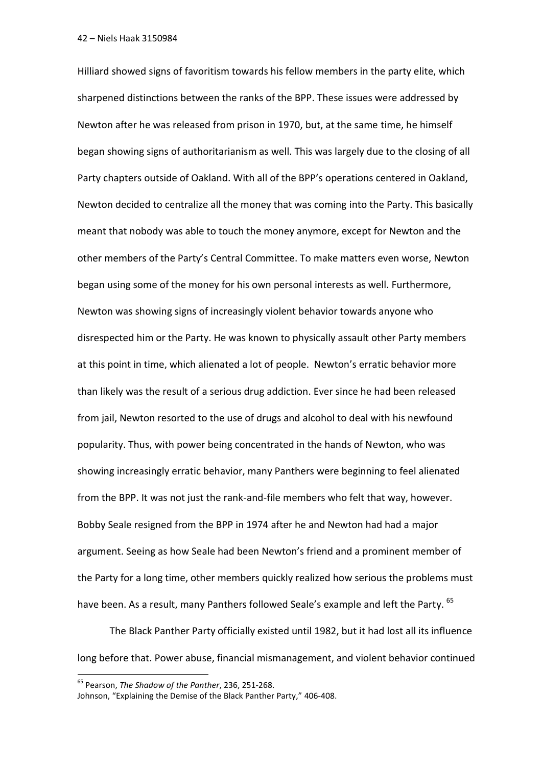Hilliard showed signs of favoritism towards his fellow members in the party elite, which sharpened distinctions between the ranks of the BPP. These issues were addressed by Newton after he was released from prison in 1970, but, at the same time, he himself began showing signs of authoritarianism as well. This was largely due to the closing of all Party chapters outside of Oakland. With all of the BPP's operations centered in Oakland, Newton decided to centralize all the money that was coming into the Party. This basically meant that nobody was able to touch the money anymore, except for Newton and the other members of the Party's Central Committee. To make matters even worse, Newton began using some of the money for his own personal interests as well. Furthermore, Newton was showing signs of increasingly violent behavior towards anyone who disrespected him or the Party. He was known to physically assault other Party members at this point in time, which alienated a lot of people. Newton's erratic behavior more than likely was the result of a serious drug addiction. Ever since he had been released from jail, Newton resorted to the use of drugs and alcohol to deal with his newfound popularity. Thus, with power being concentrated in the hands of Newton, who was showing increasingly erratic behavior, many Panthers were beginning to feel alienated from the BPP. It was not just the rank-and-file members who felt that way, however. Bobby Seale resigned from the BPP in 1974 after he and Newton had had a major argument. Seeing as how Seale had been Newton's friend and a prominent member of the Party for a long time, other members quickly realized how serious the problems must have been. As a result, many Panthers followed Seale's example and left the Party. [65]

The Black Panther Party officially existed until 1982, but it had lost all its influence long before that. Power abuse, financial mismanagement, and violent behavior continued

---

[65] Pearson, *The Shadow of the Panther*, 236, 251-268.
Johnson, "Explaining the Demise of the Black Panther Party," 406-408.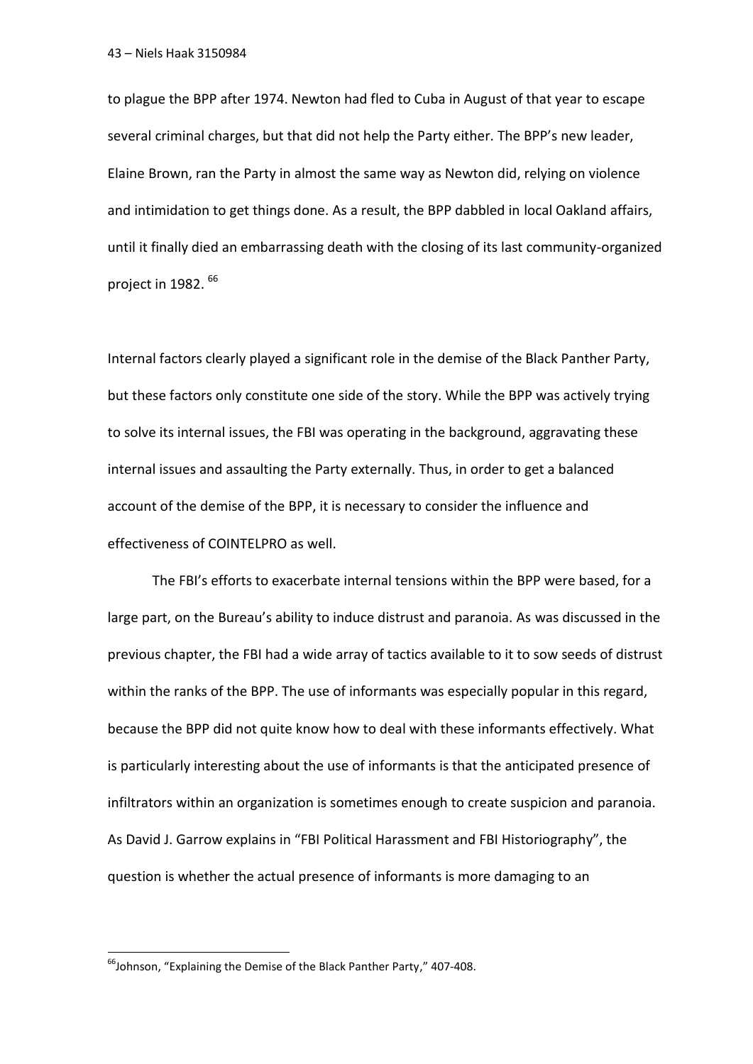to plague the BPP after 1974. Newton had fled to Cuba in August of that year to escape several criminal charges, but that did not help the Party either. The BPP's new leader, Elaine Brown, ran the Party in almost the same way as Newton did, relying on violence and intimidation to get things done. As a result, the BPP dabbled in local Oakland affairs, until it finally died an embarrassing death with the closing of its last community-organized project in 1982. [66]

Internal factors clearly played a significant role in the demise of the Black Panther Party, but these factors only constitute one side of the story. While the BPP was actively trying to solve its internal issues, the FBI was operating in the background, aggravating these internal issues and assaulting the Party externally. Thus, in order to get a balanced account of the demise of the BPP, it is necessary to consider the influence and effectiveness of COINTELPRO as well.

The FBI's efforts to exacerbate internal tensions within the BPP were based, for a large part, on the Bureau's ability to induce distrust and paranoia. As was discussed in the previous chapter, the FBI had a wide array of tactics available to it to sow seeds of distrust within the ranks of the BPP. The use of informants was especially popular in this regard, because the BPP did not quite know how to deal with these informants effectively. What is particularly interesting about the use of informants is that the anticipated presence of infiltrators within an organization is sometimes enough to create suspicion and paranoia. As David J. Garrow explains in "FBI Political Harassment and FBI Historiography", the question is whether the actual presence of informants is more damaging to an

[66] Johnson, "Explaining the Demise of the Black Panther Party," 407-408.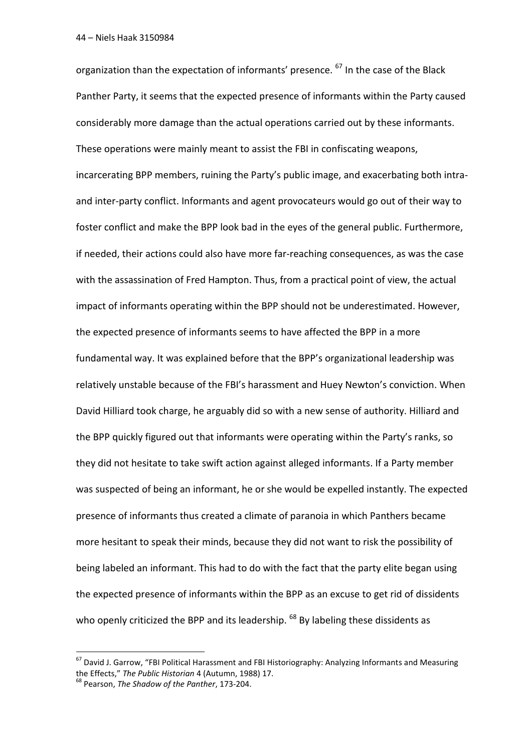organization than the expectation of informants' presence. [67] In the case of the Black Panther Party, it seems that the expected presence of informants within the Party caused considerably more damage than the actual operations carried out by these informants. These operations were mainly meant to assist the FBI in confiscating weapons, incarcerating BPP members, ruining the Party's public image, and exacerbating both intra- and inter-party conflict. Informants and agent provocateurs would go out of their way to foster conflict and make the BPP look bad in the eyes of the general public. Furthermore, if needed, their actions could also have more far-reaching consequences, as was the case with the assassination of Fred Hampton. Thus, from a practical point of view, the actual impact of informants operating within the BPP should not be underestimated. However, the expected presence of informants seems to have affected the BPP in a more fundamental way. It was explained before that the BPP's organizational leadership was relatively unstable because of the FBI's harassment and Huey Newton's conviction. When David Hilliard took charge, he arguably did so with a new sense of authority. Hilliard and the BPP quickly figured out that informants were operating within the Party's ranks, so they did not hesitate to take swift action against alleged informants. If a Party member was suspected of being an informant, he or she would be expelled instantly. The expected presence of informants thus created a climate of paranoia in which Panthers became more hesitant to speak their minds, because they did not want to risk the possibility of being labeled an informant. This had to do with the fact that the party elite began using the expected presence of informants within the BPP as an excuse to get rid of dissidents who openly criticized the BPP and its leadership. [68] By labeling these dissidents as

---

[67] David J. Garrow, "FBI Political Harassment and FBI Historiography: Analyzing Informants and Measuring the Effects," *The Public Historian* 4 (Autumn, 1988) 17.

[68] Pearson, *The Shadow of the Panther*, 173-204.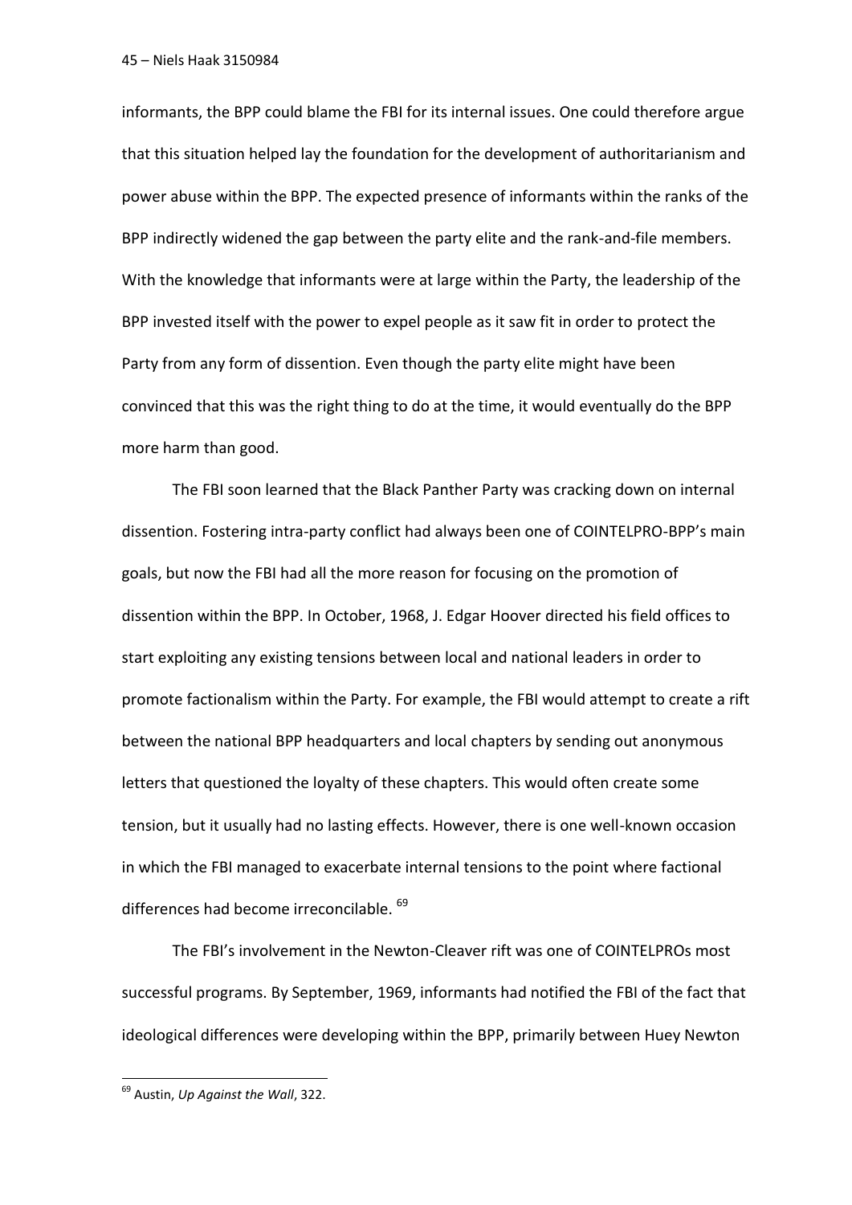informants, the BPP could blame the FBI for its internal issues. One could therefore argue that this situation helped lay the foundation for the development of authoritarianism and power abuse within the BPP. The expected presence of informants within the ranks of the BPP indirectly widened the gap between the party elite and the rank-and-file members. With the knowledge that informants were at large within the Party, the leadership of the BPP invested itself with the power to expel people as it saw fit in order to protect the Party from any form of dissention. Even though the party elite might have been convinced that this was the right thing to do at the time, it would eventually do the BPP more harm than good.

The FBI soon learned that the Black Panther Party was cracking down on internal dissention. Fostering intra-party conflict had always been one of COINTELPRO-BPP's main goals, but now the FBI had all the more reason for focusing on the promotion of dissention within the BPP. In October, 1968, J. Edgar Hoover directed his field offices to start exploiting any existing tensions between local and national leaders in order to promote factionalism within the Party. For example, the FBI would attempt to create a rift between the national BPP headquarters and local chapters by sending out anonymous letters that questioned the loyalty of these chapters. This would often create some tension, but it usually had no lasting effects. However, there is one well-known occasion in which the FBI managed to exacerbate internal tensions to the point where factional differences had become irreconcilable. [69]

The FBI's involvement in the Newton-Cleaver rift was one of COINTELPROs most successful programs. By September, 1969, informants had notified the FBI of the fact that ideological differences were developing within the BPP, primarily between Huey Newton

[69] Austin, *Up Against the Wall*, 322.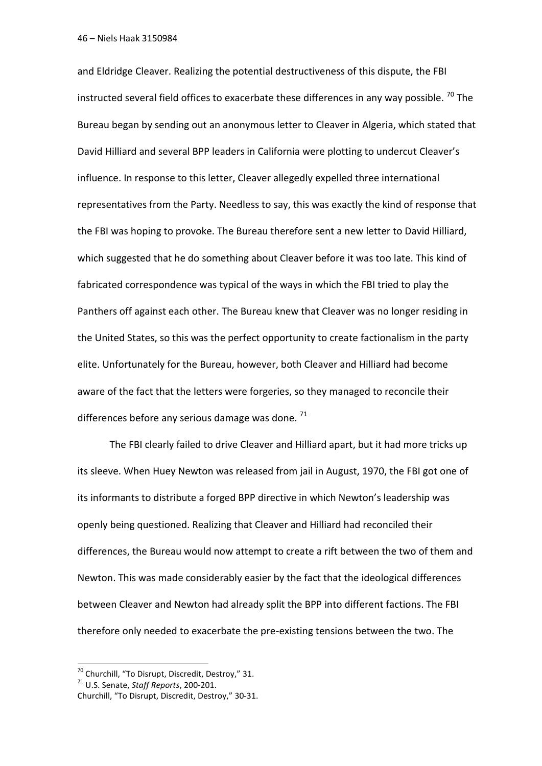and Eldridge Cleaver. Realizing the potential destructiveness of this dispute, the FBI instructed several field offices to exacerbate these differences in any way possible. [70] The Bureau began by sending out an anonymous letter to Cleaver in Algeria, which stated that David Hilliard and several BPP leaders in California were plotting to undercut Cleaver's influence. In response to this letter, Cleaver allegedly expelled three international representatives from the Party. Needless to say, this was exactly the kind of response that the FBI was hoping to provoke. The Bureau therefore sent a new letter to David Hilliard, which suggested that he do something about Cleaver before it was too late. This kind of fabricated correspondence was typical of the ways in which the FBI tried to play the Panthers off against each other. The Bureau knew that Cleaver was no longer residing in the United States, so this was the perfect opportunity to create factionalism in the party elite. Unfortunately for the Bureau, however, both Cleaver and Hilliard had become aware of the fact that the letters were forgeries, so they managed to reconcile their differences before any serious damage was done. [71]

The FBI clearly failed to drive Cleaver and Hilliard apart, but it had more tricks up its sleeve. When Huey Newton was released from jail in August, 1970, the FBI got one of its informants to distribute a forged BPP directive in which Newton's leadership was openly being questioned. Realizing that Cleaver and Hilliard had reconciled their differences, the Bureau would now attempt to create a rift between the two of them and Newton. This was made considerably easier by the fact that the ideological differences between Cleaver and Newton had already split the BPP into different factions. The FBI therefore only needed to exacerbate the pre-existing tensions between the two. The

---

[70] Churchill, "To Disrupt, Discredit, Destroy," 31.

[71] U.S. Senate, *Staff Reports*, 200-201.
Churchill, "To Disrupt, Discredit, Destroy," 30-31.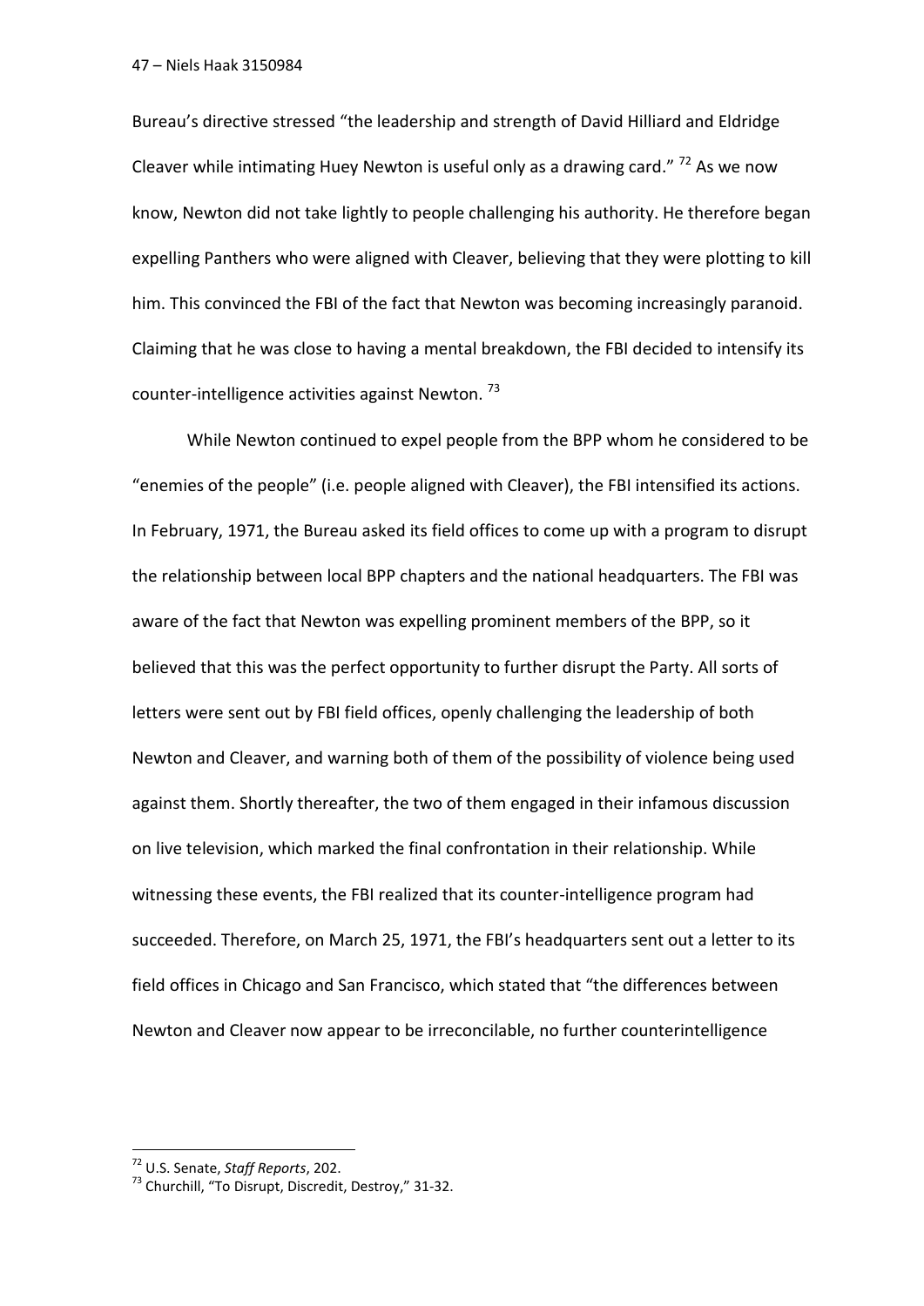Bureau's directive stressed "the leadership and strength of David Hilliard and Eldridge Cleaver while intimating Huey Newton is useful only as a drawing card." [72] As we now know, Newton did not take lightly to people challenging his authority. He therefore began expelling Panthers who were aligned with Cleaver, believing that they were plotting to kill him. This convinced the FBI of the fact that Newton was becoming increasingly paranoid. Claiming that he was close to having a mental breakdown, the FBI decided to intensify its counter-intelligence activities against Newton. [73]

While Newton continued to expel people from the BPP whom he considered to be "enemies of the people" (i.e. people aligned with Cleaver), the FBI intensified its actions. In February, 1971, the Bureau asked its field offices to come up with a program to disrupt the relationship between local BPP chapters and the national headquarters. The FBI was aware of the fact that Newton was expelling prominent members of the BPP, so it believed that this was the perfect opportunity to further disrupt the Party. All sorts of letters were sent out by FBI field offices, openly challenging the leadership of both Newton and Cleaver, and warning both of them of the possibility of violence being used against them. Shortly thereafter, the two of them engaged in their infamous discussion on live television, which marked the final confrontation in their relationship. While witnessing these events, the FBI realized that its counter-intelligence program had succeeded. Therefore, on March 25, 1971, the FBI's headquarters sent out a letter to its field offices in Chicago and San Francisco, which stated that "the differences between Newton and Cleaver now appear to be irreconcilable, no further counterintelligence

---

[72] U.S. Senate, *Staff Reports*, 202.

[73] Churchill, "To Disrupt, Discredit, Destroy," 31-32.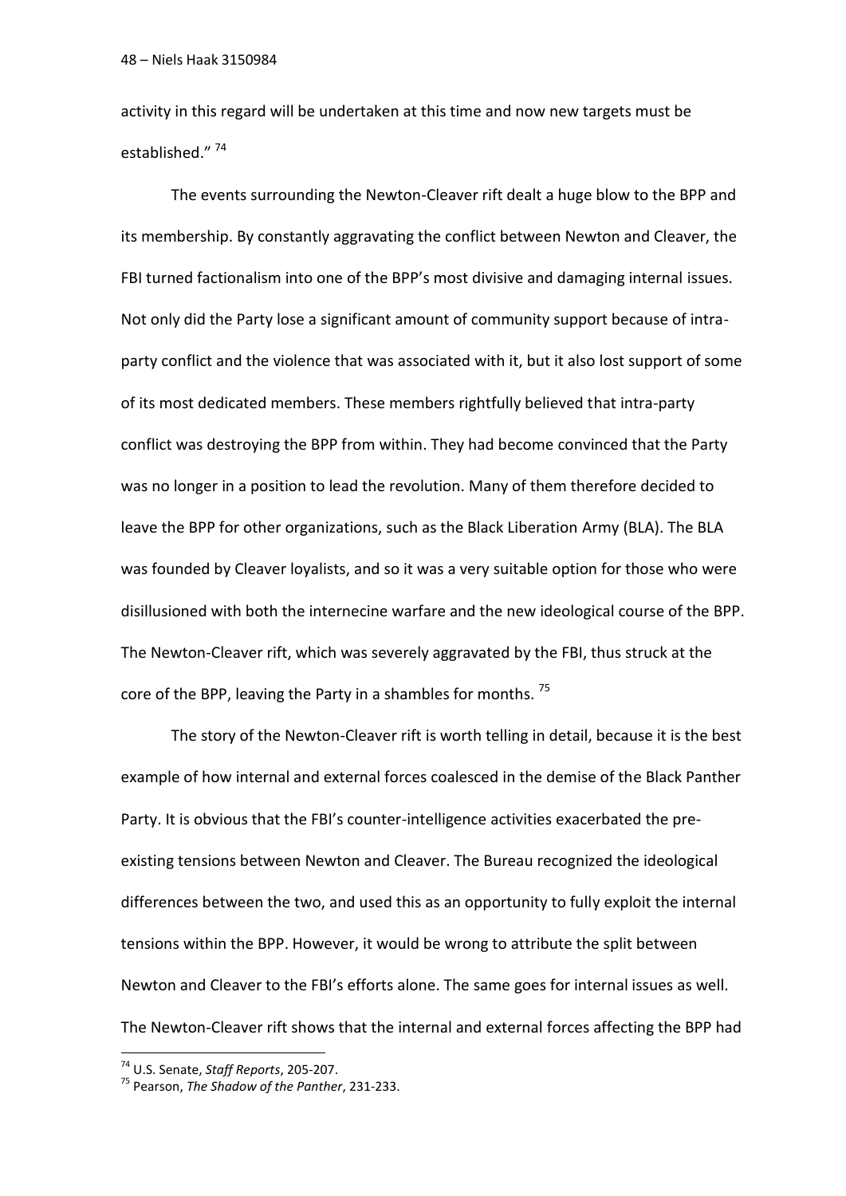activity in this regard will be undertaken at this time and now new targets must be established."[74]

The events surrounding the Newton-Cleaver rift dealt a huge blow to the BPP and its membership. By constantly aggravating the conflict between Newton and Cleaver, the FBI turned factionalism into one of the BPP's most divisive and damaging internal issues. Not only did the Party lose a significant amount of community support because of intra-party conflict and the violence that was associated with it, but it also lost support of some of its most dedicated members. These members rightfully believed that intra-party conflict was destroying the BPP from within. They had become convinced that the Party was no longer in a position to lead the revolution. Many of them therefore decided to leave the BPP for other organizations, such as the Black Liberation Army (BLA). The BLA was founded by Cleaver loyalists, and so it was a very suitable option for those who were disillusioned with both the internecine warfare and the new ideological course of the BPP. The Newton-Cleaver rift, which was severely aggravated by the FBI, thus struck at the core of the BPP, leaving the Party in a shambles for months.[75]

The story of the Newton-Cleaver rift is worth telling in detail, because it is the best example of how internal and external forces coalesced in the demise of the Black Panther Party. It is obvious that the FBI's counter-intelligence activities exacerbated the pre-existing tensions between Newton and Cleaver. The Bureau recognized the ideological differences between the two, and used this as an opportunity to fully exploit the internal tensions within the BPP. However, it would be wrong to attribute the split between Newton and Cleaver to the FBI's efforts alone. The same goes for internal issues as well. The Newton-Cleaver rift shows that the internal and external forces affecting the BPP had

---

[74] U.S. Senate, *Staff Reports*, 205-207.

[75] Pearson, *The Shadow of the Panther*, 231-233.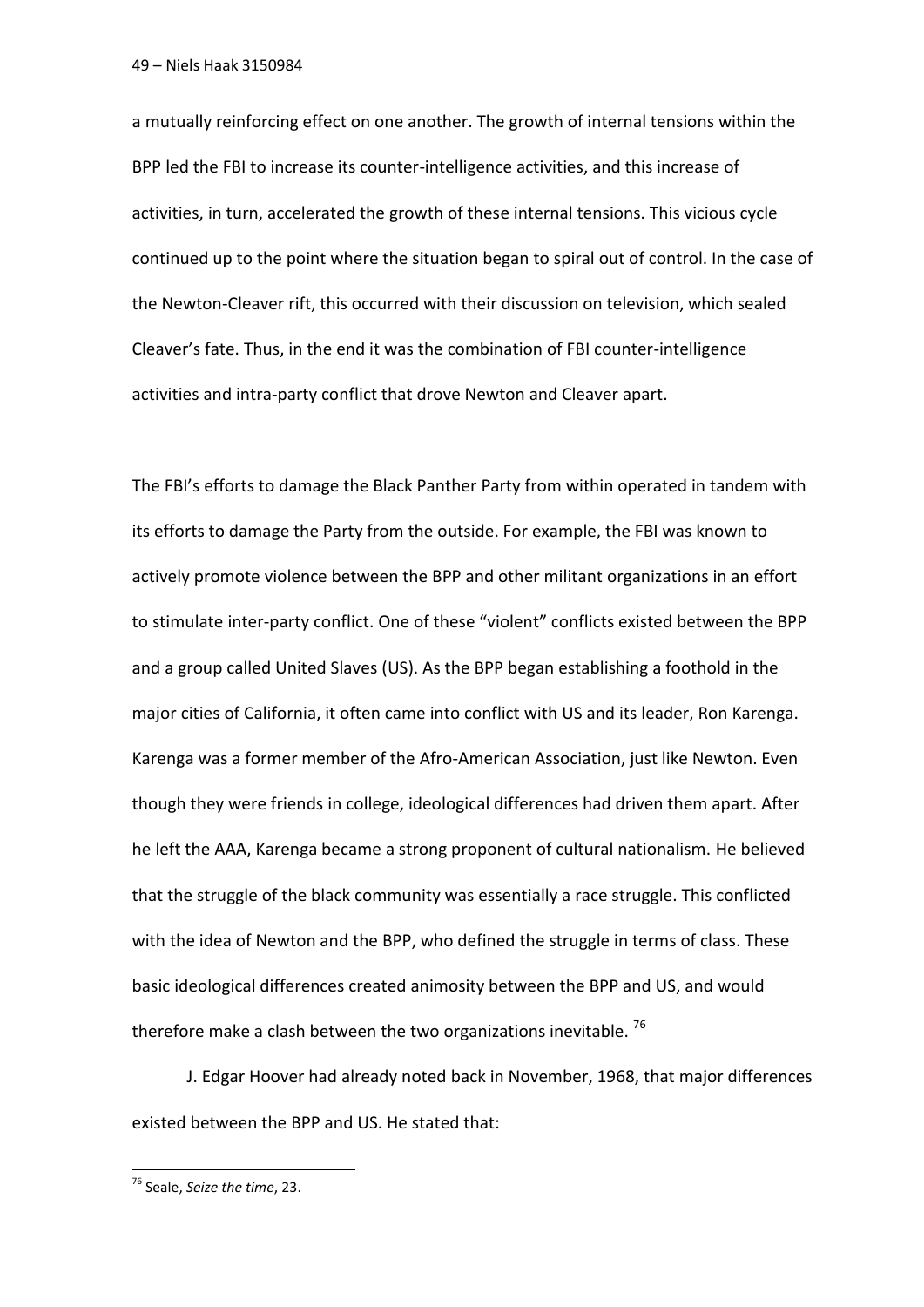a mutually reinforcing effect on one another. The growth of internal tensions within the BPP led the FBI to increase its counter-intelligence activities, and this increase of activities, in turn, accelerated the growth of these internal tensions. This vicious cycle continued up to the point where the situation began to spiral out of control. In the case of the Newton-Cleaver rift, this occurred with their discussion on television, which sealed Cleaver's fate. Thus, in the end it was the combination of FBI counter-intelligence activities and intra-party conflict that drove Newton and Cleaver apart.

The FBI's efforts to damage the Black Panther Party from within operated in tandem with its efforts to damage the Party from the outside. For example, the FBI was known to actively promote violence between the BPP and other militant organizations in an effort to stimulate inter-party conflict. One of these "violent" conflicts existed between the BPP and a group called United Slaves (US). As the BPP began establishing a foothold in the major cities of California, it often came into conflict with US and its leader, Ron Karenga. Karenga was a former member of the Afro-American Association, just like Newton. Even though they were friends in college, ideological differences had driven them apart. After he left the AAA, Karenga became a strong proponent of cultural nationalism. He believed that the struggle of the black community was essentially a race struggle. This conflicted with the idea of Newton and the BPP, who defined the struggle in terms of class. These basic ideological differences created animosity between the BPP and US, and would therefore make a clash between the two organizations inevitable. [76]

J. Edgar Hoover had already noted back in November, 1968, that major differences existed between the BPP and US. He stated that:

---

[76] Seale, *Seize the time*, 23.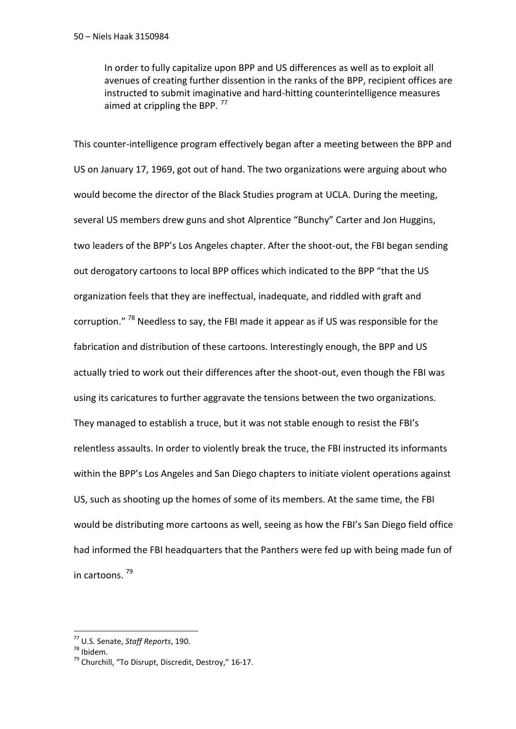> In order to fully capitalize upon BPP and US differences as well as to exploit all avenues of creating further dissention in the ranks of the BPP, recipient offices are instructed to submit imaginative and hard-hitting counterintelligence measures aimed at crippling the BPP. [77]

This counter-intelligence program effectively began after a meeting between the BPP and US on January 17, 1969, got out of hand. The two organizations were arguing about who would become the director of the Black Studies program at UCLA. During the meeting, several US members drew guns and shot Alprentice "Bunchy" Carter and Jon Huggins, two leaders of the BPP's Los Angeles chapter. After the shoot-out, the FBI began sending out derogatory cartoons to local BPP offices which indicated to the BPP "that the US organization feels that they are ineffectual, inadequate, and riddled with graft and corruption." [78] Needless to say, the FBI made it appear as if US was responsible for the fabrication and distribution of these cartoons. Interestingly enough, the BPP and US actually tried to work out their differences after the shoot-out, even though the FBI was using its caricatures to further aggravate the tensions between the two organizations. They managed to establish a truce, but it was not stable enough to resist the FBI's relentless assaults. In order to violently break the truce, the FBI instructed its informants within the BPP's Los Angeles and San Diego chapters to initiate violent operations against US, such as shooting up the homes of some of its members. At the same time, the FBI would be distributing more cartoons as well, seeing as how the FBI's San Diego field office had informed the FBI headquarters that the Panthers were fed up with being made fun of in cartoons. [79]

---

[77] U.S. Senate, *Staff Reports*, 190.

[78] Ibidem.

[79] Churchill, "To Disrupt, Discredit, Destroy," 16-17.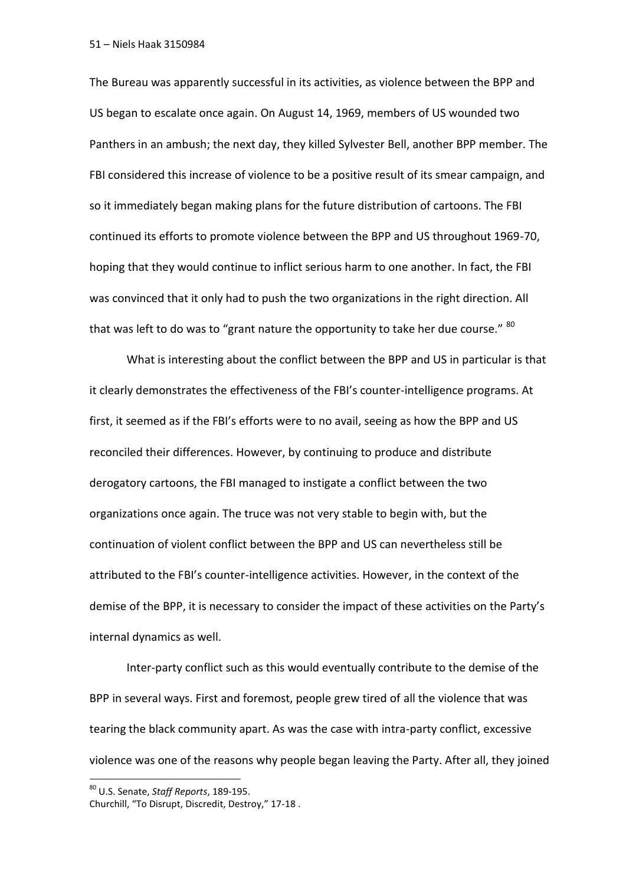The Bureau was apparently successful in its activities, as violence between the BPP and US began to escalate once again. On August 14, 1969, members of US wounded two Panthers in an ambush; the next day, they killed Sylvester Bell, another BPP member. The FBI considered this increase of violence to be a positive result of its smear campaign, and so it immediately began making plans for the future distribution of cartoons. The FBI continued its efforts to promote violence between the BPP and US throughout 1969-70, hoping that they would continue to inflict serious harm to one another. In fact, the FBI was convinced that it only had to push the two organizations in the right direction. All that was left to do was to "grant nature the opportunity to take her due course." [80]

What is interesting about the conflict between the BPP and US in particular is that it clearly demonstrates the effectiveness of the FBI's counter-intelligence programs. At first, it seemed as if the FBI's efforts were to no avail, seeing as how the BPP and US reconciled their differences. However, by continuing to produce and distribute derogatory cartoons, the FBI managed to instigate a conflict between the two organizations once again. The truce was not very stable to begin with, but the continuation of violent conflict between the BPP and US can nevertheless still be attributed to the FBI's counter-intelligence activities. However, in the context of the demise of the BPP, it is necessary to consider the impact of these activities on the Party's internal dynamics as well.

Inter-party conflict such as this would eventually contribute to the demise of the BPP in several ways. First and foremost, people grew tired of all the violence that was tearing the black community apart. As was the case with intra-party conflict, excessive violence was one of the reasons why people began leaving the Party. After all, they joined

---

[80] U.S. Senate, *Staff Reports*, 189-195.
Churchill, "To Disrupt, Discredit, Destroy," 17-18 .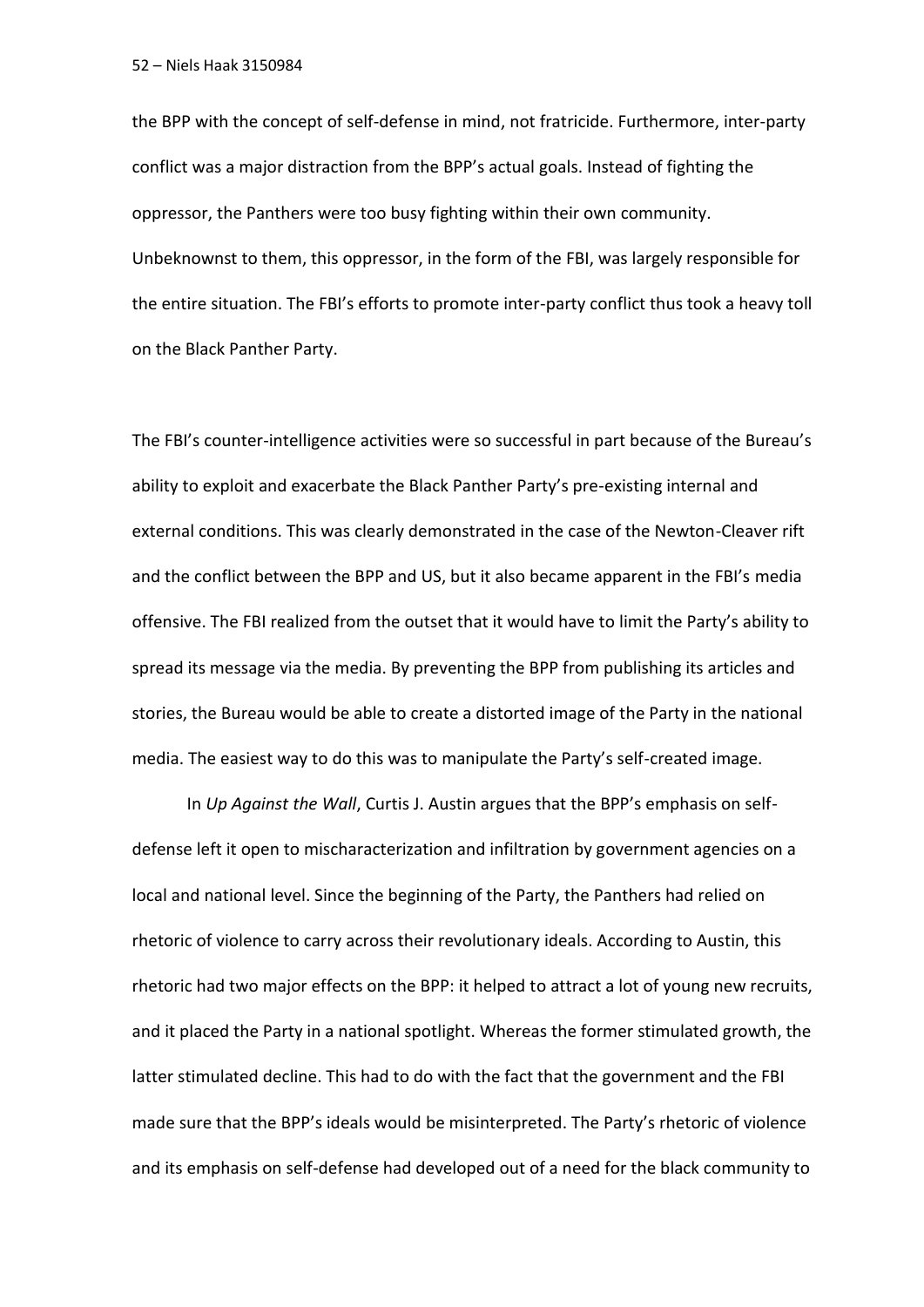the BPP with the concept of self-defense in mind, not fratricide. Furthermore, inter-party conflict was a major distraction from the BPP's actual goals. Instead of fighting the oppressor, the Panthers were too busy fighting within their own community. Unbeknownst to them, this oppressor, in the form of the FBI, was largely responsible for the entire situation. The FBI's efforts to promote inter-party conflict thus took a heavy toll on the Black Panther Party.

The FBI's counter-intelligence activities were so successful in part because of the Bureau's ability to exploit and exacerbate the Black Panther Party's pre-existing internal and external conditions. This was clearly demonstrated in the case of the Newton-Cleaver rift and the conflict between the BPP and US, but it also became apparent in the FBI's media offensive. The FBI realized from the outset that it would have to limit the Party's ability to spread its message via the media. By preventing the BPP from publishing its articles and stories, the Bureau would be able to create a distorted image of the Party in the national media. The easiest way to do this was to manipulate the Party's self-created image.

In *Up Against the Wall*, Curtis J. Austin argues that the BPP's emphasis on self-defense left it open to mischaracterization and infiltration by government agencies on a local and national level. Since the beginning of the Party, the Panthers had relied on rhetoric of violence to carry across their revolutionary ideals. According to Austin, this rhetoric had two major effects on the BPP: it helped to attract a lot of young new recruits, and it placed the Party in a national spotlight. Whereas the former stimulated growth, the latter stimulated decline. This had to do with the fact that the government and the FBI made sure that the BPP's ideals would be misinterpreted. The Party's rhetoric of violence and its emphasis on self-defense had developed out of a need for the black community to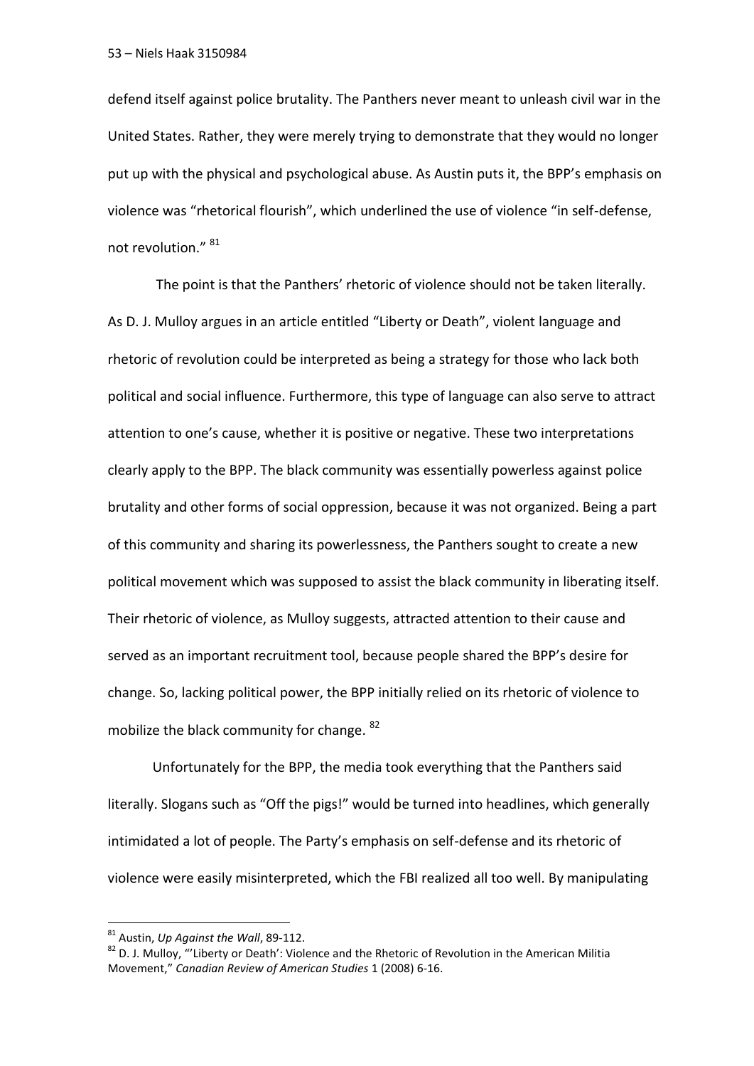defend itself against police brutality. The Panthers never meant to unleash civil war in the United States. Rather, they were merely trying to demonstrate that they would no longer put up with the physical and psychological abuse. As Austin puts it, the BPP's emphasis on violence was "rhetorical flourish", which underlined the use of violence "in self-defense, not revolution." [81]

The point is that the Panthers' rhetoric of violence should not be taken literally. As D. J. Mulloy argues in an article entitled "Liberty or Death", violent language and rhetoric of revolution could be interpreted as being a strategy for those who lack both political and social influence. Furthermore, this type of language can also serve to attract attention to one's cause, whether it is positive or negative. These two interpretations clearly apply to the BPP. The black community was essentially powerless against police brutality and other forms of social oppression, because it was not organized. Being a part of this community and sharing its powerlessness, the Panthers sought to create a new political movement which was supposed to assist the black community in liberating itself. Their rhetoric of violence, as Mulloy suggests, attracted attention to their cause and served as an important recruitment tool, because people shared the BPP's desire for change. So, lacking political power, the BPP initially relied on its rhetoric of violence to mobilize the black community for change. [82]

Unfortunately for the BPP, the media took everything that the Panthers said literally. Slogans such as "Off the pigs!" would be turned into headlines, which generally intimidated a lot of people. The Party's emphasis on self-defense and its rhetoric of violence were easily misinterpreted, which the FBI realized all too well. By manipulating

---

[81] Austin, *Up Against the Wall*, 89-112.

[82] D. J. Mulloy, "'Liberty or Death': Violence and the Rhetoric of Revolution in the American Militia Movement," *Canadian Review of American Studies* 1 (2008) 6-16.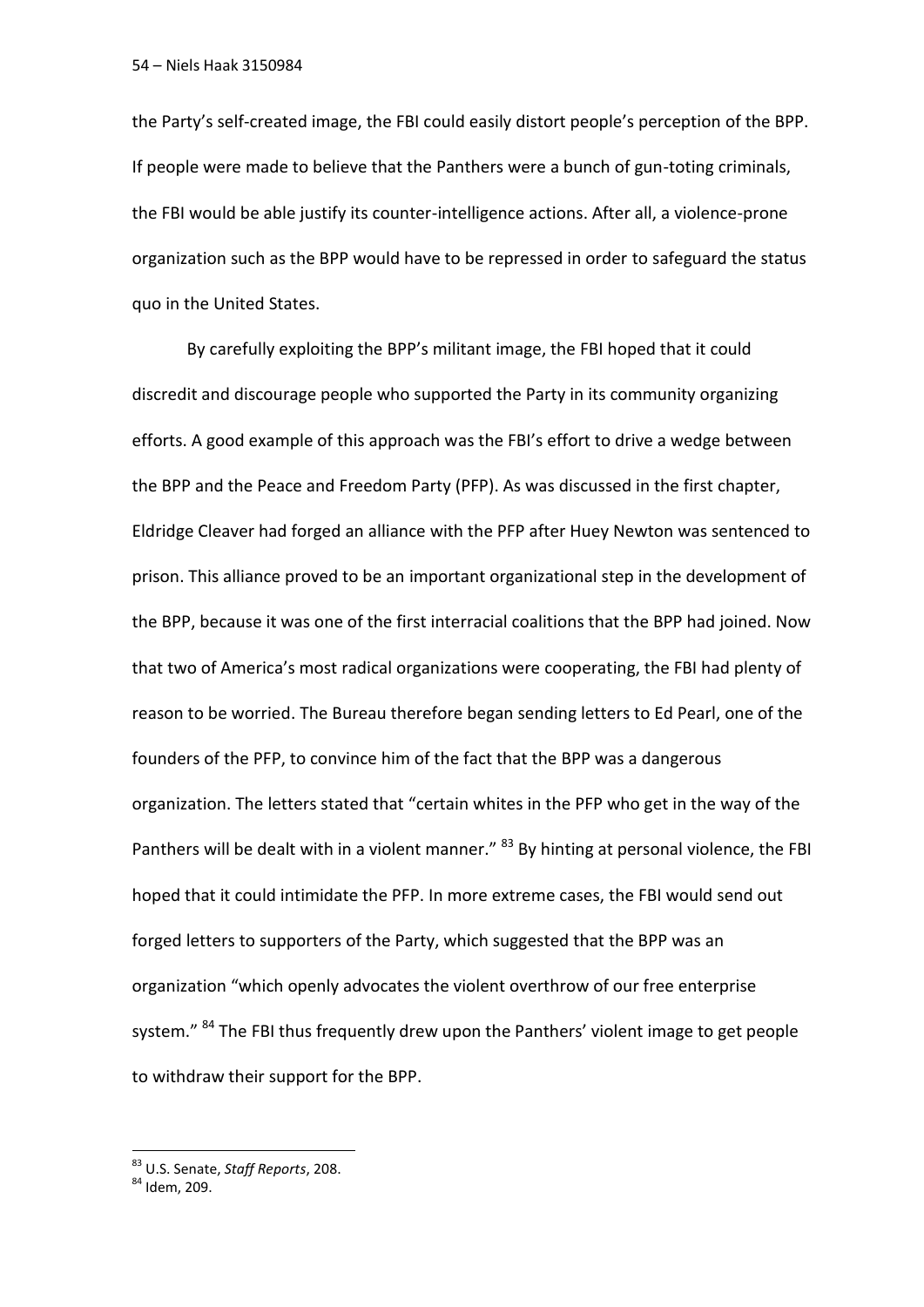the Party's self-created image, the FBI could easily distort people's perception of the BPP. If people were made to believe that the Panthers were a bunch of gun-toting criminals, the FBI would be able justify its counter-intelligence actions. After all, a violence-prone organization such as the BPP would have to be repressed in order to safeguard the status quo in the United States.

By carefully exploiting the BPP's militant image, the FBI hoped that it could discredit and discourage people who supported the Party in its community organizing efforts. A good example of this approach was the FBI's effort to drive a wedge between the BPP and the Peace and Freedom Party (PFP). As was discussed in the first chapter, Eldridge Cleaver had forged an alliance with the PFP after Huey Newton was sentenced to prison. This alliance proved to be an important organizational step in the development of the BPP, because it was one of the first interracial coalitions that the BPP had joined. Now that two of America's most radical organizations were cooperating, the FBI had plenty of reason to be worried. The Bureau therefore began sending letters to Ed Pearl, one of the founders of the PFP, to convince him of the fact that the BPP was a dangerous organization. The letters stated that "certain whites in the PFP who get in the way of the Panthers will be dealt with in a violent manner." [83] By hinting at personal violence, the FBI hoped that it could intimidate the PFP. In more extreme cases, the FBI would send out forged letters to supporters of the Party, which suggested that the BPP was an organization "which openly advocates the violent overthrow of our free enterprise system." [84] The FBI thus frequently drew upon the Panthers' violent image to get people to withdraw their support for the BPP.

---

[83] U.S. Senate, *Staff Reports*, 208.

[84] Idem, 209.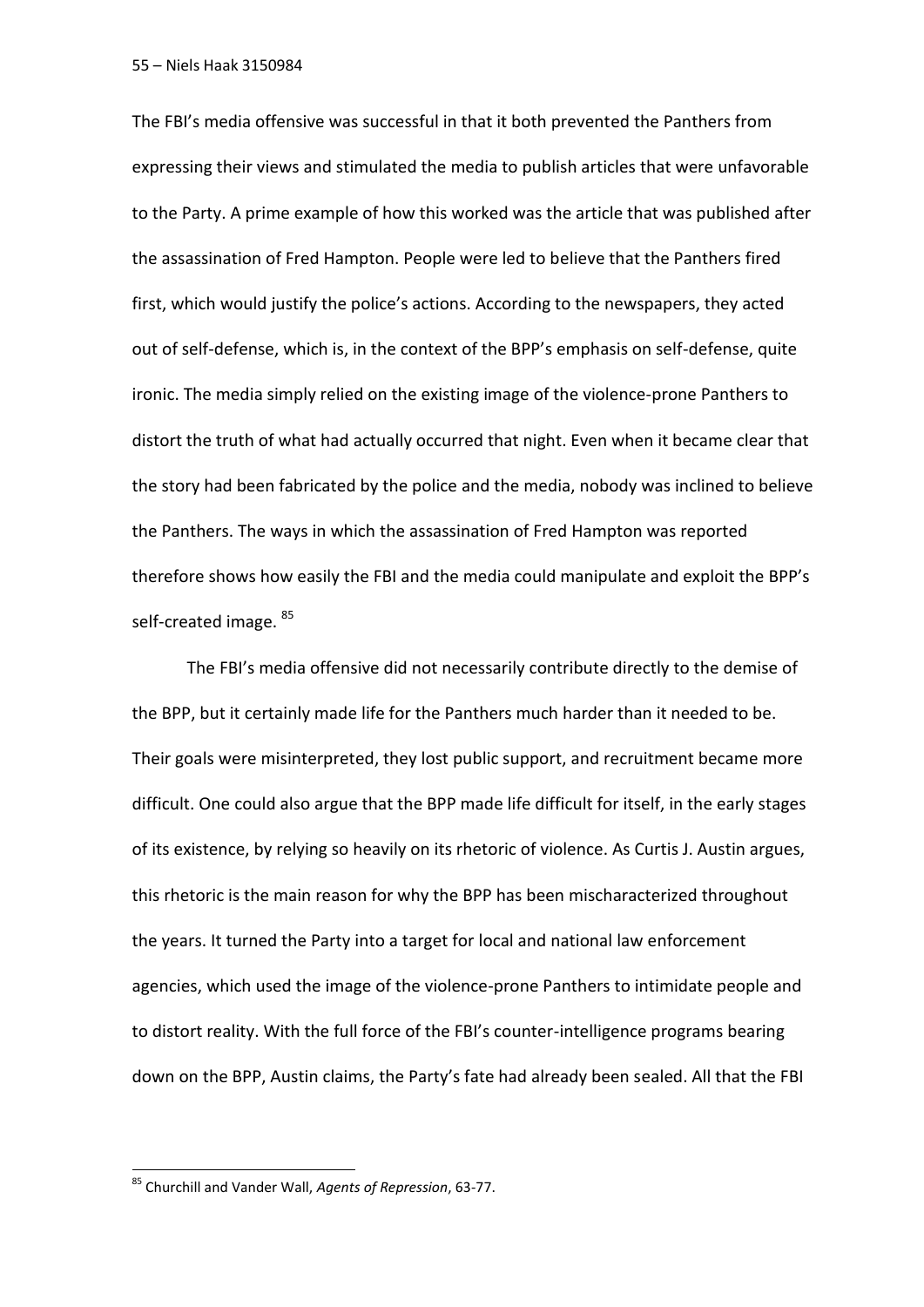The FBI's media offensive was successful in that it both prevented the Panthers from expressing their views and stimulated the media to publish articles that were unfavorable to the Party. A prime example of how this worked was the article that was published after the assassination of Fred Hampton. People were led to believe that the Panthers fired first, which would justify the police's actions. According to the newspapers, they acted out of self-defense, which is, in the context of the BPP's emphasis on self-defense, quite ironic. The media simply relied on the existing image of the violence-prone Panthers to distort the truth of what had actually occurred that night. Even when it became clear that the story had been fabricated by the police and the media, nobody was inclined to believe the Panthers. The ways in which the assassination of Fred Hampton was reported therefore shows how easily the FBI and the media could manipulate and exploit the BPP's self-created image. [85]

The FBI's media offensive did not necessarily contribute directly to the demise of the BPP, but it certainly made life for the Panthers much harder than it needed to be. Their goals were misinterpreted, they lost public support, and recruitment became more difficult. One could also argue that the BPP made life difficult for itself, in the early stages of its existence, by relying so heavily on its rhetoric of violence. As Curtis J. Austin argues, this rhetoric is the main reason for why the BPP has been mischaracterized throughout the years. It turned the Party into a target for local and national law enforcement agencies, which used the image of the violence-prone Panthers to intimidate people and to distort reality. With the full force of the FBI's counter-intelligence programs bearing down on the BPP, Austin claims, the Party's fate had already been sealed. All that the FBI

---

[85] Churchill and Vander Wall, *Agents of Repression*, 63-77.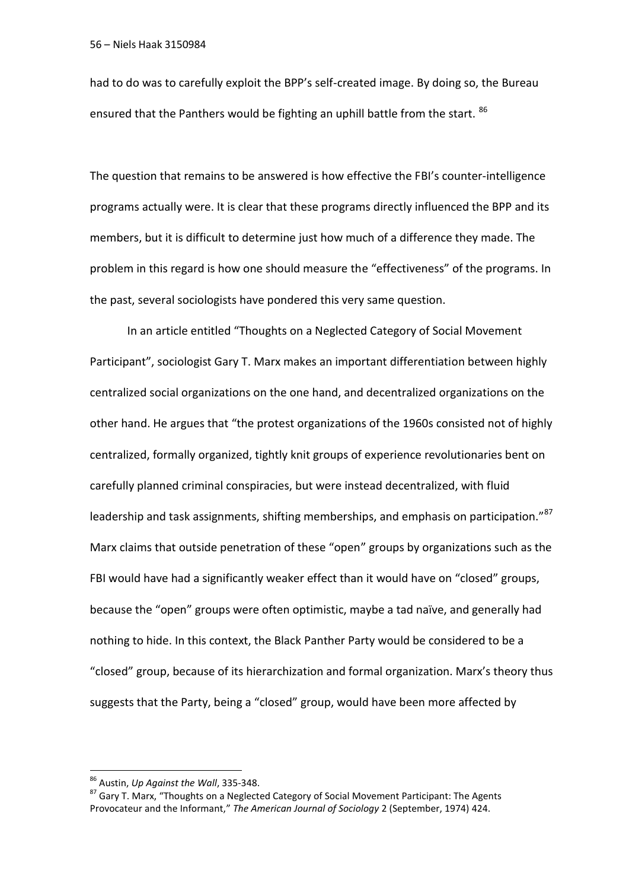had to do was to carefully exploit the BPP's self-created image. By doing so, the Bureau ensured that the Panthers would be fighting an uphill battle from the start. [86]

The question that remains to be answered is how effective the FBI's counter-intelligence programs actually were. It is clear that these programs directly influenced the BPP and its members, but it is difficult to determine just how much of a difference they made. The problem in this regard is how one should measure the "effectiveness" of the programs. In the past, several sociologists have pondered this very same question.

In an article entitled "Thoughts on a Neglected Category of Social Movement Participant", sociologist Gary T. Marx makes an important differentiation between highly centralized social organizations on the one hand, and decentralized organizations on the other hand. He argues that "the protest organizations of the 1960s consisted not of highly centralized, formally organized, tightly knit groups of experience revolutionaries bent on carefully planned criminal conspiracies, but were instead decentralized, with fluid leadership and task assignments, shifting memberships, and emphasis on participation."[87] Marx claims that outside penetration of these "open" groups by organizations such as the FBI would have had a significantly weaker effect than it would have on "closed" groups, because the "open" groups were often optimistic, maybe a tad naïve, and generally had nothing to hide. In this context, the Black Panther Party would be considered to be a "closed" group, because of its hierarchization and formal organization. Marx's theory thus suggests that the Party, being a "closed" group, would have been more affected by

[86] Austin, *Up Against the Wall*, 335-348.

[87] Gary T. Marx, "Thoughts on a Neglected Category of Social Movement Participant: The Agents Provocateur and the Informant," *The American Journal of Sociology* 2 (September, 1974) 424.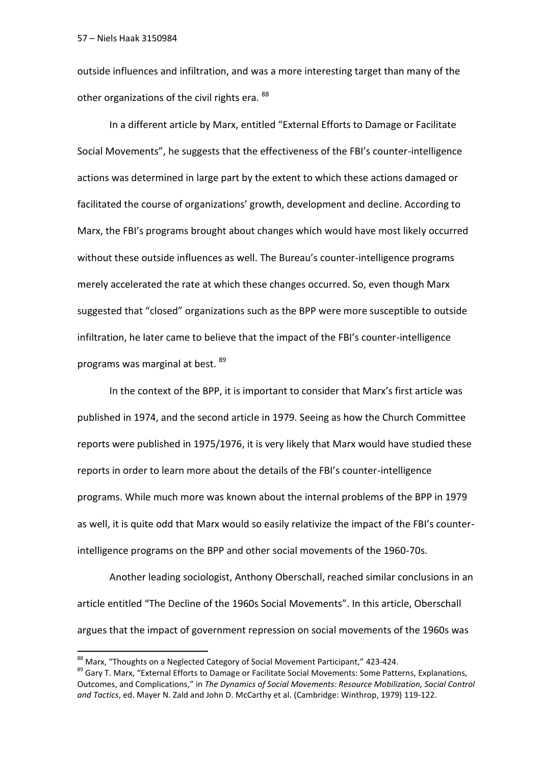outside influences and infiltration, and was a more interesting target than many of the other organizations of the civil rights era. [88]

In a different article by Marx, entitled "External Efforts to Damage or Facilitate Social Movements", he suggests that the effectiveness of the FBI's counter-intelligence actions was determined in large part by the extent to which these actions damaged or facilitated the course of organizations' growth, development and decline. According to Marx, the FBI's programs brought about changes which would have most likely occurred without these outside influences as well. The Bureau's counter-intelligence programs merely accelerated the rate at which these changes occurred. So, even though Marx suggested that "closed" organizations such as the BPP were more susceptible to outside infiltration, he later came to believe that the impact of the FBI's counter-intelligence programs was marginal at best. [89]

In the context of the BPP, it is important to consider that Marx's first article was published in 1974, and the second article in 1979. Seeing as how the Church Committee reports were published in 1975/1976, it is very likely that Marx would have studied these reports in order to learn more about the details of the FBI's counter-intelligence programs. While much more was known about the internal problems of the BPP in 1979 as well, it is quite odd that Marx would so easily relativize the impact of the FBI's counter-intelligence programs on the BPP and other social movements of the 1960-70s.

Another leading sociologist, Anthony Oberschall, reached similar conclusions in an article entitled "The Decline of the 1960s Social Movements". In this article, Oberschall argues that the impact of government repression on social movements of the 1960s was

---

[88] Marx, "Thoughts on a Neglected Category of Social Movement Participant," 423-424.

[89] Gary T. Marx, "External Efforts to Damage or Facilitate Social Movements: Some Patterns, Explanations, Outcomes, and Complications," in *The Dynamics of Social Movements: Resource Mobilization, Social Control and Tactics*, ed. Mayer N. Zald and John D. McCarthy et al. (Cambridge: Winthrop, 1979) 119-122.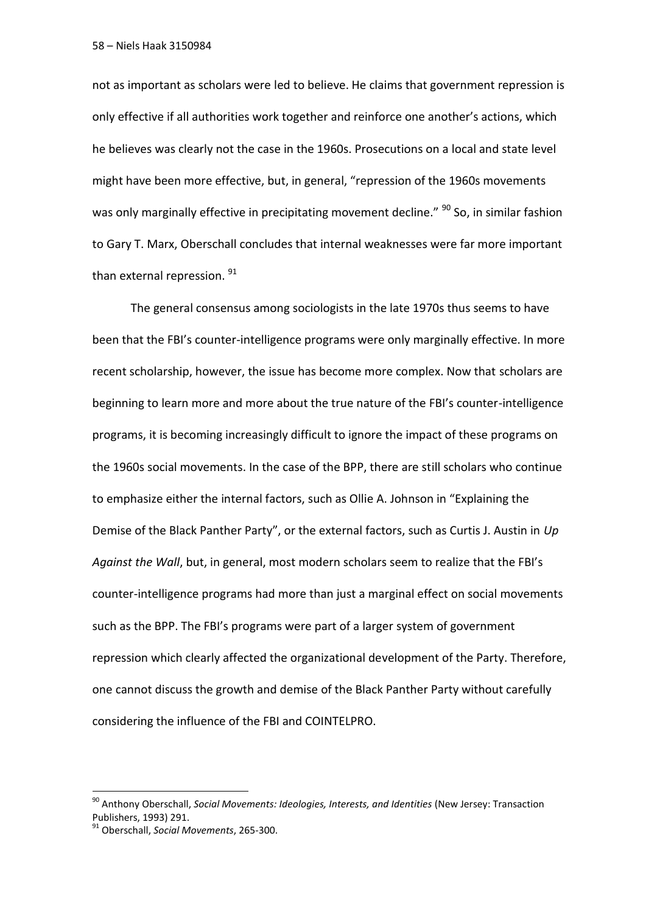not as important as scholars were led to believe. He claims that government repression is only effective if all authorities work together and reinforce one another's actions, which he believes was clearly not the case in the 1960s. Prosecutions on a local and state level might have been more effective, but, in general, "repression of the 1960s movements was only marginally effective in precipitating movement decline." [90] So, in similar fashion to Gary T. Marx, Oberschall concludes that internal weaknesses were far more important than external repression. [91]

The general consensus among sociologists in the late 1970s thus seems to have been that the FBI's counter-intelligence programs were only marginally effective. In more recent scholarship, however, the issue has become more complex. Now that scholars are beginning to learn more and more about the true nature of the FBI's counter-intelligence programs, it is becoming increasingly difficult to ignore the impact of these programs on the 1960s social movements. In the case of the BPP, there are still scholars who continue to emphasize either the internal factors, such as Ollie A. Johnson in "Explaining the Demise of the Black Panther Party", or the external factors, such as Curtis J. Austin in *Up Against the Wall*, but, in general, most modern scholars seem to realize that the FBI's counter-intelligence programs had more than just a marginal effect on social movements such as the BPP. The FBI's programs were part of a larger system of government repression which clearly affected the organizational development of the Party. Therefore, one cannot discuss the growth and demise of the Black Panther Party without carefully considering the influence of the FBI and COINTELPRO.

---

[90] Anthony Oberschall, *Social Movements: Ideologies, Interests, and Identities* (New Jersey: Transaction Publishers, 1993) 291.

[91] Oberschall, *Social Movements*, 265-300.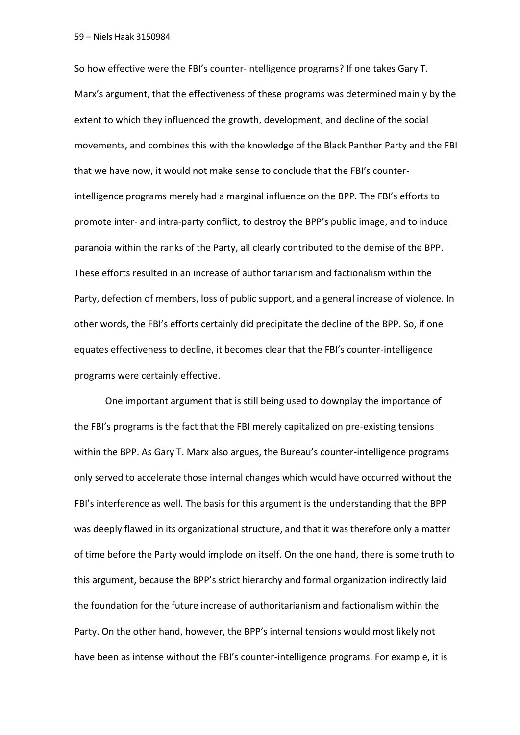So how effective were the FBI's counter-intelligence programs? If one takes Gary T. Marx's argument, that the effectiveness of these programs was determined mainly by the extent to which they influenced the growth, development, and decline of the social movements, and combines this with the knowledge of the Black Panther Party and the FBI that we have now, it would not make sense to conclude that the FBI's counter-intelligence programs merely had a marginal influence on the BPP. The FBI's efforts to promote inter- and intra-party conflict, to destroy the BPP's public image, and to induce paranoia within the ranks of the Party, all clearly contributed to the demise of the BPP. These efforts resulted in an increase of authoritarianism and factionalism within the Party, defection of members, loss of public support, and a general increase of violence. In other words, the FBI's efforts certainly did precipitate the decline of the BPP. So, if one equates effectiveness to decline, it becomes clear that the FBI's counter-intelligence programs were certainly effective.

One important argument that is still being used to downplay the importance of the FBI's programs is the fact that the FBI merely capitalized on pre-existing tensions within the BPP. As Gary T. Marx also argues, the Bureau's counter-intelligence programs only served to accelerate those internal changes which would have occurred without the FBI's interference as well. The basis for this argument is the understanding that the BPP was deeply flawed in its organizational structure, and that it was therefore only a matter of time before the Party would implode on itself. On the one hand, there is some truth to this argument, because the BPP's strict hierarchy and formal organization indirectly laid the foundation for the future increase of authoritarianism and factionalism within the Party. On the other hand, however, the BPP's internal tensions would most likely not have been as intense without the FBI's counter-intelligence programs. For example, it is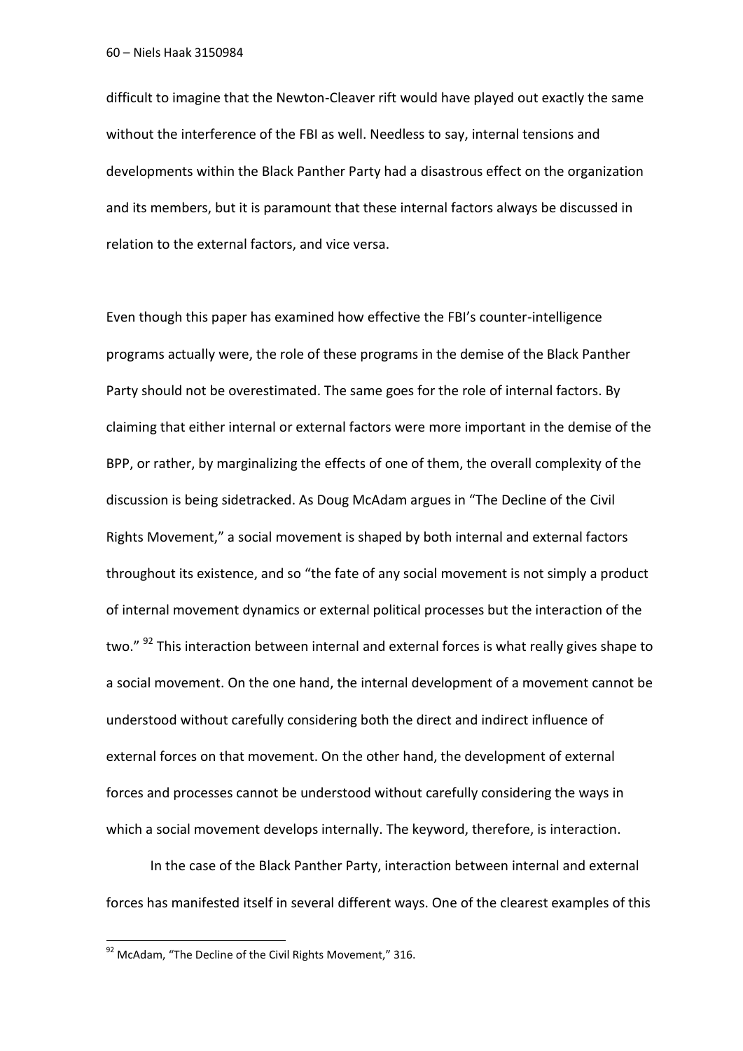difficult to imagine that the Newton-Cleaver rift would have played out exactly the same without the interference of the FBI as well. Needless to say, internal tensions and developments within the Black Panther Party had a disastrous effect on the organization and its members, but it is paramount that these internal factors always be discussed in relation to the external factors, and vice versa.

Even though this paper has examined how effective the FBI's counter-intelligence programs actually were, the role of these programs in the demise of the Black Panther Party should not be overestimated. The same goes for the role of internal factors. By claiming that either internal or external factors were more important in the demise of the BPP, or rather, by marginalizing the effects of one of them, the overall complexity of the discussion is being sidetracked. As Doug McAdam argues in "The Decline of the Civil Rights Movement," a social movement is shaped by both internal and external factors throughout its existence, and so "the fate of any social movement is not simply a product of internal movement dynamics or external political processes but the interaction of the two." [92] This interaction between internal and external forces is what really gives shape to a social movement. On the one hand, the internal development of a movement cannot be understood without carefully considering both the direct and indirect influence of external forces on that movement. On the other hand, the development of external forces and processes cannot be understood without carefully considering the ways in which a social movement develops internally. The keyword, therefore, is interaction.

In the case of the Black Panther Party, interaction between internal and external forces has manifested itself in several different ways. One of the clearest examples of this

[92] McAdam, "The Decline of the Civil Rights Movement," 316.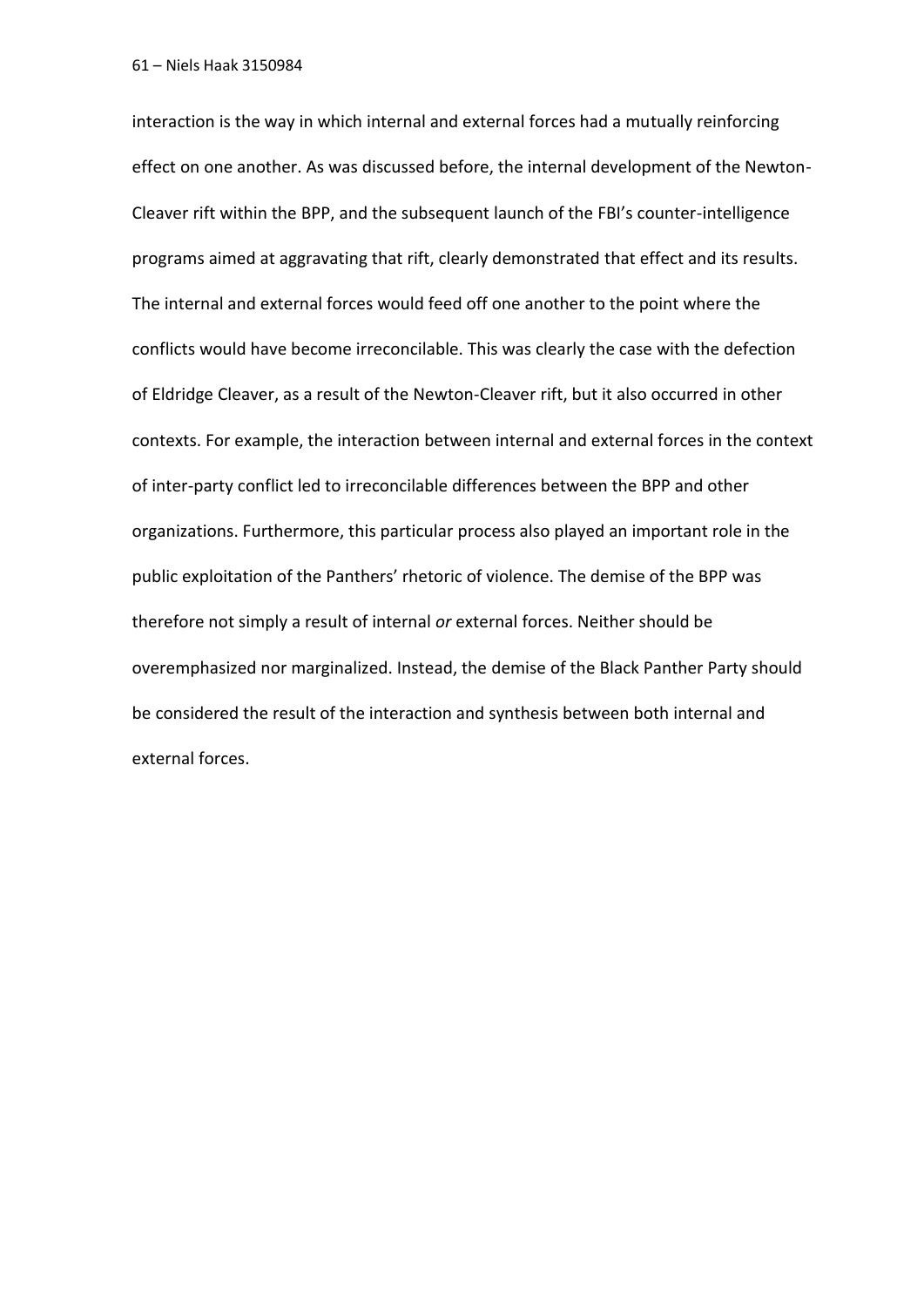interaction is the way in which internal and external forces had a mutually reinforcing effect on one another. As was discussed before, the internal development of the Newton-Cleaver rift within the BPP, and the subsequent launch of the FBI's counter-intelligence programs aimed at aggravating that rift, clearly demonstrated that effect and its results. The internal and external forces would feed off one another to the point where the conflicts would have become irreconcilable. This was clearly the case with the defection of Eldridge Cleaver, as a result of the Newton-Cleaver rift, but it also occurred in other contexts. For example, the interaction between internal and external forces in the context of inter-party conflict led to irreconcilable differences between the BPP and other organizations. Furthermore, this particular process also played an important role in the public exploitation of the Panthers' rhetoric of violence. The demise of the BPP was therefore not simply a result of internal *or* external forces. Neither should be overemphasized nor marginalized. Instead, the demise of the Black Panther Party should be considered the result of the interaction and synthesis between both internal and external forces.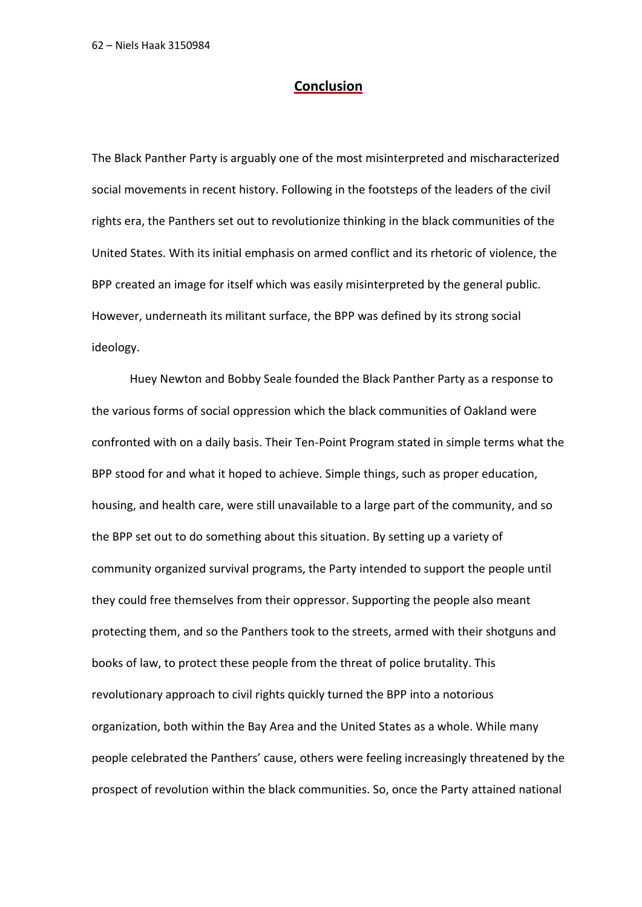## Conclusion

The Black Panther Party is arguably one of the most misinterpreted and mischaracterized social movements in recent history. Following in the footsteps of the leaders of the civil rights era, the Panthers set out to revolutionize thinking in the black communities of the United States. With its initial emphasis on armed conflict and its rhetoric of violence, the BPP created an image for itself which was easily misinterpreted by the general public. However, underneath its militant surface, the BPP was defined by its strong social ideology.

Huey Newton and Bobby Seale founded the Black Panther Party as a response to the various forms of social oppression which the black communities of Oakland were confronted with on a daily basis. Their Ten-Point Program stated in simple terms what the BPP stood for and what it hoped to achieve. Simple things, such as proper education, housing, and health care, were still unavailable to a large part of the community, and so the BPP set out to do something about this situation. By setting up a variety of community organized survival programs, the Party intended to support the people until they could free themselves from their oppressor. Supporting the people also meant protecting them, and so the Panthers took to the streets, armed with their shotguns and books of law, to protect these people from the threat of police brutality. This revolutionary approach to civil rights quickly turned the BPP into a notorious organization, both within the Bay Area and the United States as a whole. While many people celebrated the Panthers' cause, others were feeling increasingly threatened by the prospect of revolution within the black communities. So, once the Party attained national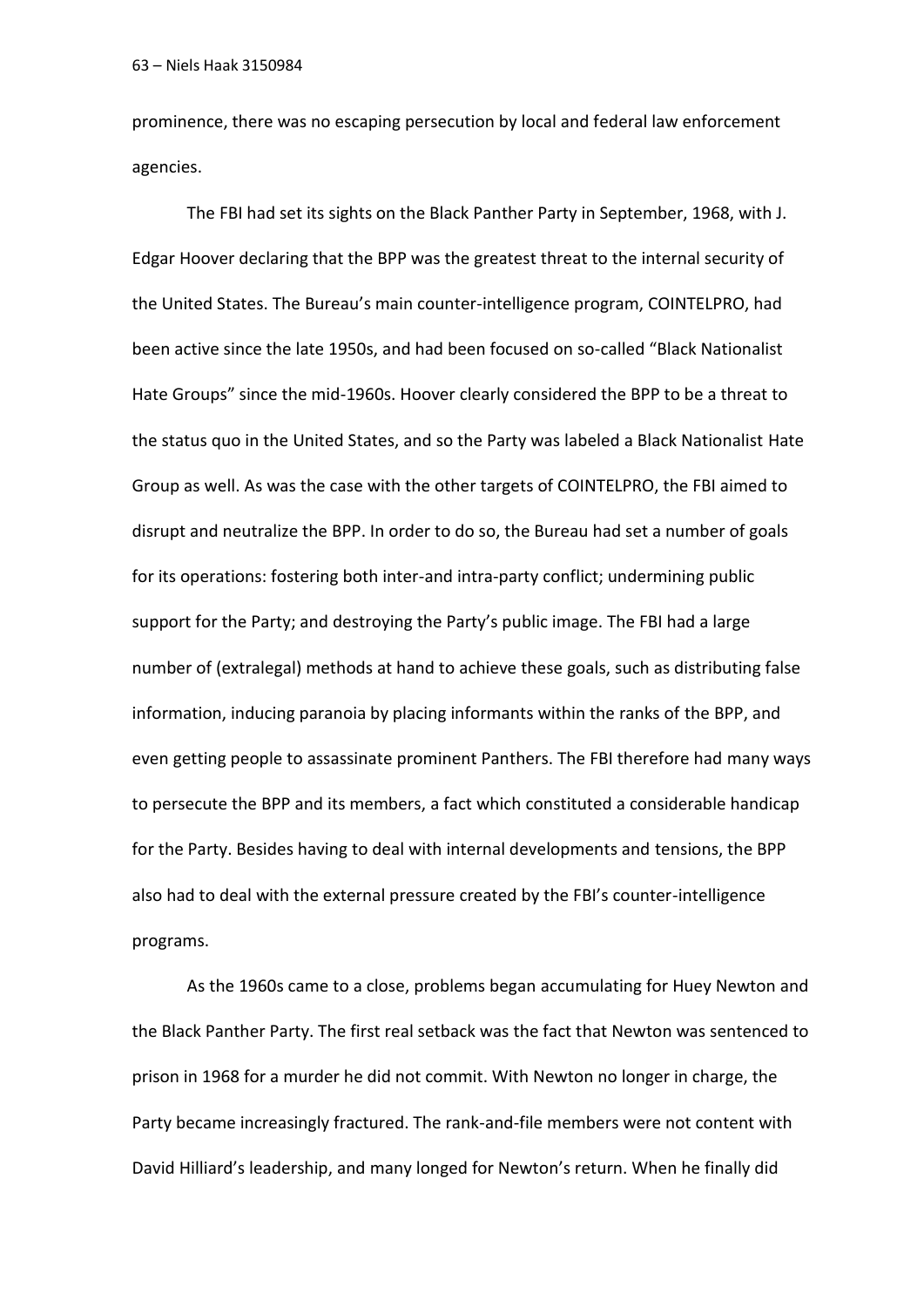prominence, there was no escaping persecution by local and federal law enforcement agencies.

The FBI had set its sights on the Black Panther Party in September, 1968, with J. Edgar Hoover declaring that the BPP was the greatest threat to the internal security of the United States. The Bureau's main counter-intelligence program, COINTELPRO, had been active since the late 1950s, and had been focused on so-called "Black Nationalist Hate Groups" since the mid-1960s. Hoover clearly considered the BPP to be a threat to the status quo in the United States, and so the Party was labeled a Black Nationalist Hate Group as well. As was the case with the other targets of COINTELPRO, the FBI aimed to disrupt and neutralize the BPP. In order to do so, the Bureau had set a number of goals for its operations: fostering both inter-and intra-party conflict; undermining public support for the Party; and destroying the Party's public image. The FBI had a large number of (extralegal) methods at hand to achieve these goals, such as distributing false information, inducing paranoia by placing informants within the ranks of the BPP, and even getting people to assassinate prominent Panthers. The FBI therefore had many ways to persecute the BPP and its members, a fact which constituted a considerable handicap for the Party. Besides having to deal with internal developments and tensions, the BPP also had to deal with the external pressure created by the FBI's counter-intelligence programs.

As the 1960s came to a close, problems began accumulating for Huey Newton and the Black Panther Party. The first real setback was the fact that Newton was sentenced to prison in 1968 for a murder he did not commit. With Newton no longer in charge, the Party became increasingly fractured. The rank-and-file members were not content with David Hilliard's leadership, and many longed for Newton's return. When he finally did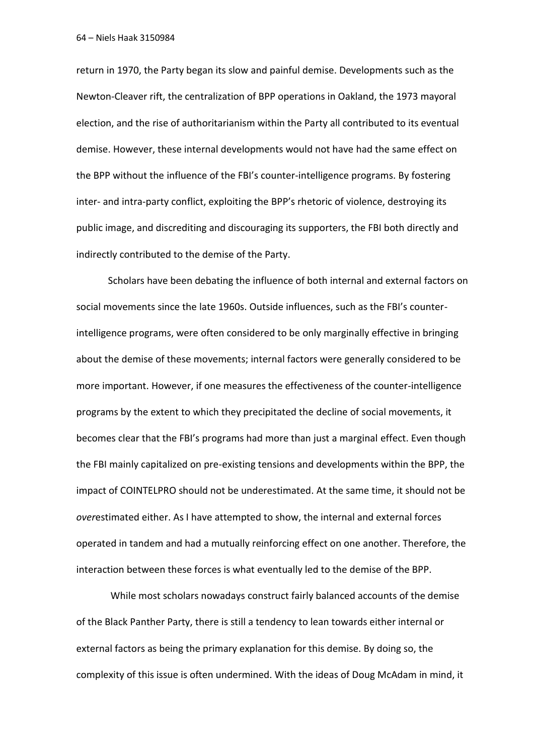return in 1970, the Party began its slow and painful demise. Developments such as the Newton-Cleaver rift, the centralization of BPP operations in Oakland, the 1973 mayoral election, and the rise of authoritarianism within the Party all contributed to its eventual demise. However, these internal developments would not have had the same effect on the BPP without the influence of the FBI's counter-intelligence programs. By fostering inter- and intra-party conflict, exploiting the BPP's rhetoric of violence, destroying its public image, and discrediting and discouraging its supporters, the FBI both directly and indirectly contributed to the demise of the Party.

Scholars have been debating the influence of both internal and external factors on social movements since the late 1960s. Outside influences, such as the FBI's counter-intelligence programs, were often considered to be only marginally effective in bringing about the demise of these movements; internal factors were generally considered to be more important. However, if one measures the effectiveness of the counter-intelligence programs by the extent to which they precipitated the decline of social movements, it becomes clear that the FBI's programs had more than just a marginal effect. Even though the FBI mainly capitalized on pre-existing tensions and developments within the BPP, the impact of COINTELPRO should not be underestimated. At the same time, it should not be *over*estimated either. As I have attempted to show, the internal and external forces operated in tandem and had a mutually reinforcing effect on one another. Therefore, the interaction between these forces is what eventually led to the demise of the BPP.

While most scholars nowadays construct fairly balanced accounts of the demise of the Black Panther Party, there is still a tendency to lean towards either internal or external factors as being the primary explanation for this demise. By doing so, the complexity of this issue is often undermined. With the ideas of Doug McAdam in mind, it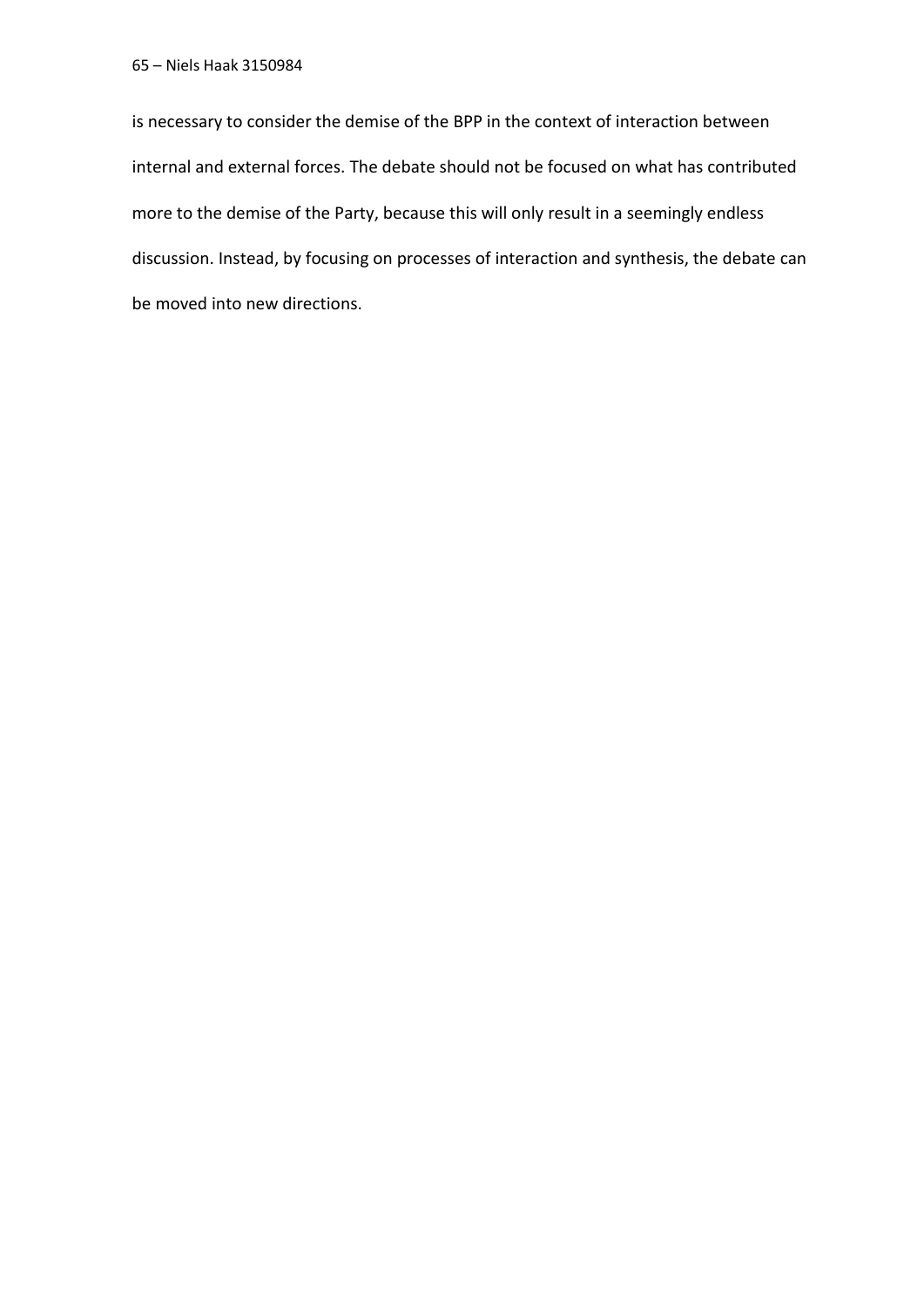is necessary to consider the demise of the BPP in the context of interaction between internal and external forces. The debate should not be focused on what has contributed more to the demise of the Party, because this will only result in a seemingly endless discussion. Instead, by focusing on processes of interaction and synthesis, the debate can be moved into new directions.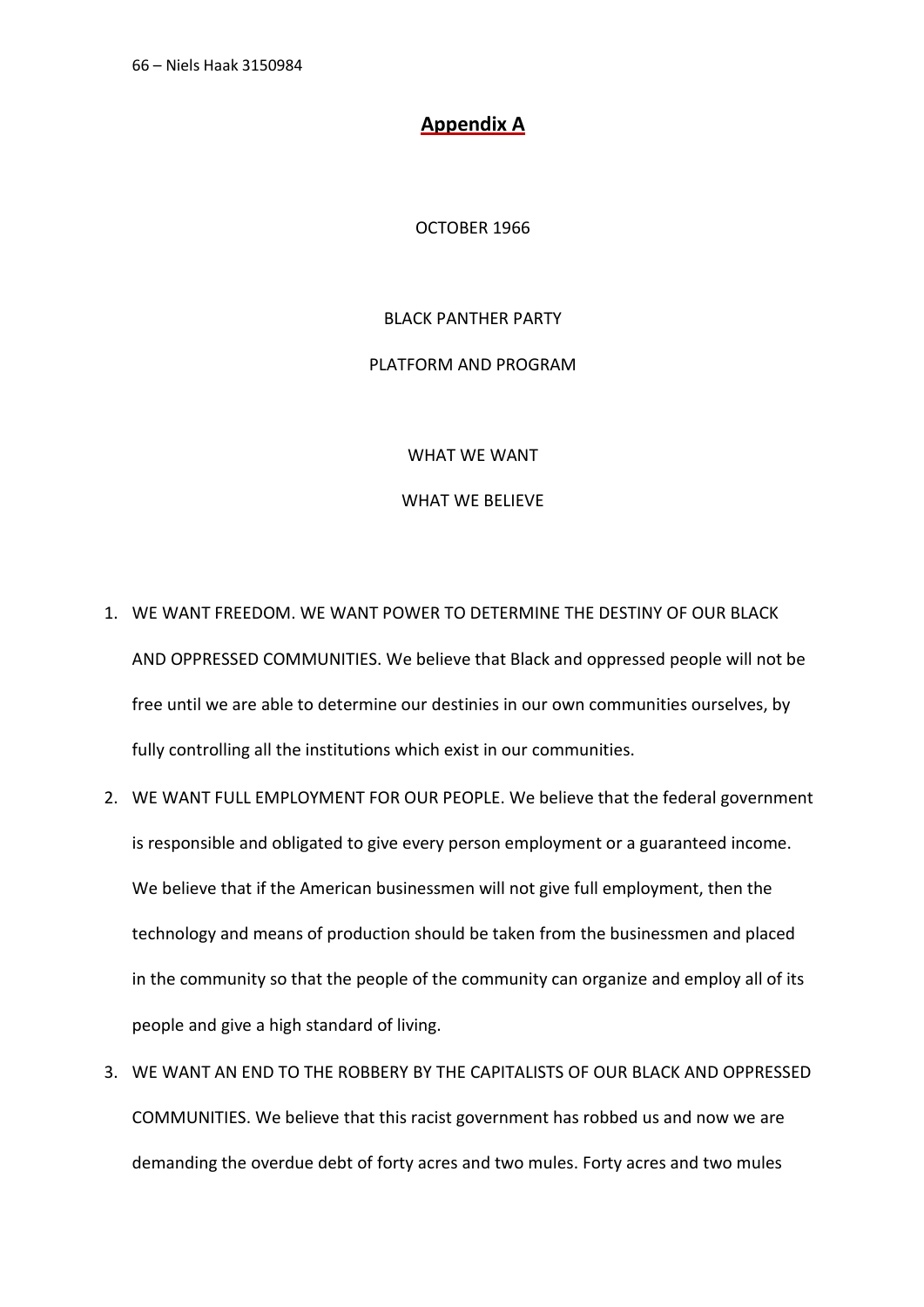## Appendix A

OCTOBER 1966

BLACK PANTHER PARTY

PLATFORM AND PROGRAM

WHAT WE WANT

WHAT WE BELIEVE

1. WE WANT FREEDOM. WE WANT POWER TO DETERMINE THE DESTINY OF OUR BLACK AND OPPRESSED COMMUNITIES. We believe that Black and oppressed people will not be free until we are able to determine our destinies in our own communities ourselves, by fully controlling all the institutions which exist in our communities.
2. WE WANT FULL EMPLOYMENT FOR OUR PEOPLE. We believe that the federal government is responsible and obligated to give every person employment or a guaranteed income. We believe that if the American businessmen will not give full employment, then the technology and means of production should be taken from the businessmen and placed in the community so that the people of the community can organize and employ all of its people and give a high standard of living.
3. WE WANT AN END TO THE ROBBERY BY THE CAPITALISTS OF OUR BLACK AND OPPRESSED COMMUNITIES. We believe that this racist government has robbed us and now we are demanding the overdue debt of forty acres and two mules. Forty acres and two mules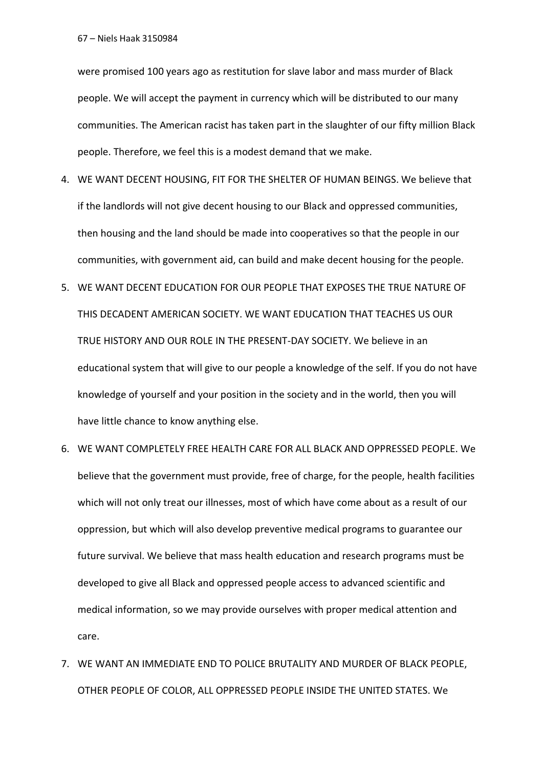were promised 100 years ago as restitution for slave labor and mass murder of Black people. We will accept the payment in currency which will be distributed to our many communities. The American racist has taken part in the slaughter of our fifty million Black people. Therefore, we feel this is a modest demand that we make.

4. WE WANT DECENT HOUSING, FIT FOR THE SHELTER OF HUMAN BEINGS. We believe that if the landlords will not give decent housing to our Black and oppressed communities, then housing and the land should be made into cooperatives so that the people in our communities, with government aid, can build and make decent housing for the people.
5. WE WANT DECENT EDUCATION FOR OUR PEOPLE THAT EXPOSES THE TRUE NATURE OF THIS DECADENT AMERICAN SOCIETY. WE WANT EDUCATION THAT TEACHES US OUR TRUE HISTORY AND OUR ROLE IN THE PRESENT-DAY SOCIETY. We believe in an educational system that will give to our people a knowledge of the self. If you do not have knowledge of yourself and your position in the society and in the world, then you will have little chance to know anything else.
6. WE WANT COMPLETELY FREE HEALTH CARE FOR ALL BLACK AND OPPRESSED PEOPLE. We believe that the government must provide, free of charge, for the people, health facilities which will not only treat our illnesses, most of which have come about as a result of our oppression, but which will also develop preventive medical programs to guarantee our future survival. We believe that mass health education and research programs must be developed to give all Black and oppressed people access to advanced scientific and medical information, so we may provide ourselves with proper medical attention and care.
7. WE WANT AN IMMEDIATE END TO POLICE BRUTALITY AND MURDER OF BLACK PEOPLE, OTHER PEOPLE OF COLOR, ALL OPPRESSED PEOPLE INSIDE THE UNITED STATES. We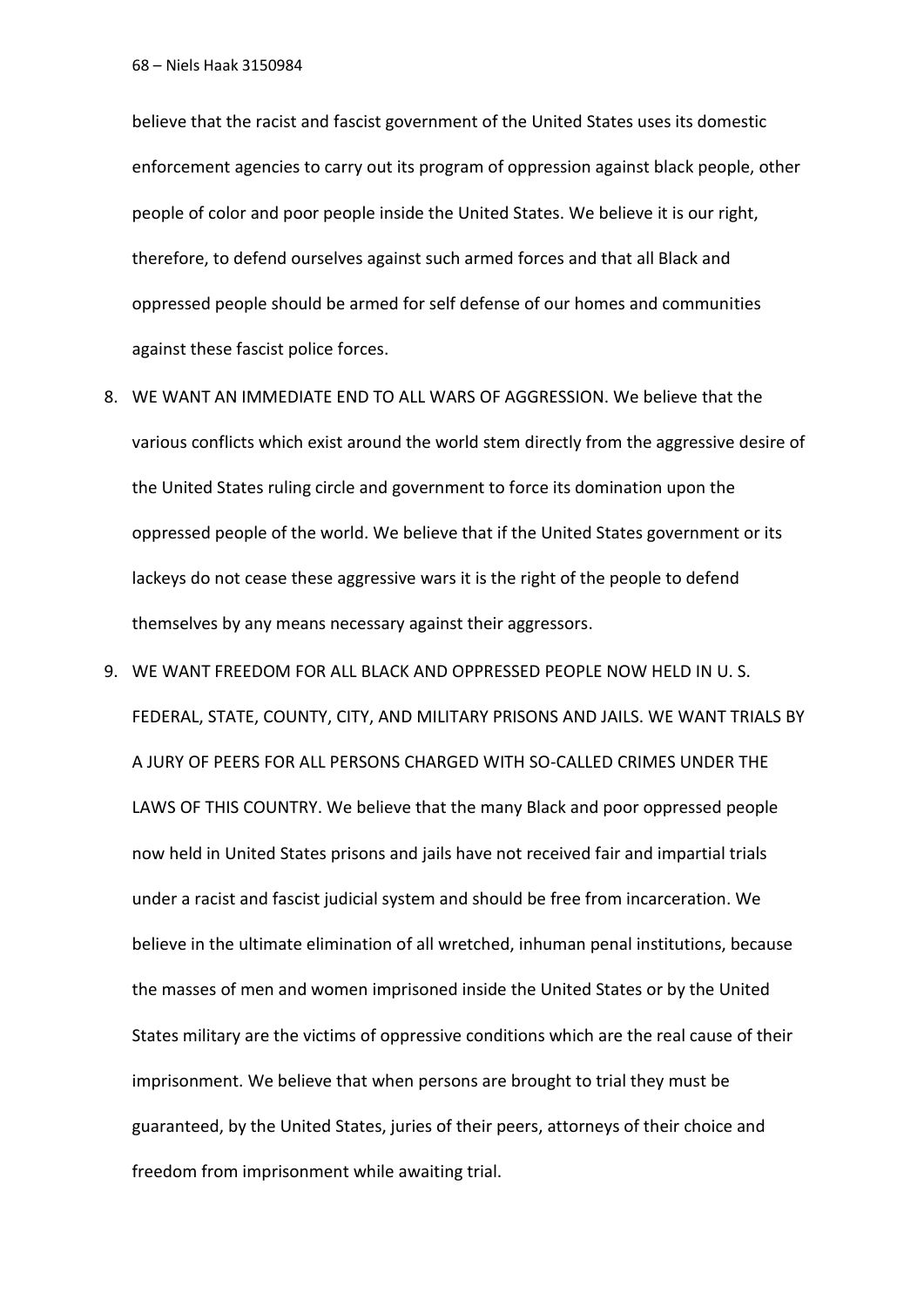believe that the racist and fascist government of the United States uses its domestic enforcement agencies to carry out its program of oppression against black people, other people of color and poor people inside the United States. We believe it is our right, therefore, to defend ourselves against such armed forces and that all Black and oppressed people should be armed for self defense of our homes and communities against these fascist police forces.

8. WE WANT AN IMMEDIATE END TO ALL WARS OF AGGRESSION. We believe that the various conflicts which exist around the world stem directly from the aggressive desire of the United States ruling circle and government to force its domination upon the oppressed people of the world. We believe that if the United States government or its lackeys do not cease these aggressive wars it is the right of the people to defend themselves by any means necessary against their aggressors.
9. WE WANT FREEDOM FOR ALL BLACK AND OPPRESSED PEOPLE NOW HELD IN U. S. FEDERAL, STATE, COUNTY, CITY, AND MILITARY PRISONS AND JAILS. WE WANT TRIALS BY A JURY OF PEERS FOR ALL PERSONS CHARGED WITH SO-CALLED CRIMES UNDER THE LAWS OF THIS COUNTRY. We believe that the many Black and poor oppressed people now held in United States prisons and jails have not received fair and impartial trials under a racist and fascist judicial system and should be free from incarceration. We believe in the ultimate elimination of all wretched, inhuman penal institutions, because the masses of men and women imprisoned inside the United States or by the United States military are the victims of oppressive conditions which are the real cause of their imprisonment. We believe that when persons are brought to trial they must be guaranteed, by the United States, juries of their peers, attorneys of their choice and freedom from imprisonment while awaiting trial.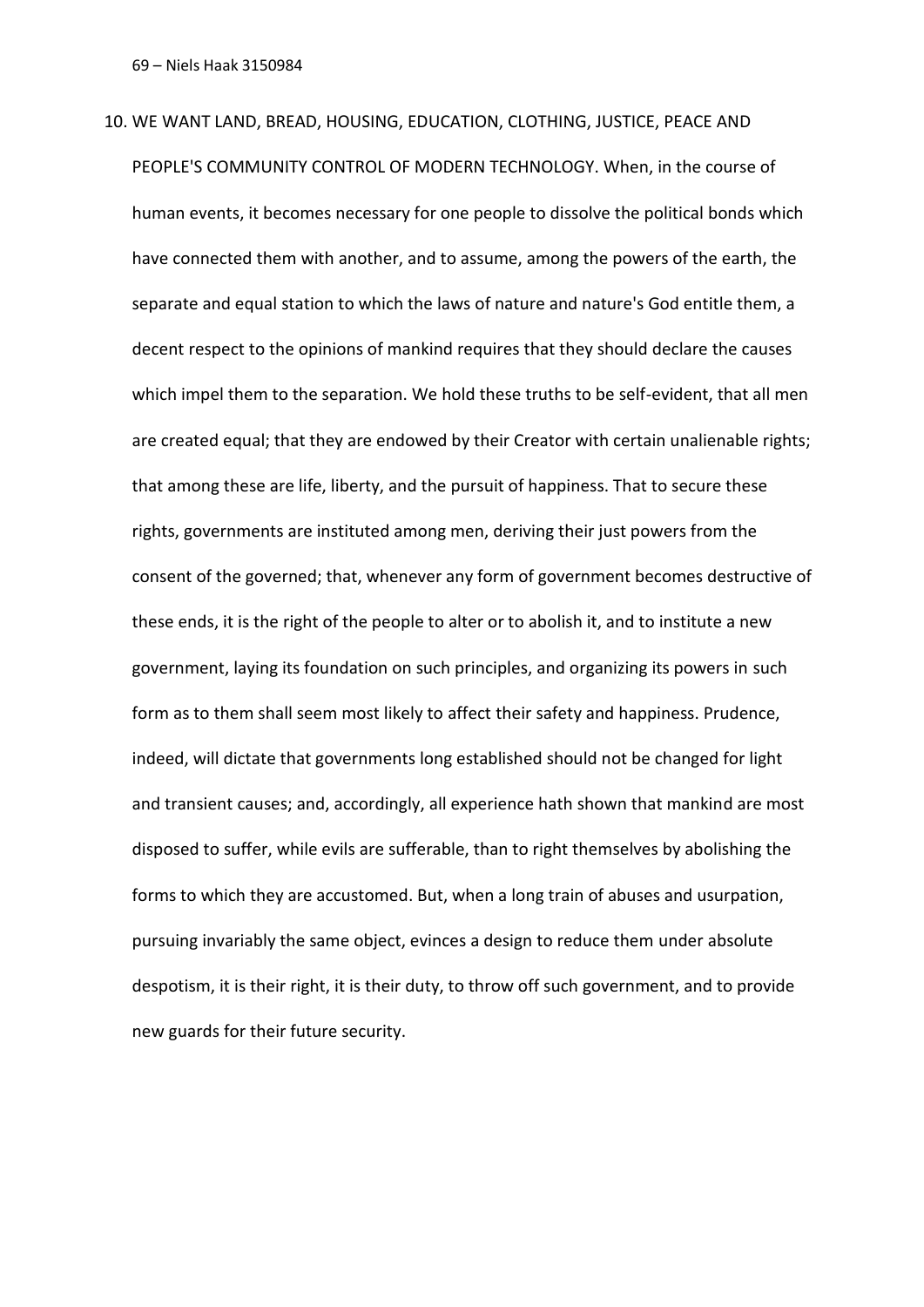10. WE WANT LAND, BREAD, HOUSING, EDUCATION, CLOTHING, JUSTICE, PEACE AND PEOPLE'S COMMUNITY CONTROL OF MODERN TECHNOLOGY. When, in the course of human events, it becomes necessary for one people to dissolve the political bonds which have connected them with another, and to assume, among the powers of the earth, the separate and equal station to which the laws of nature and nature's God entitle them, a decent respect to the opinions of mankind requires that they should declare the causes which impel them to the separation. We hold these truths to be self-evident, that all men are created equal; that they are endowed by their Creator with certain unalienable rights; that among these are life, liberty, and the pursuit of happiness. That to secure these rights, governments are instituted among men, deriving their just powers from the consent of the governed; that, whenever any form of government becomes destructive of these ends, it is the right of the people to alter or to abolish it, and to institute a new government, laying its foundation on such principles, and organizing its powers in such form as to them shall seem most likely to affect their safety and happiness. Prudence, indeed, will dictate that governments long established should not be changed for light and transient causes; and, accordingly, all experience hath shown that mankind are most disposed to suffer, while evils are sufferable, than to right themselves by abolishing the forms to which they are accustomed. But, when a long train of abuses and usurpation, pursuing invariably the same object, evinces a design to reduce them under absolute despotism, it is their right, it is their duty, to throw off such government, and to provide new guards for their future security.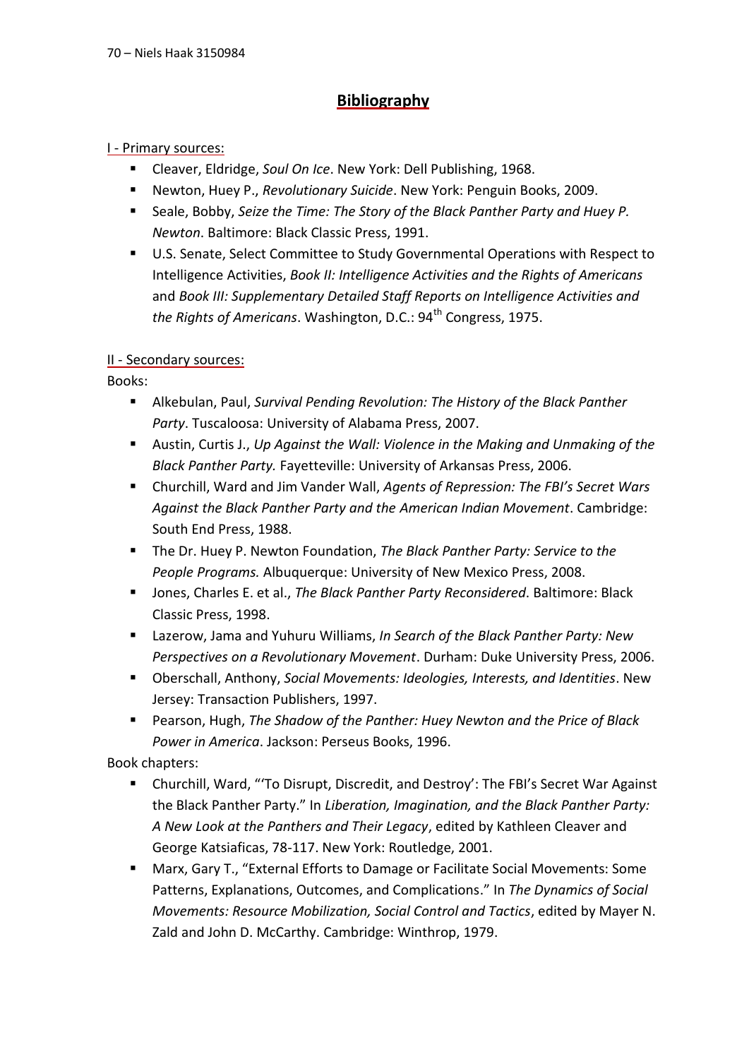# Bibliography

I - Primary sources:

- Cleaver, Eldridge, *Soul On Ice*. New York: Dell Publishing, 1968.
- Newton, Huey P., *Revolutionary Suicide*. New York: Penguin Books, 2009.
- Seale, Bobby, *Seize the Time: The Story of the Black Panther Party and Huey P. Newton*. Baltimore: Black Classic Press, 1991.
- U.S. Senate, Select Committee to Study Governmental Operations with Respect to Intelligence Activities, *Book II: Intelligence Activities and the Rights of Americans* and *Book III: Supplementary Detailed Staff Reports on Intelligence Activities and the Rights of Americans*. Washington, D.C.: 94th Congress, 1975.

II - Secondary sources:

Books:

- Alkebulan, Paul, *Survival Pending Revolution: The History of the Black Panther Party*. Tuscaloosa: University of Alabama Press, 2007.
- Austin, Curtis J., *Up Against the Wall: Violence in the Making and Unmaking of the Black Panther Party.* Fayetteville: University of Arkansas Press, 2006.
- Churchill, Ward and Jim Vander Wall, *Agents of Repression: The FBI's Secret Wars Against the Black Panther Party and the American Indian Movement*. Cambridge: South End Press, 1988.
- The Dr. Huey P. Newton Foundation, *The Black Panther Party: Service to the People Programs.* Albuquerque: University of New Mexico Press, 2008.
- Jones, Charles E. et al., *The Black Panther Party Reconsidered*. Baltimore: Black Classic Press, 1998.
- Lazerow, Jama and Yuhuru Williams, *In Search of the Black Panther Party: New Perspectives on a Revolutionary Movement*. Durham: Duke University Press, 2006.
- Oberschall, Anthony, *Social Movements: Ideologies, Interests, and Identities*. New Jersey: Transaction Publishers, 1997.
- Pearson, Hugh, *The Shadow of the Panther: Huey Newton and the Price of Black Power in America*. Jackson: Perseus Books, 1996.

Book chapters:

- Churchill, Ward, "'To Disrupt, Discredit, and Destroy': The FBI's Secret War Against the Black Panther Party." In *Liberation, Imagination, and the Black Panther Party: A New Look at the Panthers and Their Legacy*, edited by Kathleen Cleaver and George Katsiaficas, 78-117. New York: Routledge, 2001.
- Marx, Gary T., "External Efforts to Damage or Facilitate Social Movements: Some Patterns, Explanations, Outcomes, and Complications." In *The Dynamics of Social Movements: Resource Mobilization, Social Control and Tactics*, edited by Mayer N. Zald and John D. McCarthy. Cambridge: Winthrop, 1979.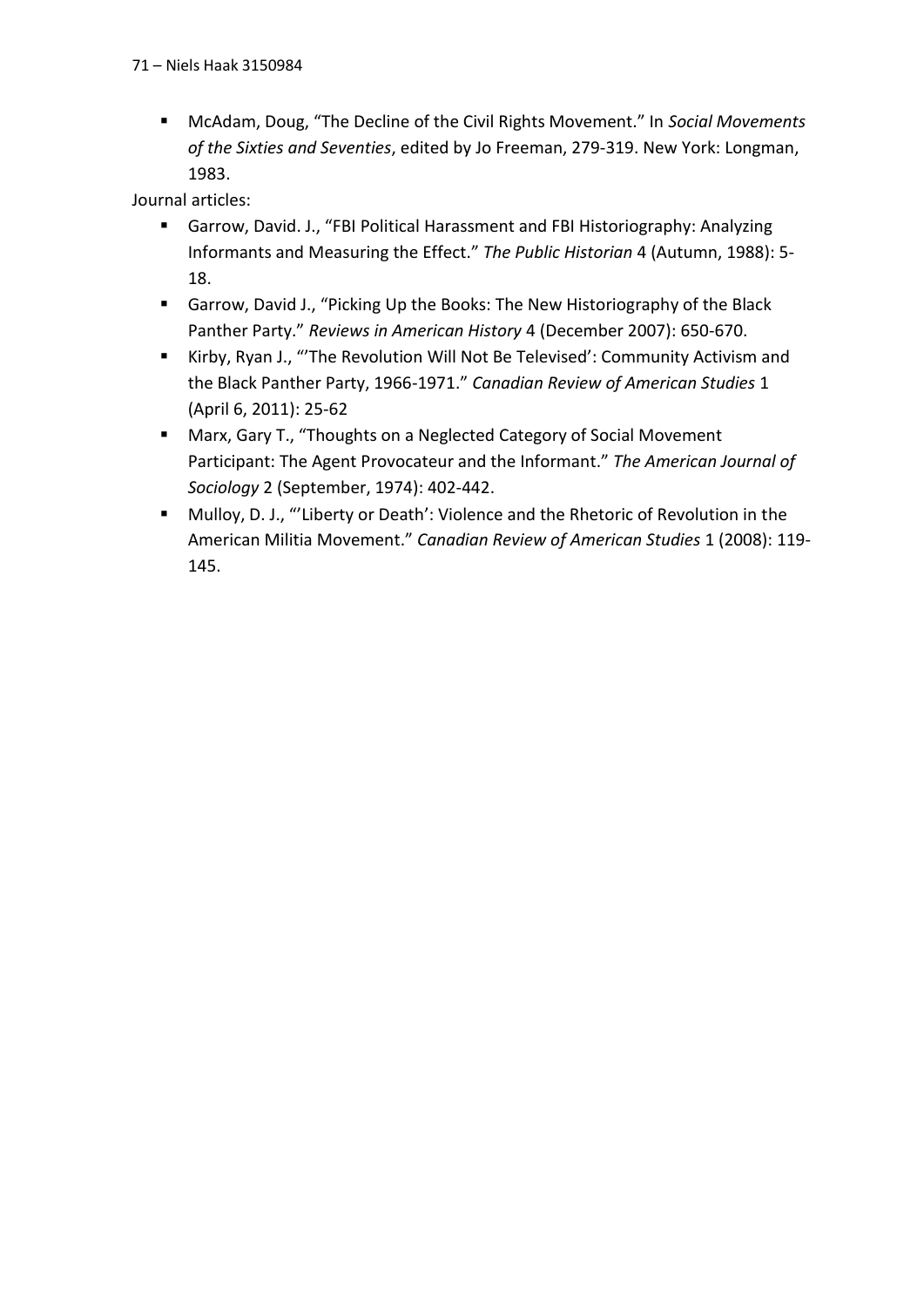- McAdam, Doug, "The Decline of the Civil Rights Movement." In *Social Movements of the Sixties and Seventies*, edited by Jo Freeman, 279-319. New York: Longman, 1983.

Journal articles:

- Garrow, David. J., "FBI Political Harassment and FBI Historiography: Analyzing Informants and Measuring the Effect." *The Public Historian* 4 (Autumn, 1988): 5-18.
- Garrow, David J., "Picking Up the Books: The New Historiography of the Black Panther Party." *Reviews in American History* 4 (December 2007): 650-670.
- Kirby, Ryan J., "'The Revolution Will Not Be Televised': Community Activism and the Black Panther Party, 1966-1971." *Canadian Review of American Studies* 1 (April 6, 2011): 25-62
- Marx, Gary T., "Thoughts on a Neglected Category of Social Movement Participant: The Agent Provocateur and the Informant." *The American Journal of Sociology* 2 (September, 1974): 402-442.
- Mulloy, D. J., "'Liberty or Death': Violence and the Rhetoric of Revolution in the American Militia Movement." *Canadian Review of American Studies* 1 (2008): 119-145.